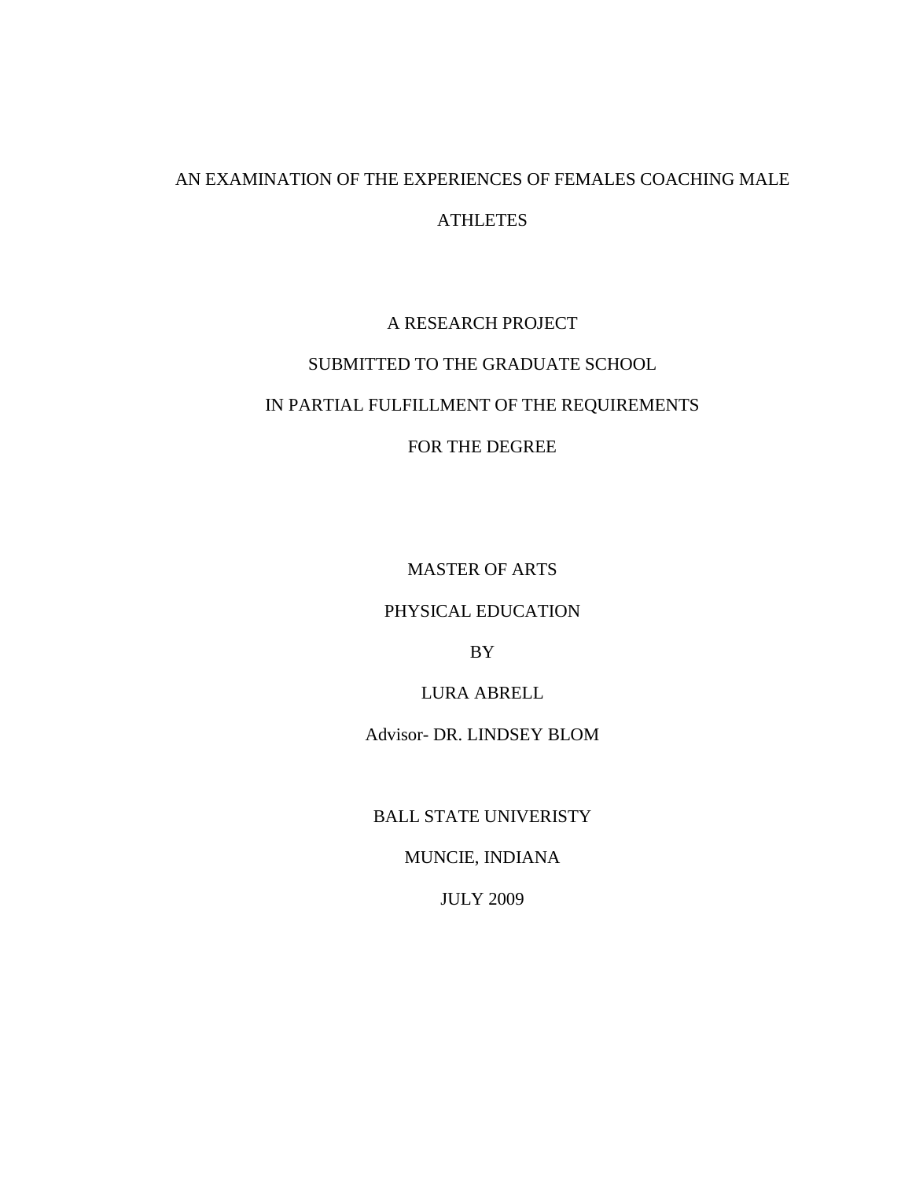# AN EXAMINATION OF THE EXPERIENCES OF FEMALES COACHING MALE ATHLETES

A RESEARCH PROJECT

SUBMITTED TO THE GRADUATE SCHOOL

IN PARTIAL FULFILLMENT OF THE REQUIREMENTS

FOR THE DEGREE

MASTER OF ARTS

PHYSICAL EDUCATION

BY

LURA ABRELL

Advisor- DR. LINDSEY BLOM

BALL STATE UNIVERISTY

MUNCIE, INDIANA

JULY 2009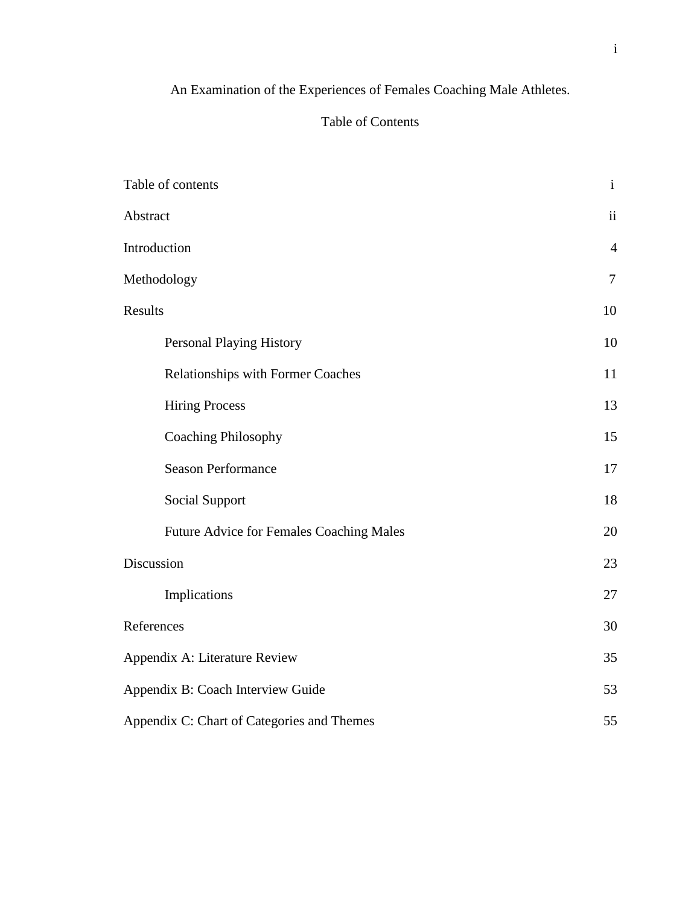An Examination of the Experiences of Females Coaching Male Athletes.

## Table of Contents

| | |
|---|---|
| Table of contents | i |
| Abstract | ii |
| Introduction | 4 |
| Methodology | 7 |
| Results | 10 |
| Personal Playing History | 10 |
| Relationships with Former Coaches | 11 |
| Hiring Process | 13 |
| Coaching Philosophy | 15 |
| Season Performance | 17 |
| Social Support | 18 |
| Future Advice for Females Coaching Males | 20 |
| Discussion | 23 |
| Implications | 27 |
| References | 30 |
| Appendix A: Literature Review | 35 |
| Appendix B: Coach Interview Guide | 53 |
| Appendix C: Chart of Categories and Themes | 55 |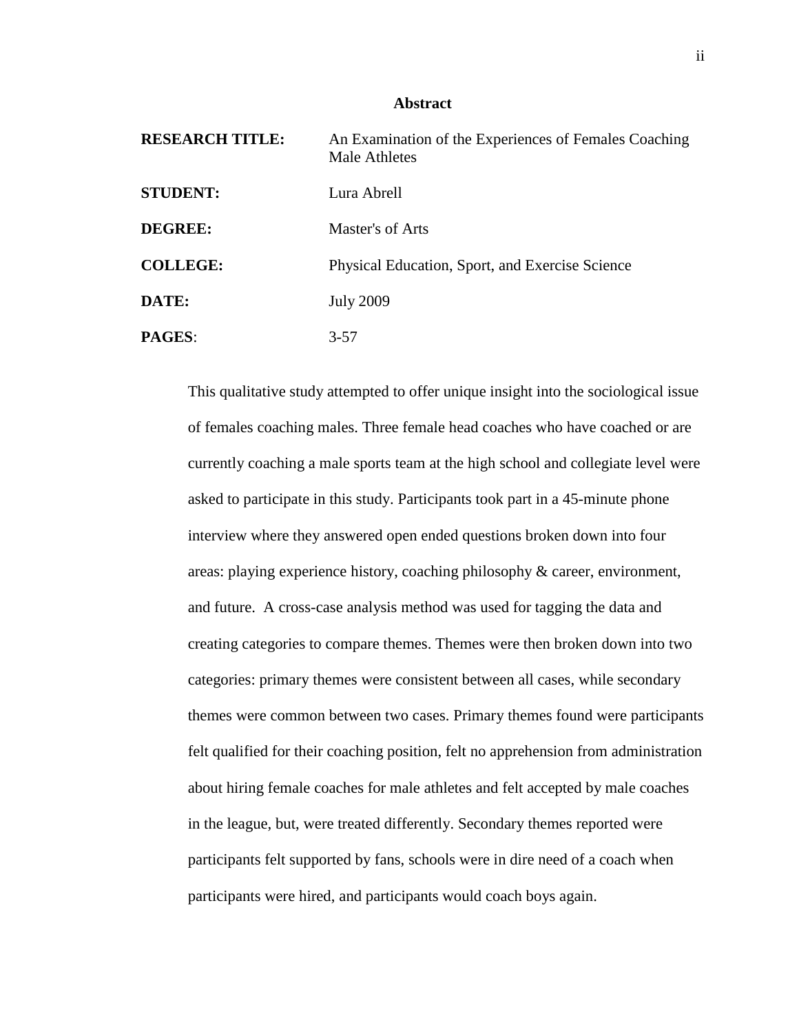# Abstract

| | |
|---|---|
| **RESEARCH TITLE:** | An Examination of the Experiences of Females Coaching Male Athletes |
| **STUDENT:** | Lura Abrell |
| **DEGREE:** | Master's of Arts |
| **COLLEGE:** | Physical Education, Sport, and Exercise Science |
| **DATE:** | July 2009 |
| **PAGES**: | 3-57 |

This qualitative study attempted to offer unique insight into the sociological issue of females coaching males. Three female head coaches who have coached or are currently coaching a male sports team at the high school and collegiate level were asked to participate in this study. Participants took part in a 45-minute phone interview where they answered open ended questions broken down into four areas: playing experience history, coaching philosophy & career, environment, and future. A cross-case analysis method was used for tagging the data and creating categories to compare themes. Themes were then broken down into two categories: primary themes were consistent between all cases, while secondary themes were common between two cases. Primary themes found were participants felt qualified for their coaching position, felt no apprehension from administration about hiring female coaches for male athletes and felt accepted by male coaches in the league, but, were treated differently. Secondary themes reported were participants felt supported by fans, schools were in dire need of a coach when participants were hired, and participants would coach boys again.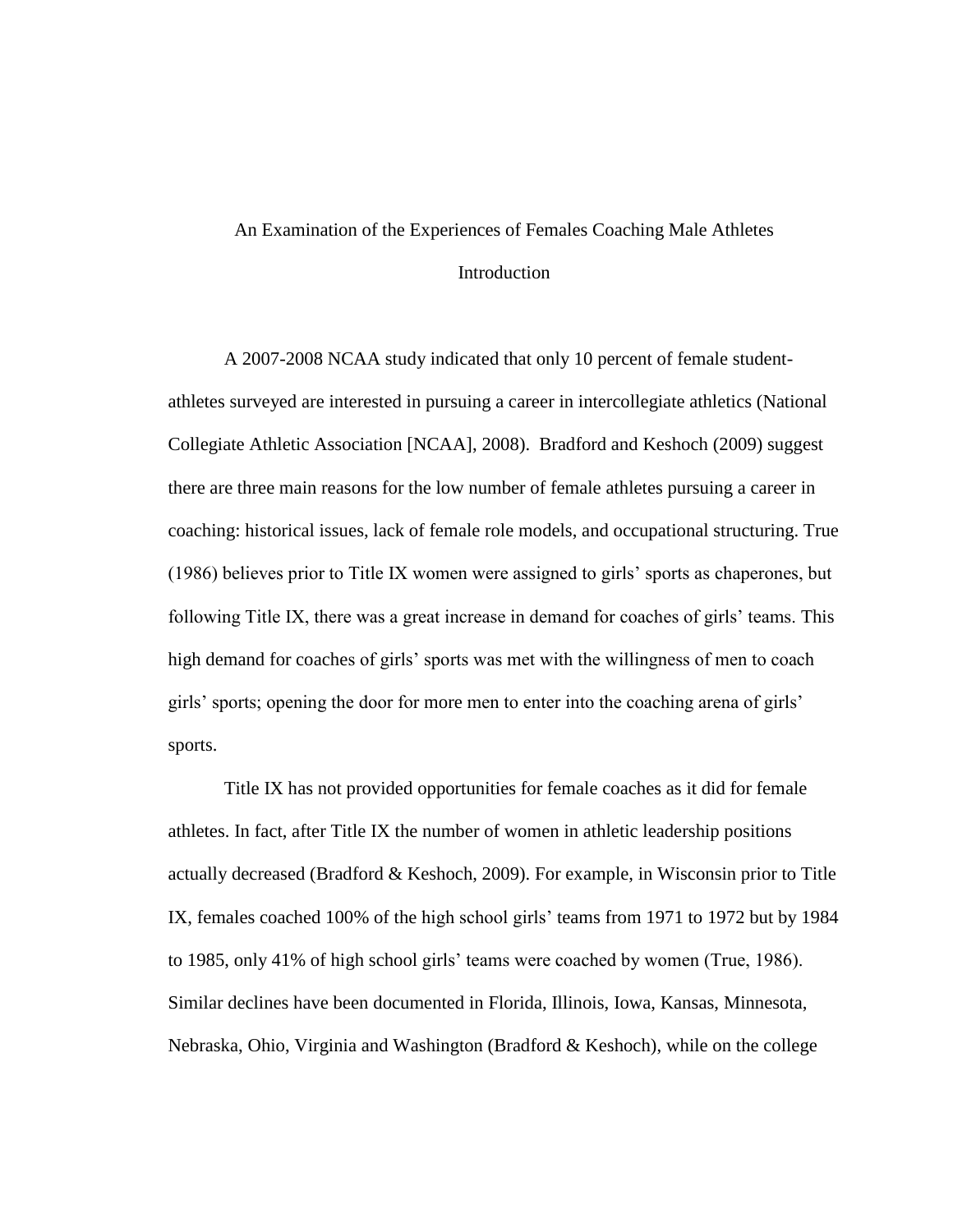# An Examination of the Experiences of Females Coaching Male Athletes

## Introduction

A 2007-2008 NCAA study indicated that only 10 percent of female student-athletes surveyed are interested in pursuing a career in intercollegiate athletics (National Collegiate Athletic Association [NCAA], 2008). Bradford and Keshoch (2009) suggest there are three main reasons for the low number of female athletes pursuing a career in coaching: historical issues, lack of female role models, and occupational structuring. True (1986) believes prior to Title IX women were assigned to girls' sports as chaperones, but following Title IX, there was a great increase in demand for coaches of girls' teams. This high demand for coaches of girls' sports was met with the willingness of men to coach girls' sports; opening the door for more men to enter into the coaching arena of girls' sports.

Title IX has not provided opportunities for female coaches as it did for female athletes. In fact, after Title IX the number of women in athletic leadership positions actually decreased (Bradford & Keshoch, 2009). For example, in Wisconsin prior to Title IX, females coached 100% of the high school girls' teams from 1971 to 1972 but by 1984 to 1985, only 41% of high school girls' teams were coached by women (True, 1986). Similar declines have been documented in Florida, Illinois, Iowa, Kansas, Minnesota, Nebraska, Ohio, Virginia and Washington (Bradford & Keshoch), while on the college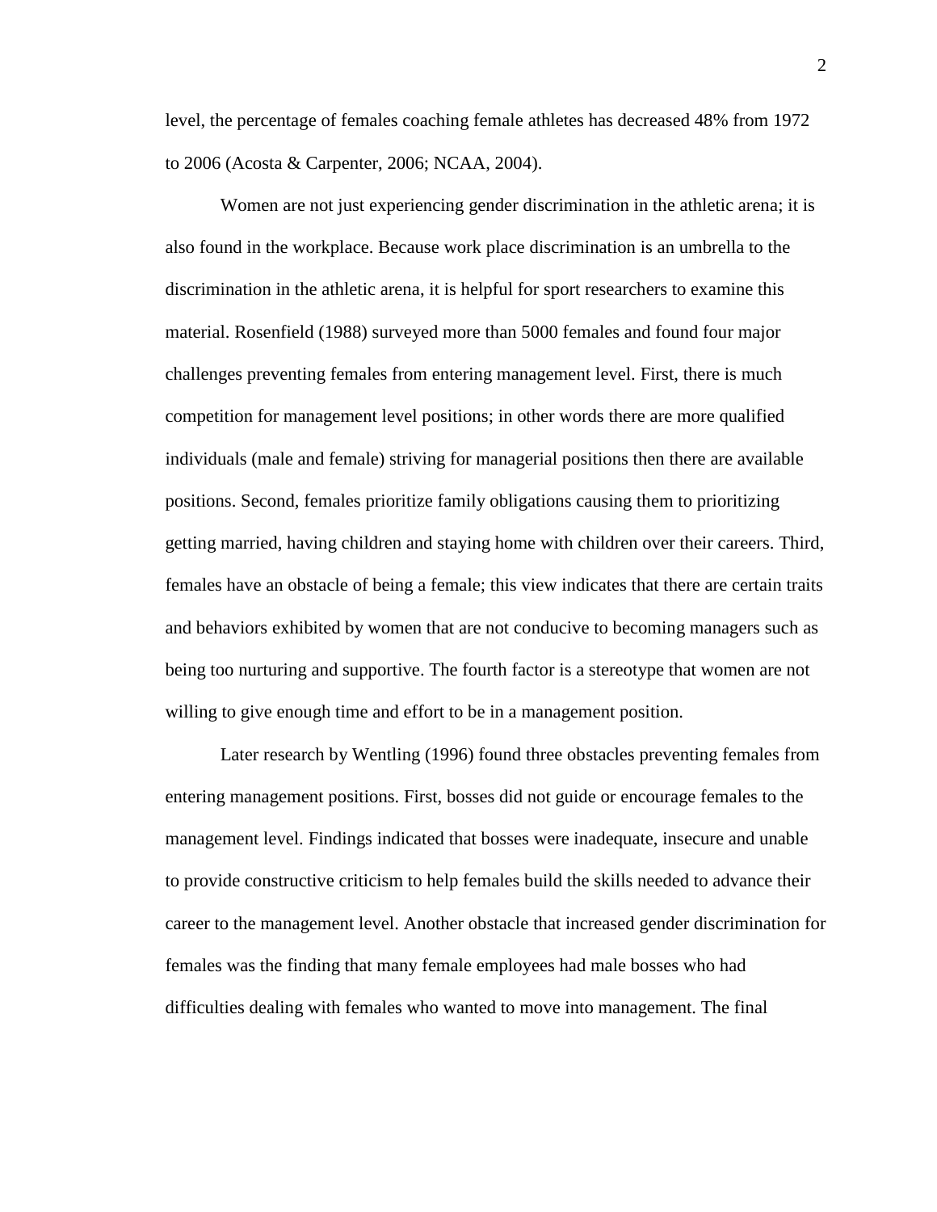level, the percentage of females coaching female athletes has decreased 48% from 1972 to 2006 (Acosta & Carpenter, 2006; NCAA, 2004).

Women are not just experiencing gender discrimination in the athletic arena; it is also found in the workplace. Because work place discrimination is an umbrella to the discrimination in the athletic arena, it is helpful for sport researchers to examine this material. Rosenfield (1988) surveyed more than 5000 females and found four major challenges preventing females from entering management level. First, there is much competition for management level positions; in other words there are more qualified individuals (male and female) striving for managerial positions then there are available positions. Second, females prioritize family obligations causing them to prioritizing getting married, having children and staying home with children over their careers. Third, females have an obstacle of being a female; this view indicates that there are certain traits and behaviors exhibited by women that are not conducive to becoming managers such as being too nurturing and supportive. The fourth factor is a stereotype that women are not willing to give enough time and effort to be in a management position.

Later research by Wentling (1996) found three obstacles preventing females from entering management positions. First, bosses did not guide or encourage females to the management level. Findings indicated that bosses were inadequate, insecure and unable to provide constructive criticism to help females build the skills needed to advance their career to the management level. Another obstacle that increased gender discrimination for females was the finding that many female employees had male bosses who had difficulties dealing with females who wanted to move into management. The final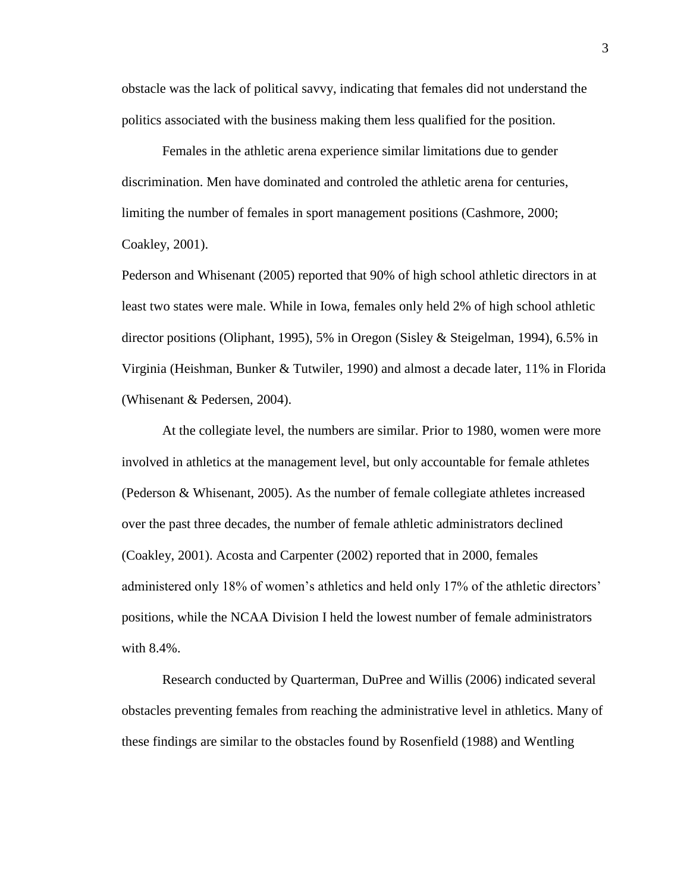obstacle was the lack of political savvy, indicating that females did not understand the politics associated with the business making them less qualified for the position.

Females in the athletic arena experience similar limitations due to gender discrimination. Men have dominated and controled the athletic arena for centuries, limiting the number of females in sport management positions (Cashmore, 2000; Coakley, 2001).

Pederson and Whisenant (2005) reported that 90% of high school athletic directors in at least two states were male. While in Iowa, females only held 2% of high school athletic director positions (Oliphant, 1995), 5% in Oregon (Sisley & Steigelman, 1994), 6.5% in Virginia (Heishman, Bunker & Tutwiler, 1990) and almost a decade later, 11% in Florida (Whisenant & Pedersen, 2004).

At the collegiate level, the numbers are similar. Prior to 1980, women were more involved in athletics at the management level, but only accountable for female athletes (Pederson & Whisenant, 2005). As the number of female collegiate athletes increased over the past three decades, the number of female athletic administrators declined (Coakley, 2001). Acosta and Carpenter (2002) reported that in 2000, females administered only 18% of women's athletics and held only 17% of the athletic directors' positions, while the NCAA Division I held the lowest number of female administrators with 8.4%.

Research conducted by Quarterman, DuPree and Willis (2006) indicated several obstacles preventing females from reaching the administrative level in athletics. Many of these findings are similar to the obstacles found by Rosenfield (1988) and Wentling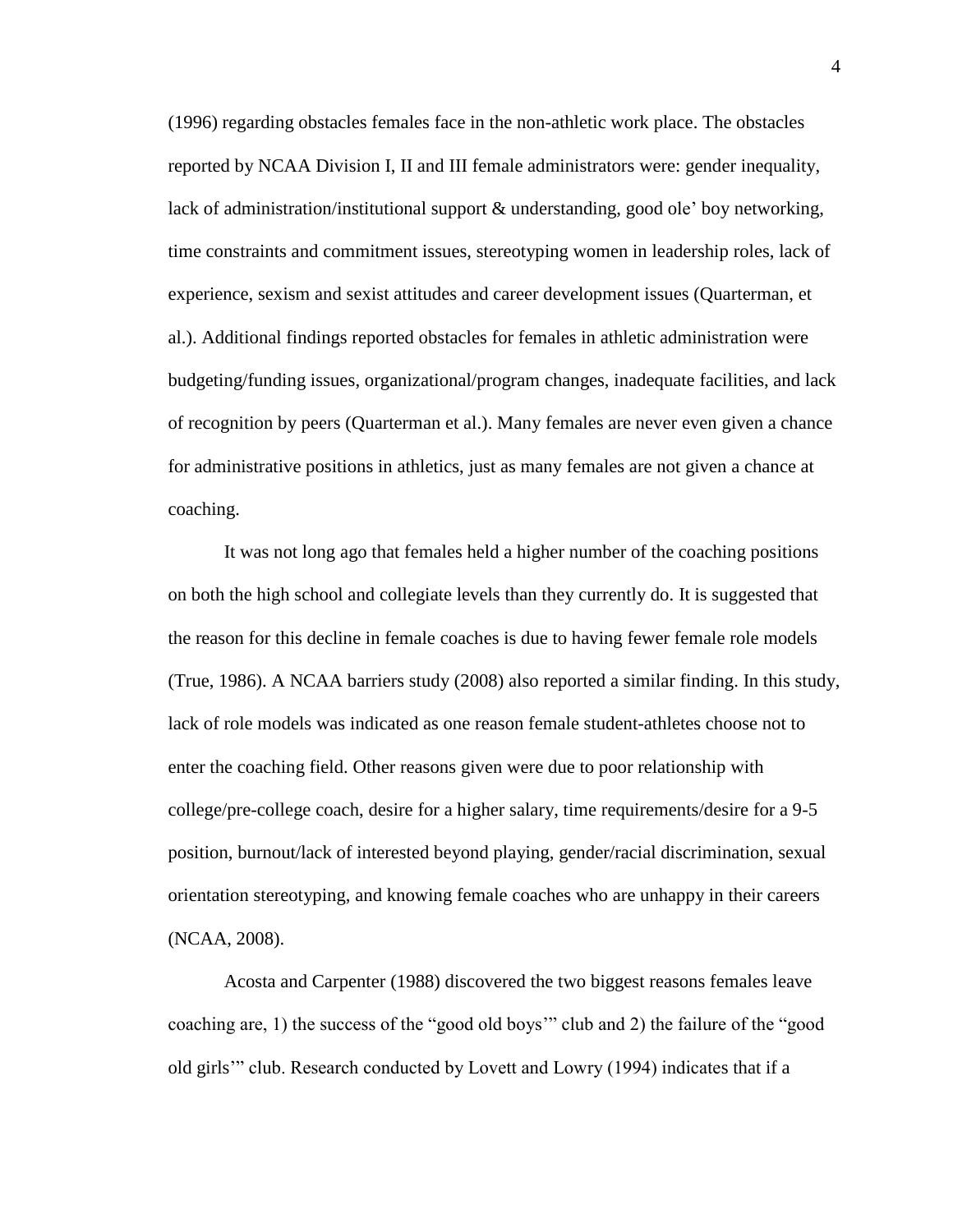(1996) regarding obstacles females face in the non-athletic work place. The obstacles reported by NCAA Division I, II and III female administrators were: gender inequality, lack of administration/institutional support & understanding, good ole' boy networking, time constraints and commitment issues, stereotyping women in leadership roles, lack of experience, sexism and sexist attitudes and career development issues (Quarterman, et al.). Additional findings reported obstacles for females in athletic administration were budgeting/funding issues, organizational/program changes, inadequate facilities, and lack of recognition by peers (Quarterman et al.). Many females are never even given a chance for administrative positions in athletics, just as many females are not given a chance at coaching.

It was not long ago that females held a higher number of the coaching positions on both the high school and collegiate levels than they currently do. It is suggested that the reason for this decline in female coaches is due to having fewer female role models (True, 1986). A NCAA barriers study (2008) also reported a similar finding. In this study, lack of role models was indicated as one reason female student-athletes choose not to enter the coaching field. Other reasons given were due to poor relationship with college/pre-college coach, desire for a higher salary, time requirements/desire for a 9-5 position, burnout/lack of interested beyond playing, gender/racial discrimination, sexual orientation stereotyping, and knowing female coaches who are unhappy in their careers (NCAA, 2008).

Acosta and Carpenter (1988) discovered the two biggest reasons females leave coaching are, 1) the success of the "good old boys'" club and 2) the failure of the "good old girls'" club. Research conducted by Lovett and Lowry (1994) indicates that if a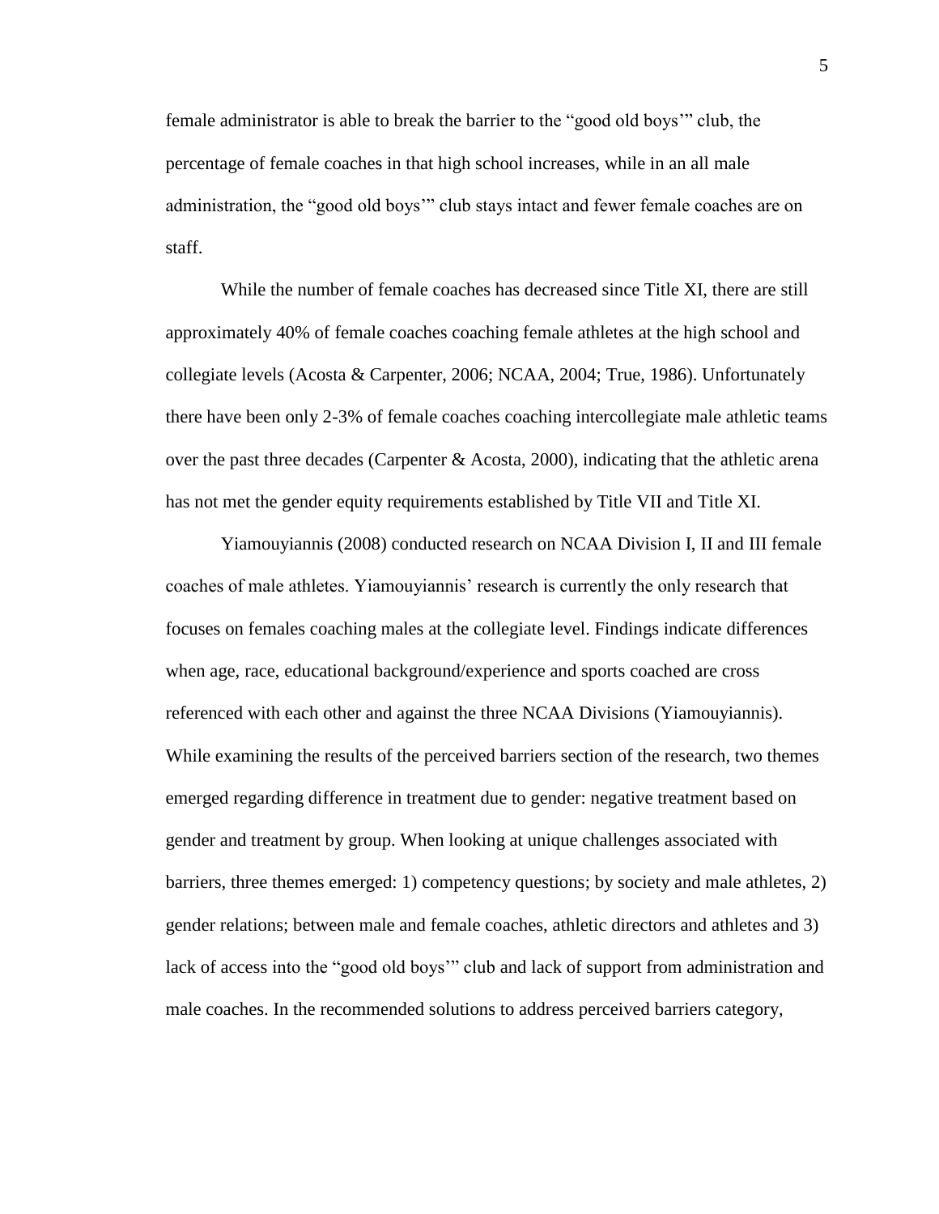female administrator is able to break the barrier to the "good old boys'" club, the percentage of female coaches in that high school increases, while in an all male administration, the "good old boys'" club stays intact and fewer female coaches are on staff.

While the number of female coaches has decreased since Title XI, there are still approximately 40% of female coaches coaching female athletes at the high school and collegiate levels (Acosta & Carpenter, 2006; NCAA, 2004; True, 1986). Unfortunately there have been only 2-3% of female coaches coaching intercollegiate male athletic teams over the past three decades (Carpenter & Acosta, 2000), indicating that the athletic arena has not met the gender equity requirements established by Title VII and Title XI.

Yiamouyiannis (2008) conducted research on NCAA Division I, II and III female coaches of male athletes. Yiamouyiannis' research is currently the only research that focuses on females coaching males at the collegiate level. Findings indicate differences when age, race, educational background/experience and sports coached are cross referenced with each other and against the three NCAA Divisions (Yiamouyiannis). While examining the results of the perceived barriers section of the research, two themes emerged regarding difference in treatment due to gender: negative treatment based on gender and treatment by group. When looking at unique challenges associated with barriers, three themes emerged: 1) competency questions; by society and male athletes, 2) gender relations; between male and female coaches, athletic directors and athletes and 3) lack of access into the "good old boys'" club and lack of support from administration and male coaches. In the recommended solutions to address perceived barriers category,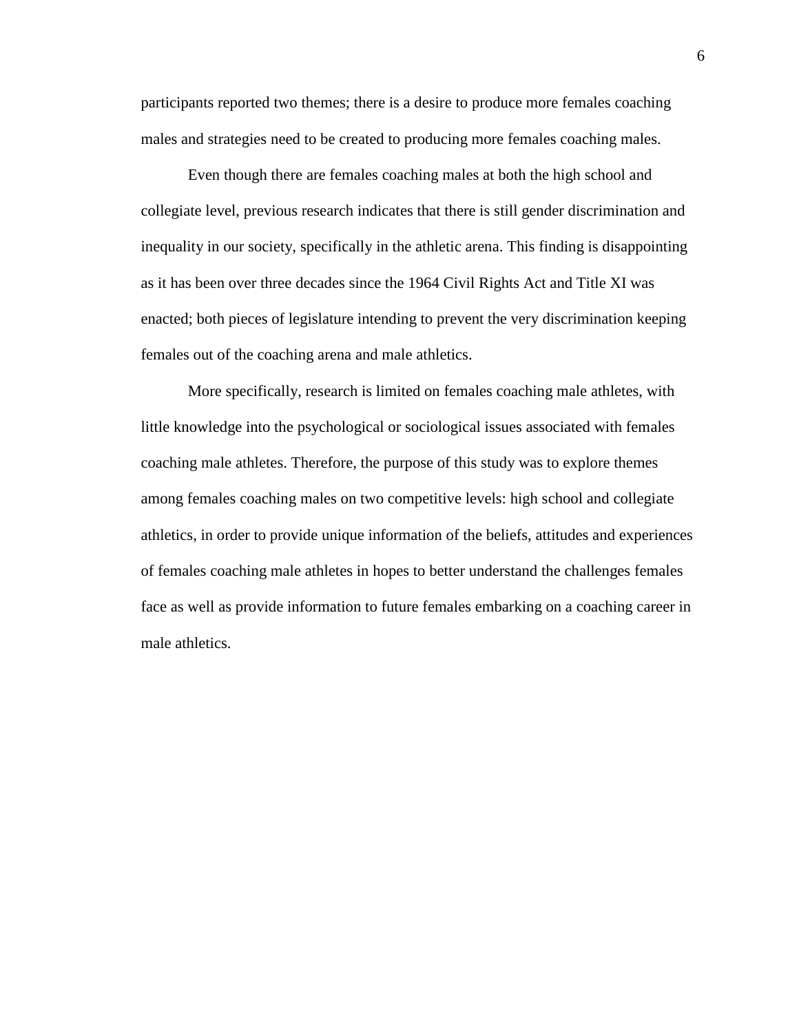participants reported two themes; there is a desire to produce more females coaching males and strategies need to be created to producing more females coaching males.

Even though there are females coaching males at both the high school and collegiate level, previous research indicates that there is still gender discrimination and inequality in our society, specifically in the athletic arena. This finding is disappointing as it has been over three decades since the 1964 Civil Rights Act and Title XI was enacted; both pieces of legislature intending to prevent the very discrimination keeping females out of the coaching arena and male athletics.

More specifically, research is limited on females coaching male athletes, with little knowledge into the psychological or sociological issues associated with females coaching male athletes. Therefore, the purpose of this study was to explore themes among females coaching males on two competitive levels: high school and collegiate athletics, in order to provide unique information of the beliefs, attitudes and experiences of females coaching male athletes in hopes to better understand the challenges females face as well as provide information to future females embarking on a coaching career in male athletics.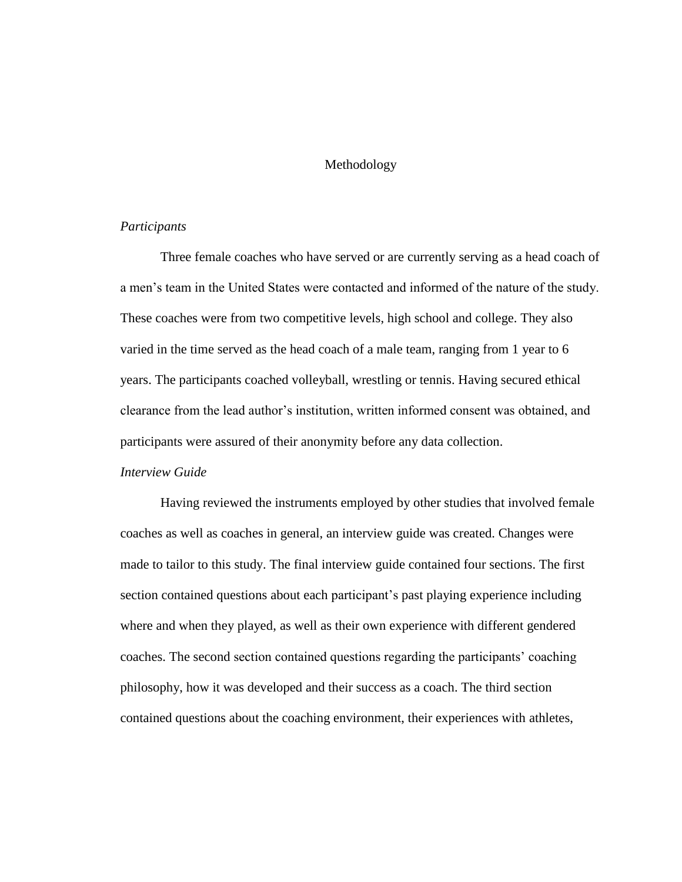# Methodology

*Participants*

Three female coaches who have served or are currently serving as a head coach of a men's team in the United States were contacted and informed of the nature of the study. These coaches were from two competitive levels, high school and college. They also varied in the time served as the head coach of a male team, ranging from 1 year to 6 years. The participants coached volleyball, wrestling or tennis. Having secured ethical clearance from the lead author's institution, written informed consent was obtained, and participants were assured of their anonymity before any data collection.

*Interview Guide*

Having reviewed the instruments employed by other studies that involved female coaches as well as coaches in general, an interview guide was created. Changes were made to tailor to this study. The final interview guide contained four sections. The first section contained questions about each participant's past playing experience including where and when they played, as well as their own experience with different gendered coaches. The second section contained questions regarding the participants' coaching philosophy, how it was developed and their success as a coach. The third section contained questions about the coaching environment, their experiences with athletes,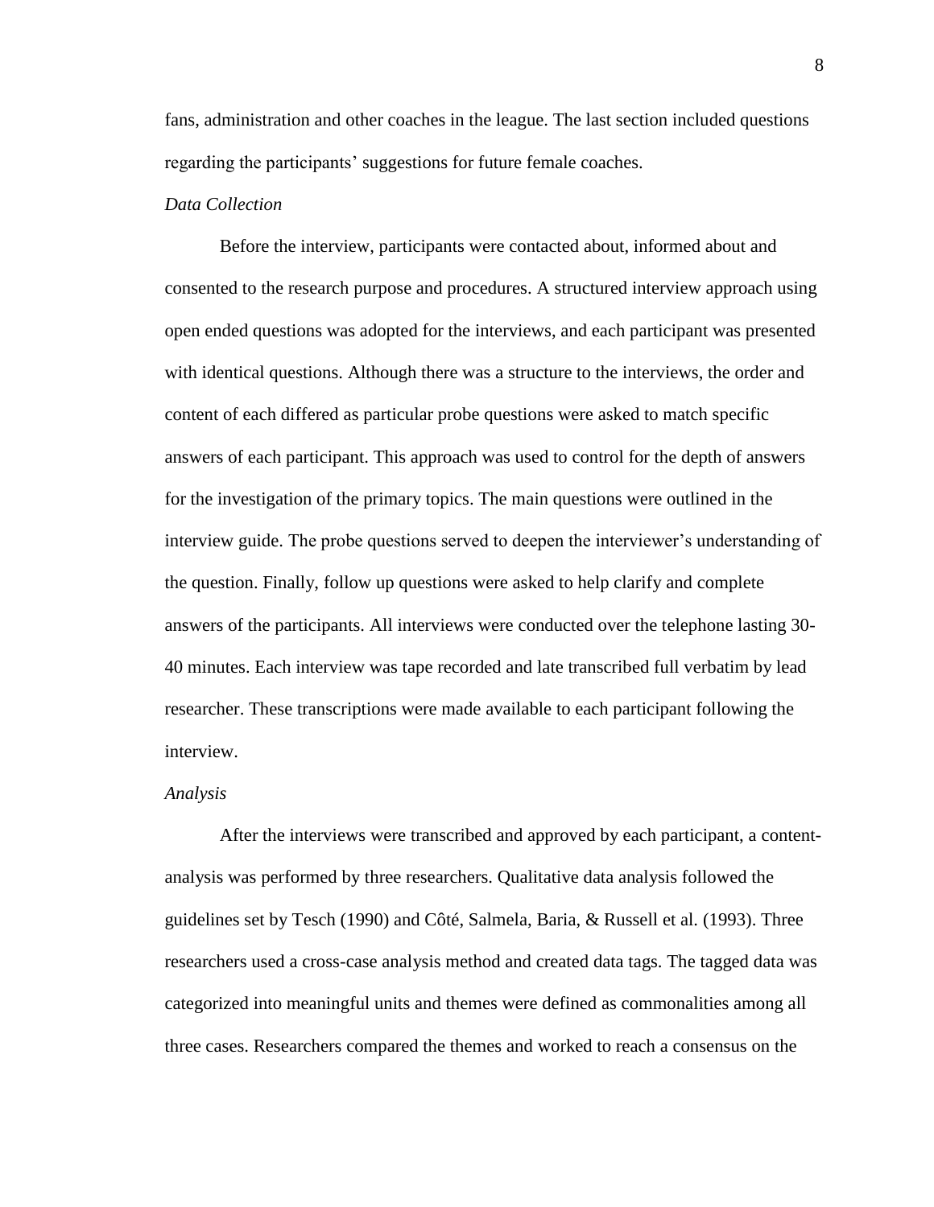fans, administration and other coaches in the league. The last section included questions regarding the participants' suggestions for future female coaches.

*Data Collection*

Before the interview, participants were contacted about, informed about and consented to the research purpose and procedures. A structured interview approach using open ended questions was adopted for the interviews, and each participant was presented with identical questions. Although there was a structure to the interviews, the order and content of each differed as particular probe questions were asked to match specific answers of each participant. This approach was used to control for the depth of answers for the investigation of the primary topics. The main questions were outlined in the interview guide. The probe questions served to deepen the interviewer's understanding of the question. Finally, follow up questions were asked to help clarify and complete answers of the participants. All interviews were conducted over the telephone lasting 30-40 minutes. Each interview was tape recorded and late transcribed full verbatim by lead researcher. These transcriptions were made available to each participant following the interview.

*Analysis*

After the interviews were transcribed and approved by each participant, a content-analysis was performed by three researchers. Qualitative data analysis followed the guidelines set by Tesch (1990) and Côté, Salmela, Baria, & Russell et al. (1993). Three researchers used a cross-case analysis method and created data tags. The tagged data was categorized into meaningful units and themes were defined as commonalities among all three cases. Researchers compared the themes and worked to reach a consensus on the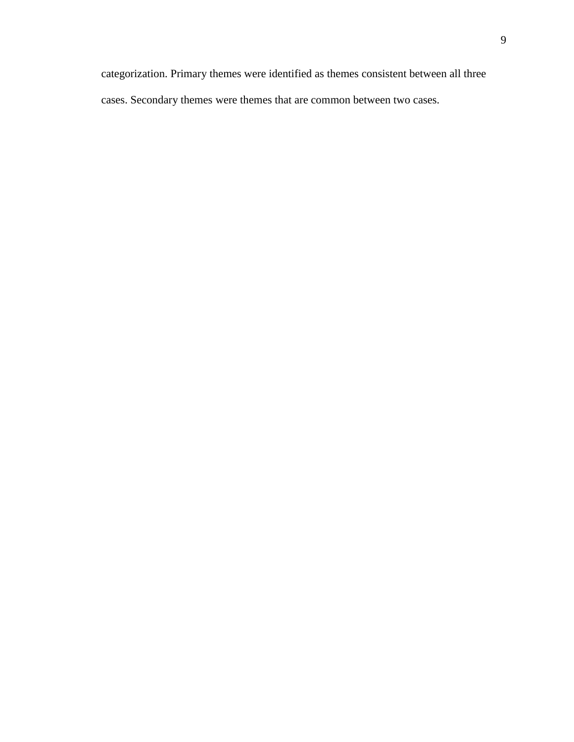categorization. Primary themes were identified as themes consistent between all three cases. Secondary themes were themes that are common between two cases.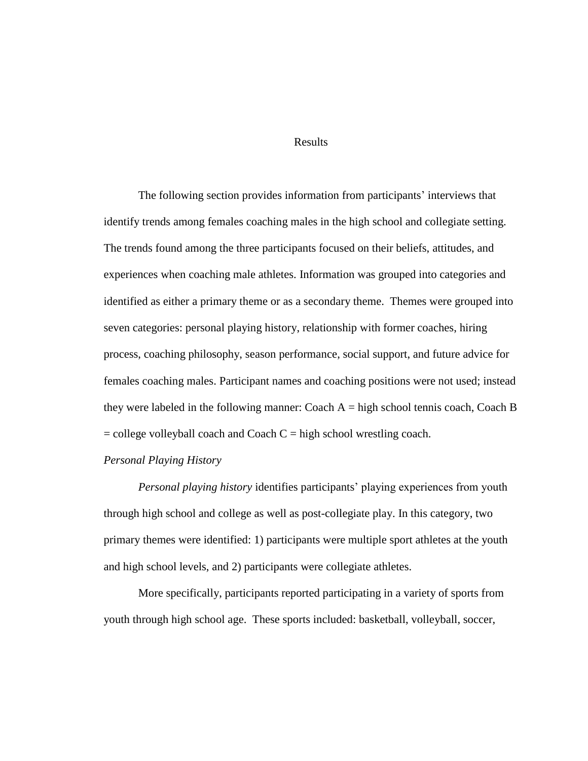# Results

The following section provides information from participants' interviews that identify trends among females coaching males in the high school and collegiate setting. The trends found among the three participants focused on their beliefs, attitudes, and experiences when coaching male athletes. Information was grouped into categories and identified as either a primary theme or as a secondary theme. Themes were grouped into seven categories: personal playing history, relationship with former coaches, hiring process, coaching philosophy, season performance, social support, and future advice for females coaching males. Participant names and coaching positions were not used; instead they were labeled in the following manner: Coach A = high school tennis coach, Coach B = college volleyball coach and Coach C = high school wrestling coach.

### *Personal Playing History*

*Personal playing history* identifies participants' playing experiences from youth through high school and college as well as post-collegiate play. In this category, two primary themes were identified: 1) participants were multiple sport athletes at the youth and high school levels, and 2) participants were collegiate athletes.

More specifically, participants reported participating in a variety of sports from youth through high school age. These sports included: basketball, volleyball, soccer,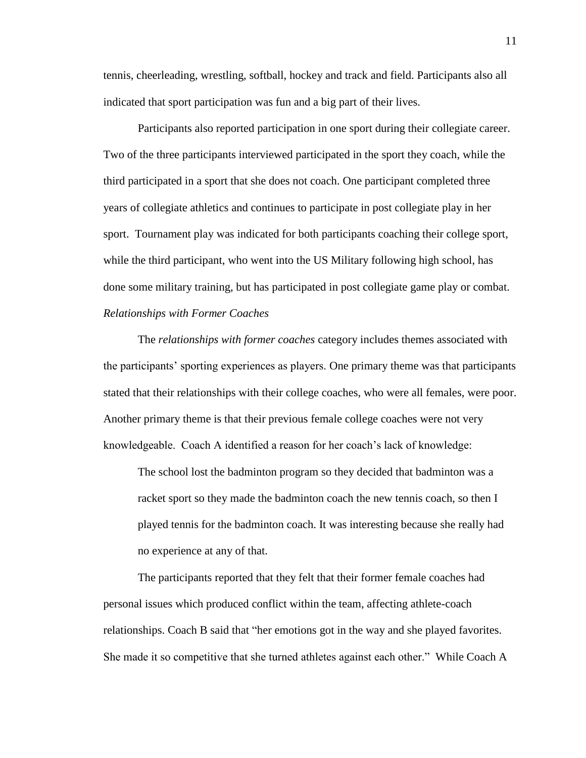tennis, cheerleading, wrestling, softball, hockey and track and field. Participants also all indicated that sport participation was fun and a big part of their lives.

Participants also reported participation in one sport during their collegiate career. Two of the three participants interviewed participated in the sport they coach, while the third participated in a sport that she does not coach. One participant completed three years of collegiate athletics and continues to participate in post collegiate play in her sport. Tournament play was indicated for both participants coaching their college sport, while the third participant, who went into the US Military following high school, has done some military training, but has participated in post collegiate game play or combat.

*Relationships with Former Coaches*

The *relationships with former coaches* category includes themes associated with the participants' sporting experiences as players. One primary theme was that participants stated that their relationships with their college coaches, who were all females, were poor. Another primary theme is that their previous female college coaches were not very knowledgeable. Coach A identified a reason for her coach's lack of knowledge:

> The school lost the badminton program so they decided that badminton was a racket sport so they made the badminton coach the new tennis coach, so then I played tennis for the badminton coach. It was interesting because she really had no experience at any of that.

The participants reported that they felt that their former female coaches had personal issues which produced conflict within the team, affecting athlete-coach relationships. Coach B said that "her emotions got in the way and she played favorites. She made it so competitive that she turned athletes against each other." While Coach A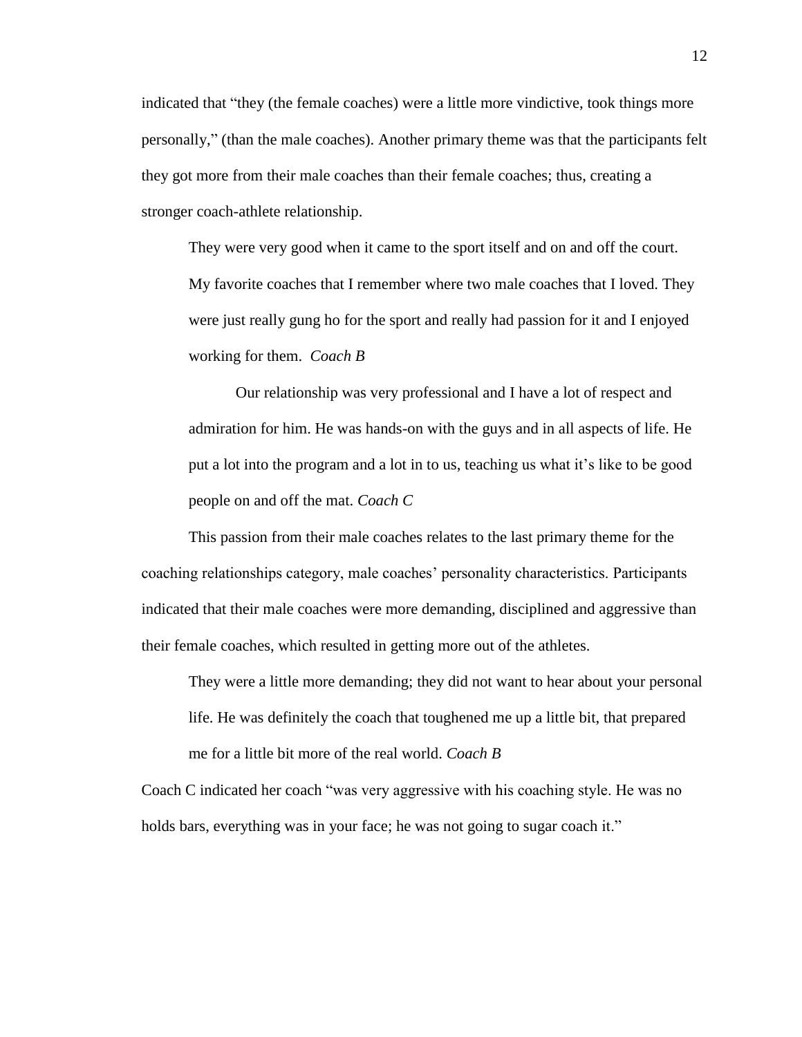indicated that "they (the female coaches) were a little more vindictive, took things more personally," (than the male coaches). Another primary theme was that the participants felt they got more from their male coaches than their female coaches; thus, creating a stronger coach-athlete relationship.

> They were very good when it came to the sport itself and on and off the court. My favorite coaches that I remember where two male coaches that I loved. They were just really gung ho for the sport and really had passion for it and I enjoyed working for them. *Coach B*
>
> Our relationship was very professional and I have a lot of respect and admiration for him. He was hands-on with the guys and in all aspects of life. He put a lot into the program and a lot in to us, teaching us what it's like to be good people on and off the mat. *Coach C*

This passion from their male coaches relates to the last primary theme for the coaching relationships category, male coaches' personality characteristics. Participants indicated that their male coaches were more demanding, disciplined and aggressive than their female coaches, which resulted in getting more out of the athletes.

> They were a little more demanding; they did not want to hear about your personal life. He was definitely the coach that toughened me up a little bit, that prepared me for a little bit more of the real world. *Coach B*

Coach C indicated her coach "was very aggressive with his coaching style. He was no holds bars, everything was in your face; he was not going to sugar coach it."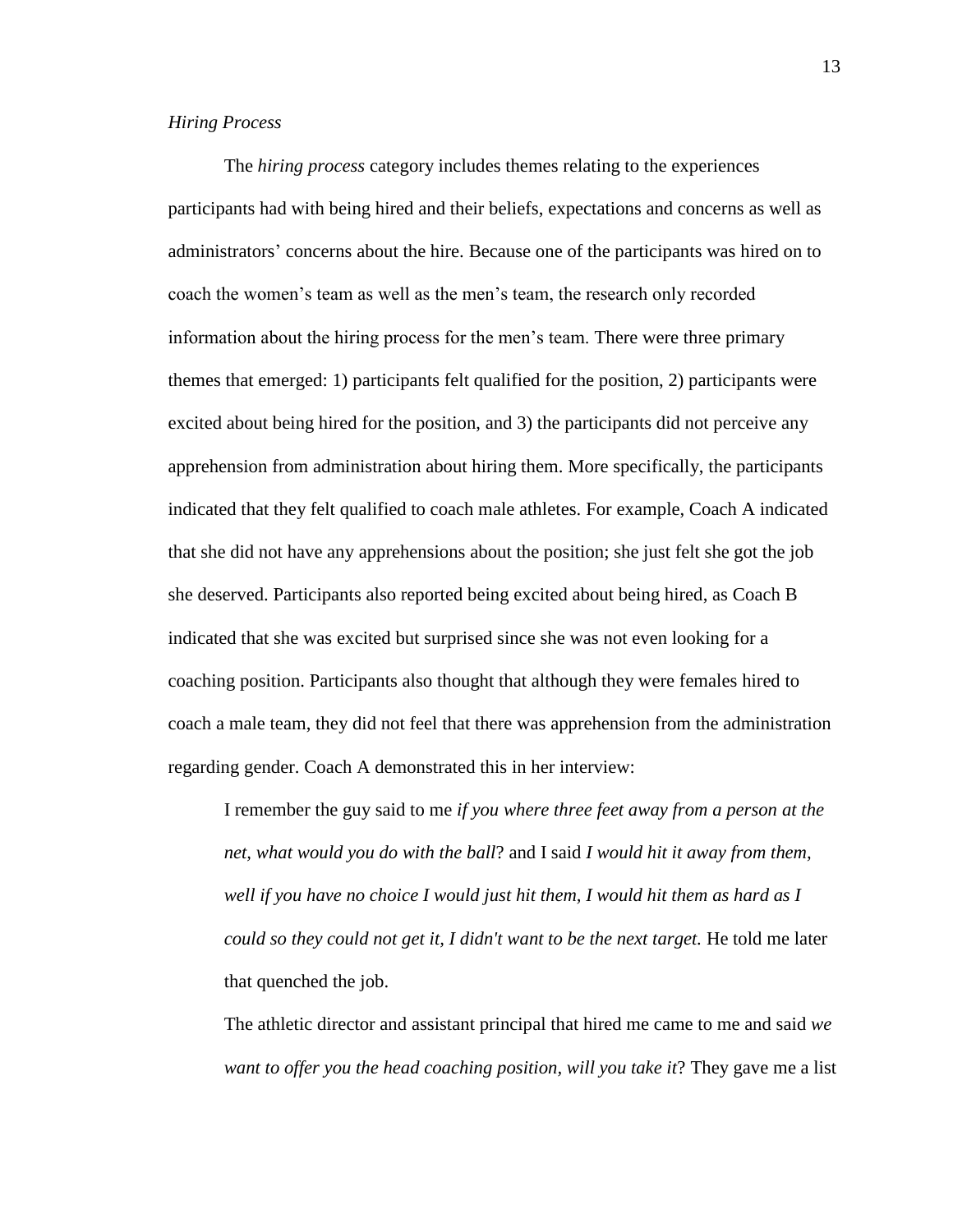*Hiring Process*

The *hiring process* category includes themes relating to the experiences participants had with being hired and their beliefs, expectations and concerns as well as administrators' concerns about the hire. Because one of the participants was hired on to coach the women's team as well as the men's team, the research only recorded information about the hiring process for the men's team. There were three primary themes that emerged: 1) participants felt qualified for the position, 2) participants were excited about being hired for the position, and 3) the participants did not perceive any apprehension from administration about hiring them. More specifically, the participants indicated that they felt qualified to coach male athletes. For example, Coach A indicated that she did not have any apprehensions about the position; she just felt she got the job she deserved. Participants also reported being excited about being hired, as Coach B indicated that she was excited but surprised since she was not even looking for a coaching position. Participants also thought that although they were females hired to coach a male team, they did not feel that there was apprehension from the administration regarding gender. Coach A demonstrated this in her interview:

> I remember the guy said to me *if you where three feet away from a person at the net, what would you do with the ball*? and I said *I would hit it away from them, well if you have no choice I would just hit them, I would hit them as hard as I could so they could not get it, I didn't want to be the next target.* He told me later that quenched the job.
>
> The athletic director and assistant principal that hired me came to me and said *we want to offer you the head coaching position, will you take it*? They gave me a list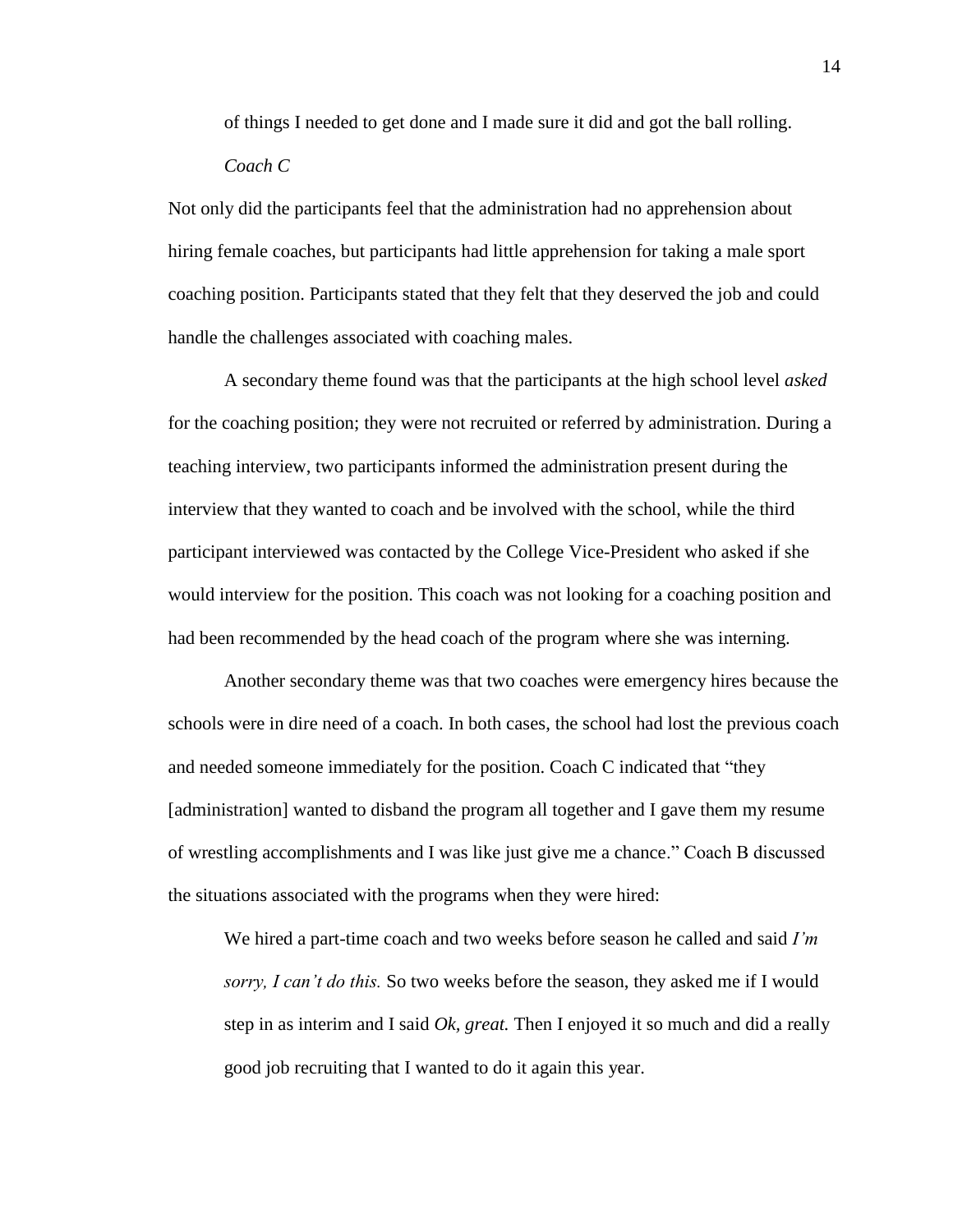> of things I needed to get done and I made sure it did and got the ball rolling.
>
> *Coach C*

Not only did the participants feel that the administration had no apprehension about hiring female coaches, but participants had little apprehension for taking a male sport coaching position. Participants stated that they felt that they deserved the job and could handle the challenges associated with coaching males.

A secondary theme found was that the participants at the high school level *asked* for the coaching position; they were not recruited or referred by administration. During a teaching interview, two participants informed the administration present during the interview that they wanted to coach and be involved with the school, while the third participant interviewed was contacted by the College Vice-President who asked if she would interview for the position. This coach was not looking for a coaching position and had been recommended by the head coach of the program where she was interning.

Another secondary theme was that two coaches were emergency hires because the schools were in dire need of a coach. In both cases, the school had lost the previous coach and needed someone immediately for the position. Coach C indicated that "they [administration] wanted to disband the program all together and I gave them my resume of wrestling accomplishments and I was like just give me a chance." Coach B discussed the situations associated with the programs when they were hired:

> We hired a part-time coach and two weeks before season he called and said *I'm sorry, I can't do this.* So two weeks before the season, they asked me if I would step in as interim and I said *Ok, great.* Then I enjoyed it so much and did a really good job recruiting that I wanted to do it again this year.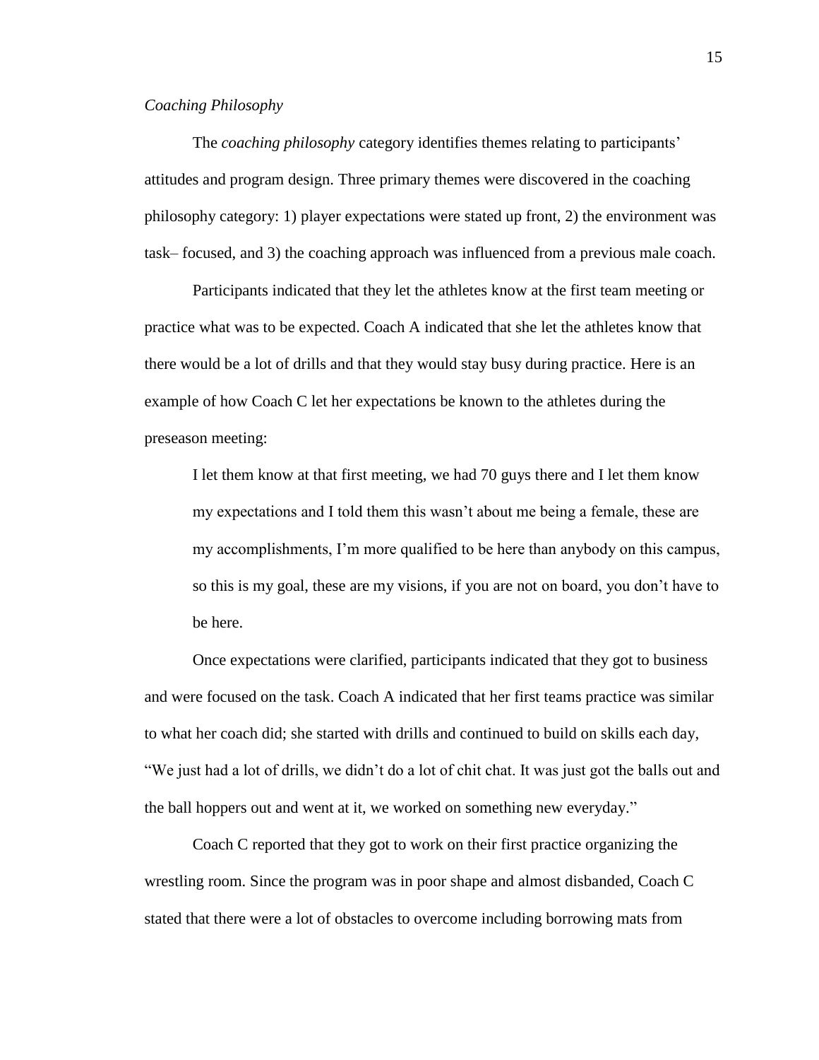*Coaching Philosophy*

The *coaching philosophy* category identifies themes relating to participants' attitudes and program design. Three primary themes were discovered in the coaching philosophy category: 1) player expectations were stated up front, 2) the environment was task– focused, and 3) the coaching approach was influenced from a previous male coach.

Participants indicated that they let the athletes know at the first team meeting or practice what was to be expected. Coach A indicated that she let the athletes know that there would be a lot of drills and that they would stay busy during practice. Here is an example of how Coach C let her expectations be known to the athletes during the preseason meeting:

> I let them know at that first meeting, we had 70 guys there and I let them know my expectations and I told them this wasn't about me being a female, these are my accomplishments, I'm more qualified to be here than anybody on this campus, so this is my goal, these are my visions, if you are not on board, you don't have to be here.

Once expectations were clarified, participants indicated that they got to business and were focused on the task. Coach A indicated that her first teams practice was similar to what her coach did; she started with drills and continued to build on skills each day, "We just had a lot of drills, we didn't do a lot of chit chat. It was just got the balls out and the ball hoppers out and went at it, we worked on something new everyday."

Coach C reported that they got to work on their first practice organizing the wrestling room. Since the program was in poor shape and almost disbanded, Coach C stated that there were a lot of obstacles to overcome including borrowing mats from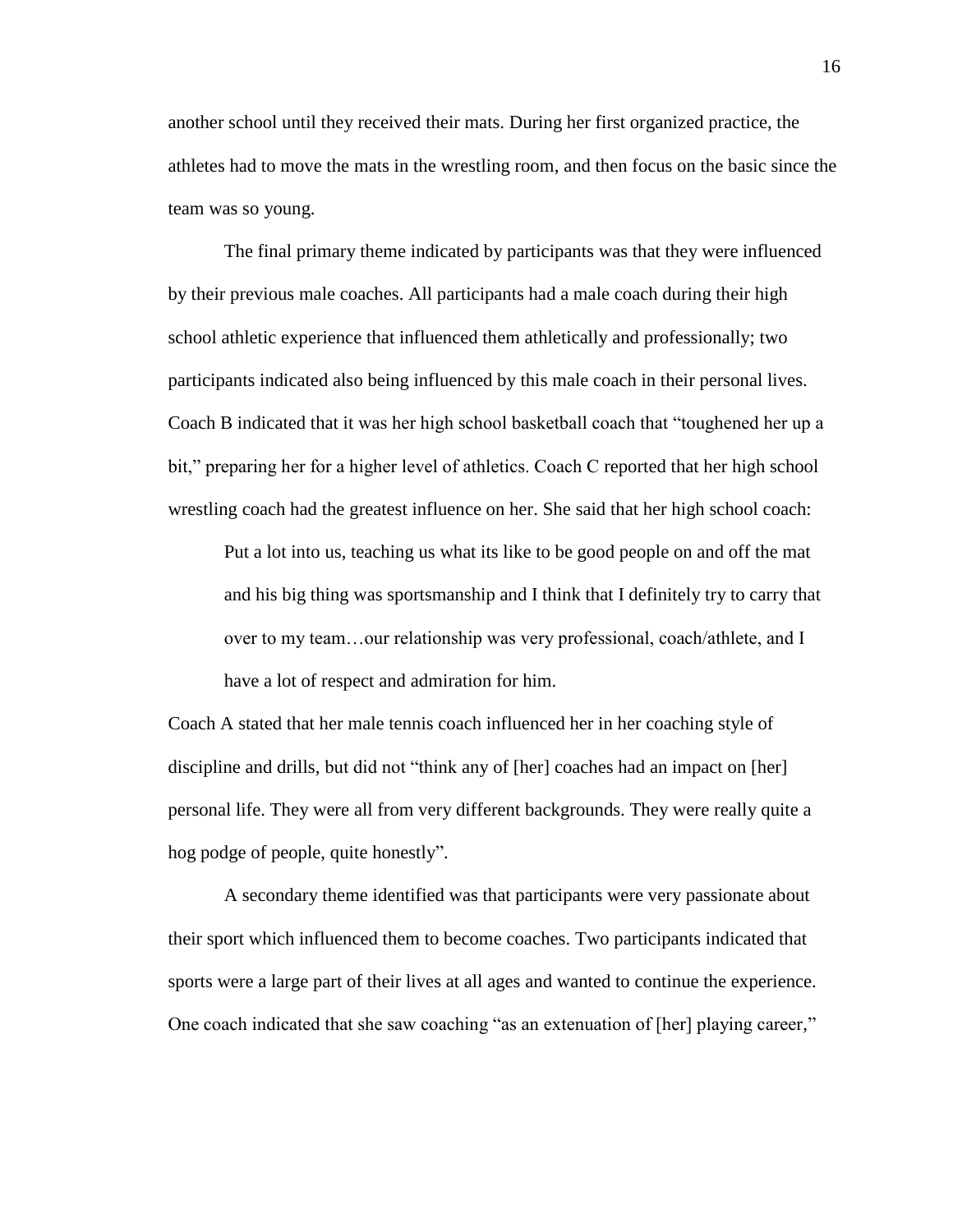another school until they received their mats. During her first organized practice, the athletes had to move the mats in the wrestling room, and then focus on the basic since the team was so young.

The final primary theme indicated by participants was that they were influenced by their previous male coaches. All participants had a male coach during their high school athletic experience that influenced them athletically and professionally; two participants indicated also being influenced by this male coach in their personal lives. Coach B indicated that it was her high school basketball coach that "toughened her up a bit," preparing her for a higher level of athletics. Coach C reported that her high school wrestling coach had the greatest influence on her. She said that her high school coach:

> Put a lot into us, teaching us what its like to be good people on and off the mat and his big thing was sportsmanship and I think that I definitely try to carry that over to my team…our relationship was very professional, coach/athlete, and I have a lot of respect and admiration for him.

Coach A stated that her male tennis coach influenced her in her coaching style of discipline and drills, but did not "think any of [her] coaches had an impact on [her] personal life. They were all from very different backgrounds. They were really quite a hog podge of people, quite honestly".

A secondary theme identified was that participants were very passionate about their sport which influenced them to become coaches. Two participants indicated that sports were a large part of their lives at all ages and wanted to continue the experience. One coach indicated that she saw coaching "as an extenuation of [her] playing career,"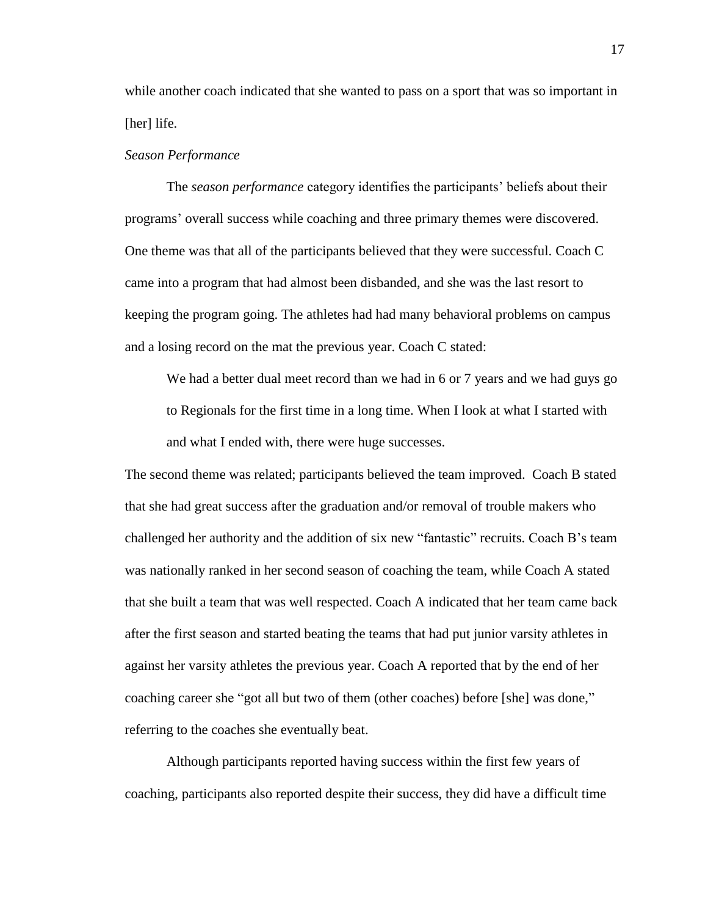while another coach indicated that she wanted to pass on a sport that was so important in [her] life.

### *Season Performance*

The *season performance* category identifies the participants' beliefs about their programs' overall success while coaching and three primary themes were discovered. One theme was that all of the participants believed that they were successful. Coach C came into a program that had almost been disbanded, and she was the last resort to keeping the program going. The athletes had had many behavioral problems on campus and a losing record on the mat the previous year. Coach C stated:

> We had a better dual meet record than we had in 6 or 7 years and we had guys go to Regionals for the first time in a long time. When I look at what I started with and what I ended with, there were huge successes.

The second theme was related; participants believed the team improved. Coach B stated that she had great success after the graduation and/or removal of trouble makers who challenged her authority and the addition of six new "fantastic" recruits. Coach B's team was nationally ranked in her second season of coaching the team, while Coach A stated that she built a team that was well respected. Coach A indicated that her team came back after the first season and started beating the teams that had put junior varsity athletes in against her varsity athletes the previous year. Coach A reported that by the end of her coaching career she "got all but two of them (other coaches) before [she] was done," referring to the coaches she eventually beat.

Although participants reported having success within the first few years of coaching, participants also reported despite their success, they did have a difficult time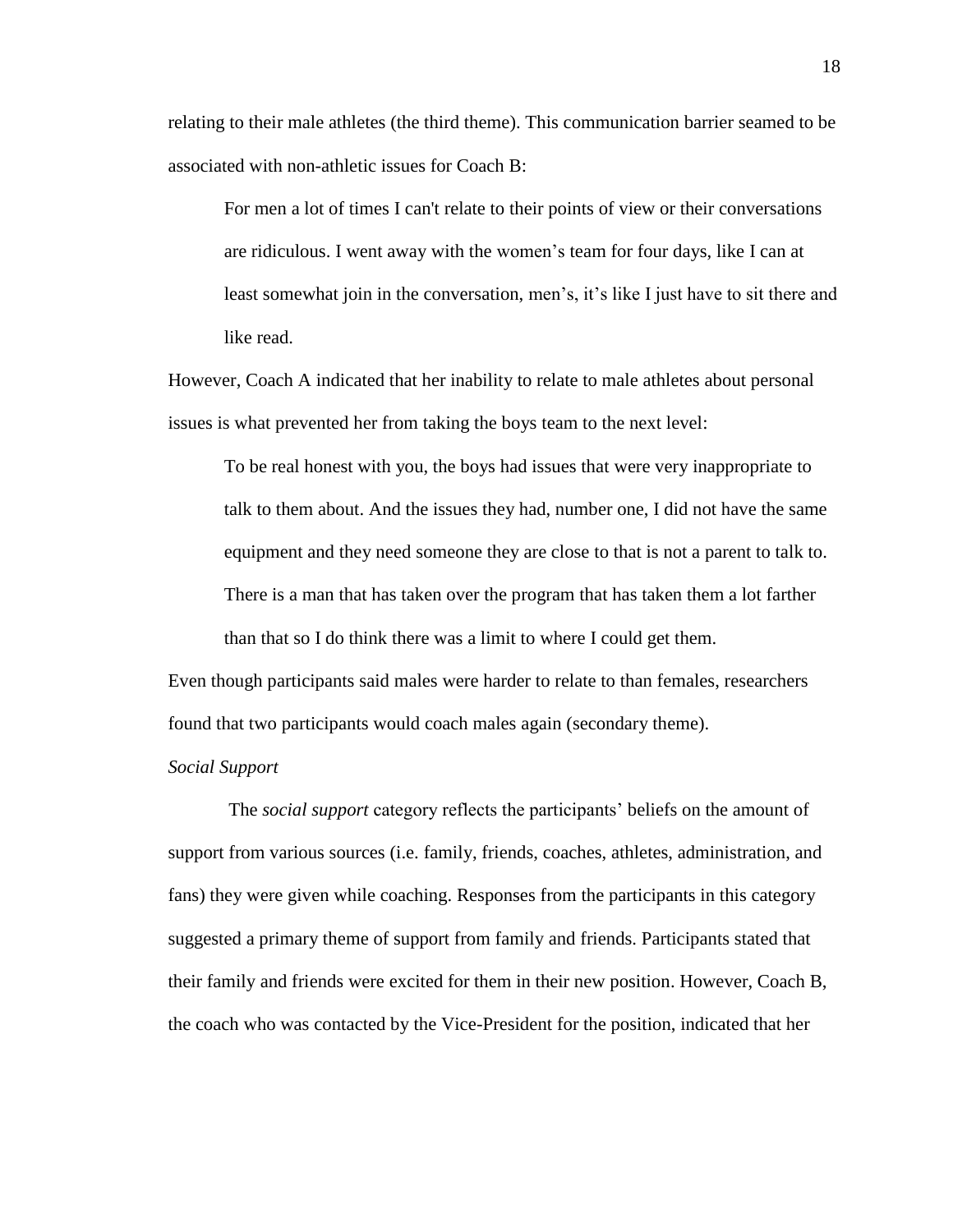relating to their male athletes (the third theme). This communication barrier seamed to be associated with non-athletic issues for Coach B:

> For men a lot of times I can't relate to their points of view or their conversations are ridiculous. I went away with the women's team for four days, like I can at least somewhat join in the conversation, men's, it's like I just have to sit there and like read.

However, Coach A indicated that her inability to relate to male athletes about personal issues is what prevented her from taking the boys team to the next level:

> To be real honest with you, the boys had issues that were very inappropriate to talk to them about. And the issues they had, number one, I did not have the same equipment and they need someone they are close to that is not a parent to talk to. There is a man that has taken over the program that has taken them a lot farther than that so I do think there was a limit to where I could get them.

Even though participants said males were harder to relate to than females, researchers found that two participants would coach males again (secondary theme).

*Social Support*

The *social support* category reflects the participants' beliefs on the amount of support from various sources (i.e. family, friends, coaches, athletes, administration, and fans) they were given while coaching. Responses from the participants in this category suggested a primary theme of support from family and friends. Participants stated that their family and friends were excited for them in their new position. However, Coach B, the coach who was contacted by the Vice-President for the position, indicated that her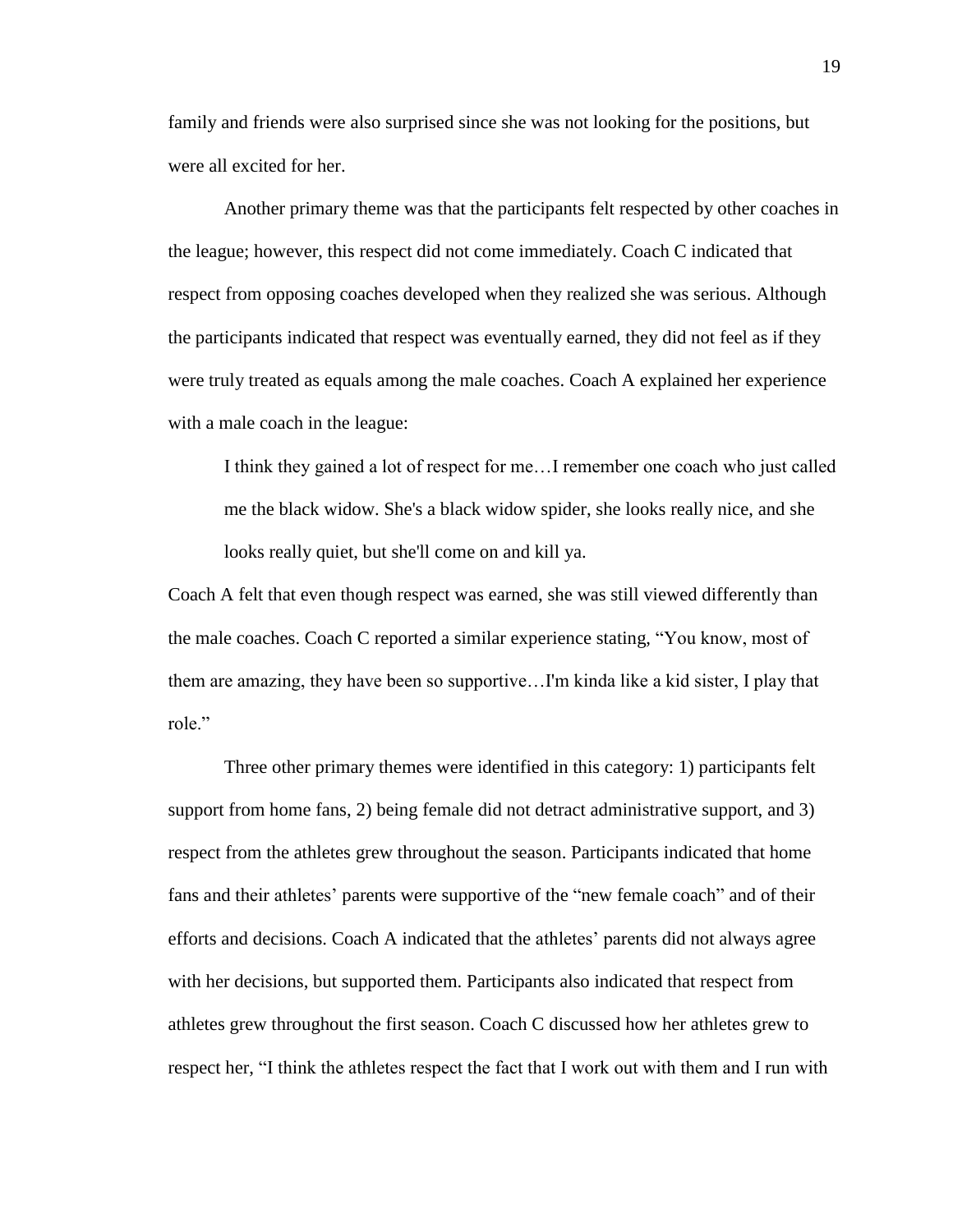family and friends were also surprised since she was not looking for the positions, but were all excited for her.

Another primary theme was that the participants felt respected by other coaches in the league; however, this respect did not come immediately. Coach C indicated that respect from opposing coaches developed when they realized she was serious. Although the participants indicated that respect was eventually earned, they did not feel as if they were truly treated as equals among the male coaches. Coach A explained her experience with a male coach in the league:

> I think they gained a lot of respect for me…I remember one coach who just called me the black widow. She's a black widow spider, she looks really nice, and she looks really quiet, but she'll come on and kill ya.

Coach A felt that even though respect was earned, she was still viewed differently than the male coaches. Coach C reported a similar experience stating, "You know, most of them are amazing, they have been so supportive…I'm kinda like a kid sister, I play that role."

Three other primary themes were identified in this category: 1) participants felt support from home fans, 2) being female did not detract administrative support, and 3) respect from the athletes grew throughout the season. Participants indicated that home fans and their athletes' parents were supportive of the "new female coach" and of their efforts and decisions. Coach A indicated that the athletes' parents did not always agree with her decisions, but supported them. Participants also indicated that respect from athletes grew throughout the first season. Coach C discussed how her athletes grew to respect her, "I think the athletes respect the fact that I work out with them and I run with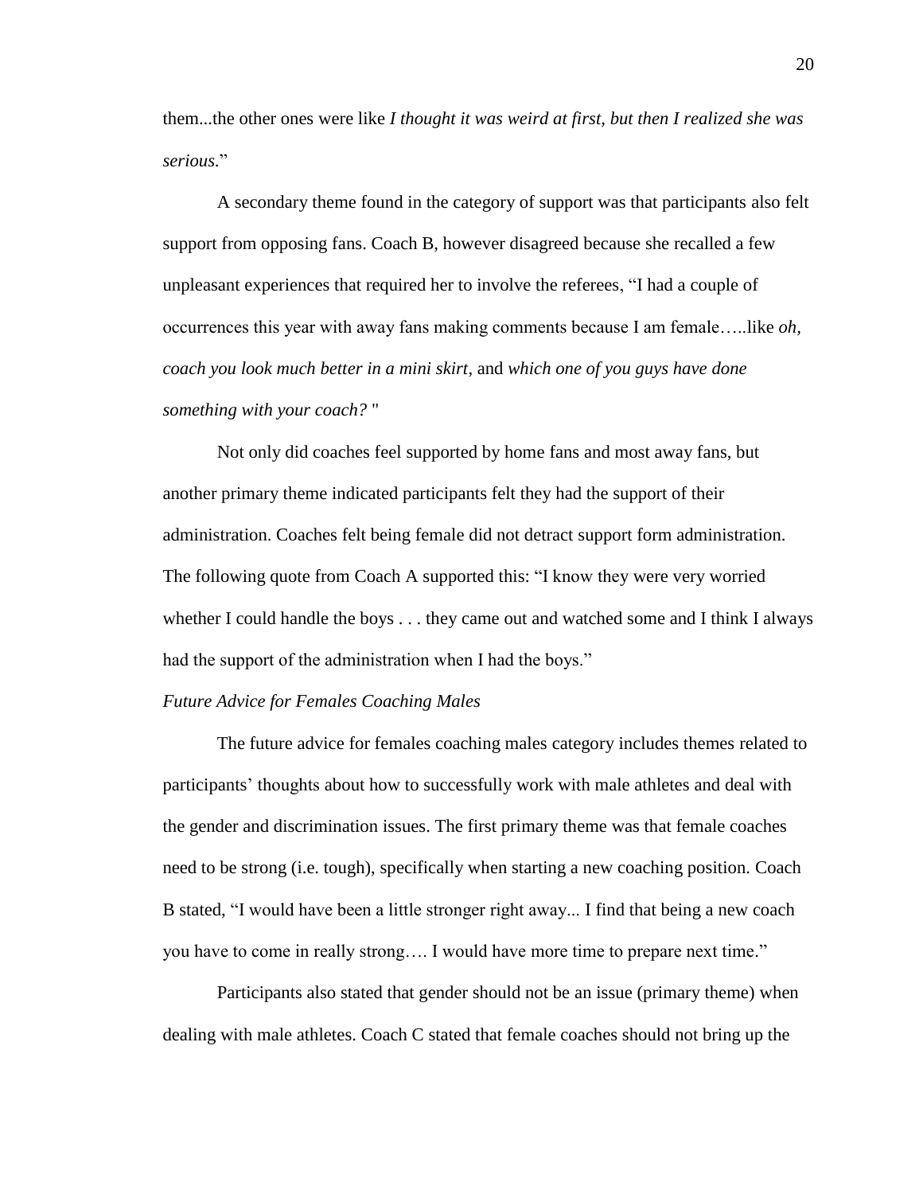them...the other ones were like *I thought it was weird at first, but then I realized she was serious.*"

A secondary theme found in the category of support was that participants also felt support from opposing fans. Coach B, however disagreed because she recalled a few unpleasant experiences that required her to involve the referees, "I had a couple of occurrences this year with away fans making comments because I am female…..like *oh, coach you look much better in a mini skirt*, and *which one of you guys have done something with your coach?* "

Not only did coaches feel supported by home fans and most away fans, but another primary theme indicated participants felt they had the support of their administration. Coaches felt being female did not detract support form administration. The following quote from Coach A supported this: "I know they were very worried whether I could handle the boys . . . they came out and watched some and I think I always had the support of the administration when I had the boys."

*Future Advice for Females Coaching Males*

The future advice for females coaching males category includes themes related to participants' thoughts about how to successfully work with male athletes and deal with the gender and discrimination issues. The first primary theme was that female coaches need to be strong (i.e. tough), specifically when starting a new coaching position. Coach B stated, "I would have been a little stronger right away... I find that being a new coach you have to come in really strong…. I would have more time to prepare next time."

Participants also stated that gender should not be an issue (primary theme) when dealing with male athletes. Coach C stated that female coaches should not bring up the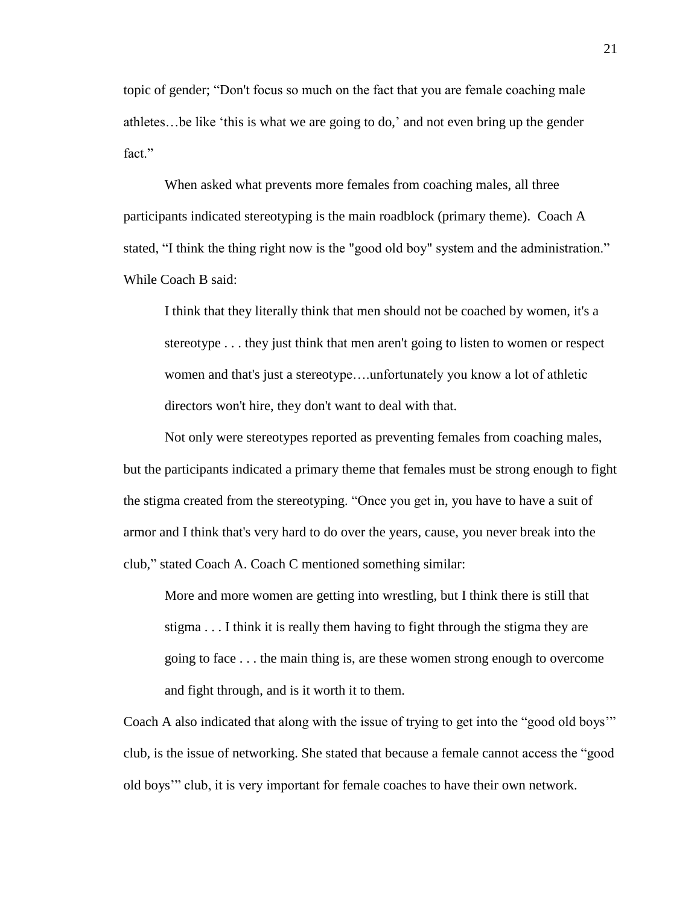topic of gender; "Don't focus so much on the fact that you are female coaching male athletes…be like 'this is what we are going to do,' and not even bring up the gender fact."

When asked what prevents more females from coaching males, all three participants indicated stereotyping is the main roadblock (primary theme). Coach A stated, "I think the thing right now is the "good old boy" system and the administration." While Coach B said:

> I think that they literally think that men should not be coached by women, it's a stereotype . . . they just think that men aren't going to listen to women or respect women and that's just a stereotype….unfortunately you know a lot of athletic directors won't hire, they don't want to deal with that.

Not only were stereotypes reported as preventing females from coaching males, but the participants indicated a primary theme that females must be strong enough to fight the stigma created from the stereotyping. "Once you get in, you have to have a suit of armor and I think that's very hard to do over the years, cause, you never break into the club," stated Coach A. Coach C mentioned something similar:

> More and more women are getting into wrestling, but I think there is still that stigma . . . I think it is really them having to fight through the stigma they are going to face . . . the main thing is, are these women strong enough to overcome and fight through, and is it worth it to them.

Coach A also indicated that along with the issue of trying to get into the "good old boys'" club, is the issue of networking. She stated that because a female cannot access the "good old boys'" club, it is very important for female coaches to have their own network.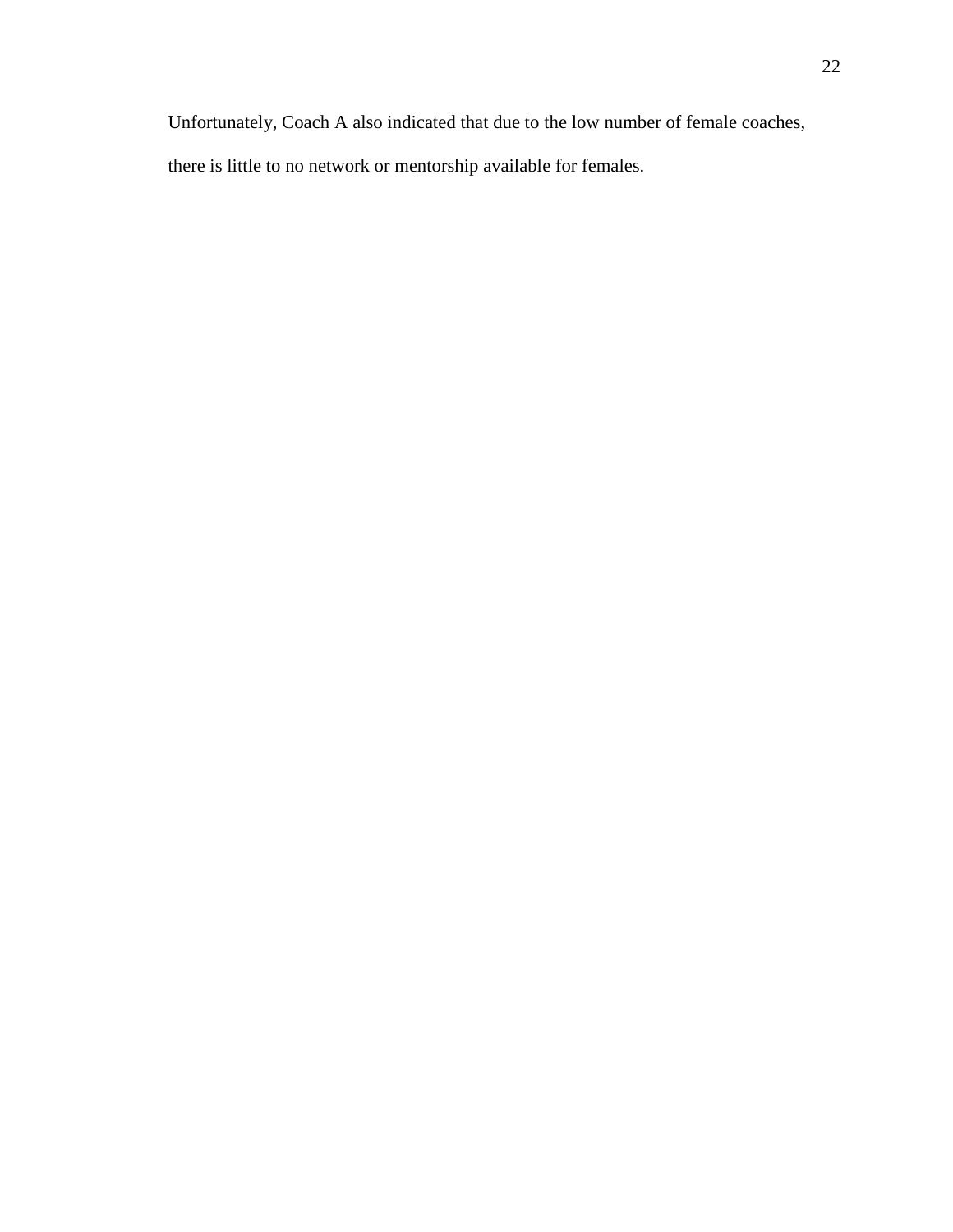Unfortunately, Coach A also indicated that due to the low number of female coaches, there is little to no network or mentorship available for females.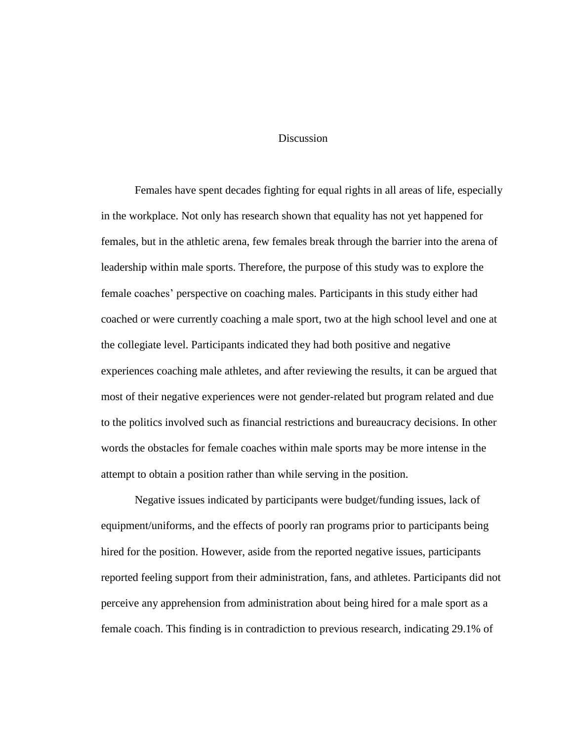# Discussion

Females have spent decades fighting for equal rights in all areas of life, especially in the workplace. Not only has research shown that equality has not yet happened for females, but in the athletic arena, few females break through the barrier into the arena of leadership within male sports. Therefore, the purpose of this study was to explore the female coaches' perspective on coaching males. Participants in this study either had coached or were currently coaching a male sport, two at the high school level and one at the collegiate level. Participants indicated they had both positive and negative experiences coaching male athletes, and after reviewing the results, it can be argued that most of their negative experiences were not gender-related but program related and due to the politics involved such as financial restrictions and bureaucracy decisions. In other words the obstacles for female coaches within male sports may be more intense in the attempt to obtain a position rather than while serving in the position.

Negative issues indicated by participants were budget/funding issues, lack of equipment/uniforms, and the effects of poorly ran programs prior to participants being hired for the position. However, aside from the reported negative issues, participants reported feeling support from their administration, fans, and athletes. Participants did not perceive any apprehension from administration about being hired for a male sport as a female coach. This finding is in contradiction to previous research, indicating 29.1% of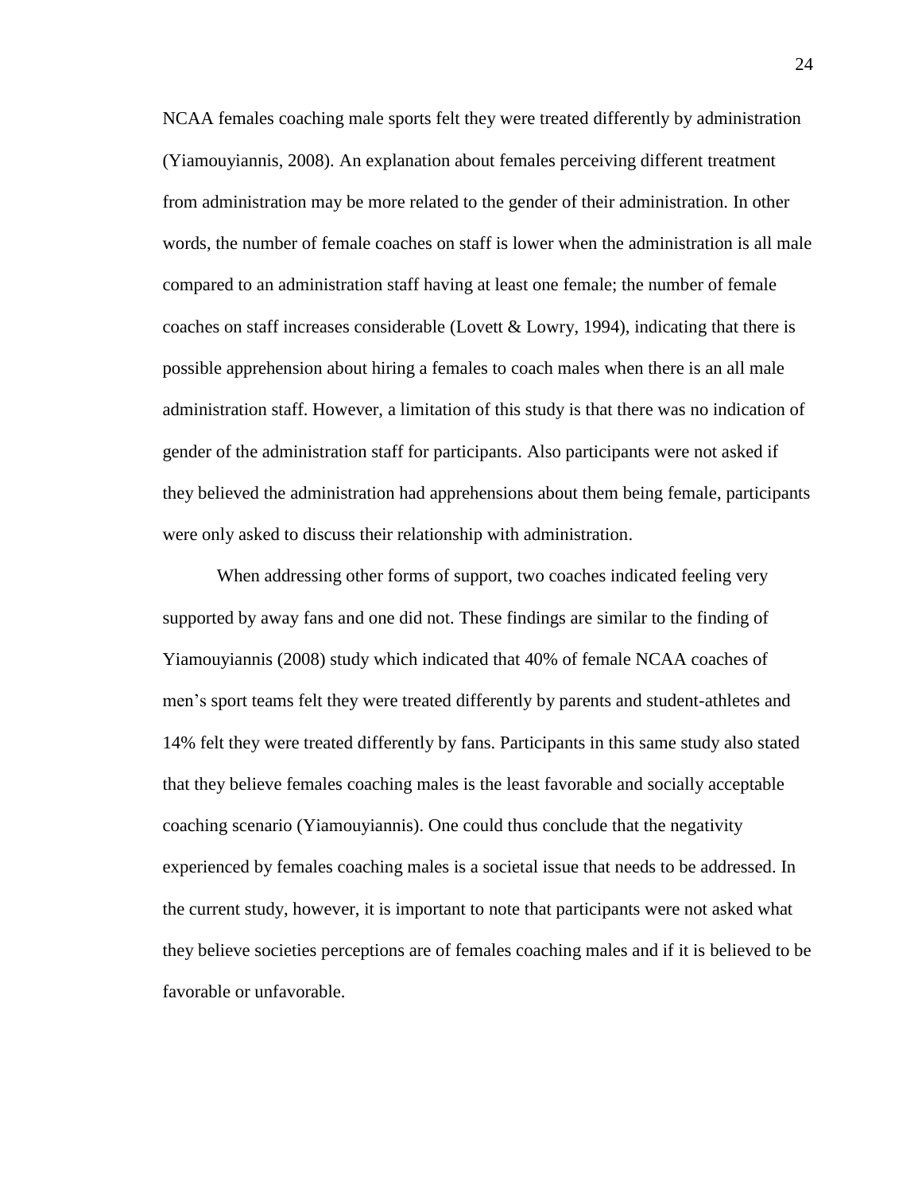NCAA females coaching male sports felt they were treated differently by administration (Yiamouyiannis, 2008). An explanation about females perceiving different treatment from administration may be more related to the gender of their administration. In other words, the number of female coaches on staff is lower when the administration is all male compared to an administration staff having at least one female; the number of female coaches on staff increases considerable (Lovett & Lowry, 1994), indicating that there is possible apprehension about hiring a females to coach males when there is an all male administration staff. However, a limitation of this study is that there was no indication of gender of the administration staff for participants. Also participants were not asked if they believed the administration had apprehensions about them being female, participants were only asked to discuss their relationship with administration.

When addressing other forms of support, two coaches indicated feeling very supported by away fans and one did not. These findings are similar to the finding of Yiamouyiannis (2008) study which indicated that 40% of female NCAA coaches of men's sport teams felt they were treated differently by parents and student-athletes and 14% felt they were treated differently by fans. Participants in this same study also stated that they believe females coaching males is the least favorable and socially acceptable coaching scenario (Yiamouyiannis). One could thus conclude that the negativity experienced by females coaching males is a societal issue that needs to be addressed. In the current study, however, it is important to note that participants were not asked what they believe societies perceptions are of females coaching males and if it is believed to be favorable or unfavorable.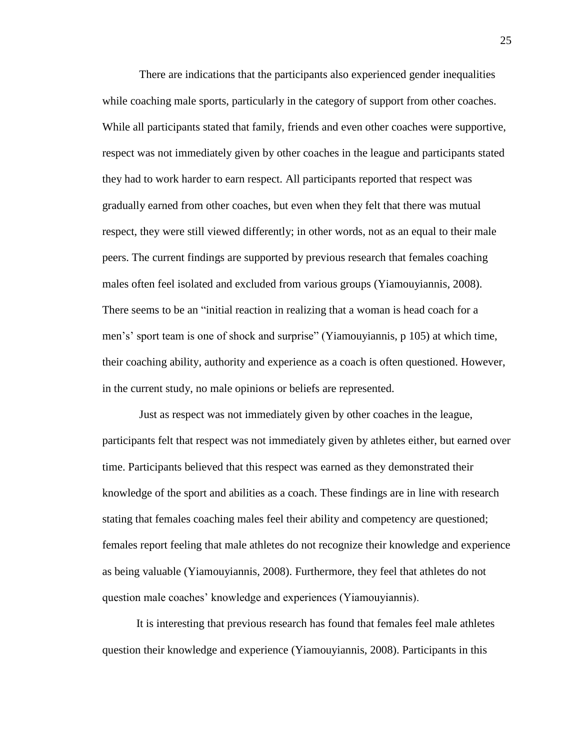There are indications that the participants also experienced gender inequalities while coaching male sports, particularly in the category of support from other coaches. While all participants stated that family, friends and even other coaches were supportive, respect was not immediately given by other coaches in the league and participants stated they had to work harder to earn respect. All participants reported that respect was gradually earned from other coaches, but even when they felt that there was mutual respect, they were still viewed differently; in other words, not as an equal to their male peers. The current findings are supported by previous research that females coaching males often feel isolated and excluded from various groups (Yiamouyiannis, 2008). There seems to be an "initial reaction in realizing that a woman is head coach for a men's' sport team is one of shock and surprise" (Yiamouyiannis, p 105) at which time, their coaching ability, authority and experience as a coach is often questioned. However, in the current study, no male opinions or beliefs are represented.

Just as respect was not immediately given by other coaches in the league, participants felt that respect was not immediately given by athletes either, but earned over time. Participants believed that this respect was earned as they demonstrated their knowledge of the sport and abilities as a coach. These findings are in line with research stating that females coaching males feel their ability and competency are questioned; females report feeling that male athletes do not recognize their knowledge and experience as being valuable (Yiamouyiannis, 2008). Furthermore, they feel that athletes do not question male coaches' knowledge and experiences (Yiamouyiannis).

It is interesting that previous research has found that females feel male athletes question their knowledge and experience (Yiamouyiannis, 2008). Participants in this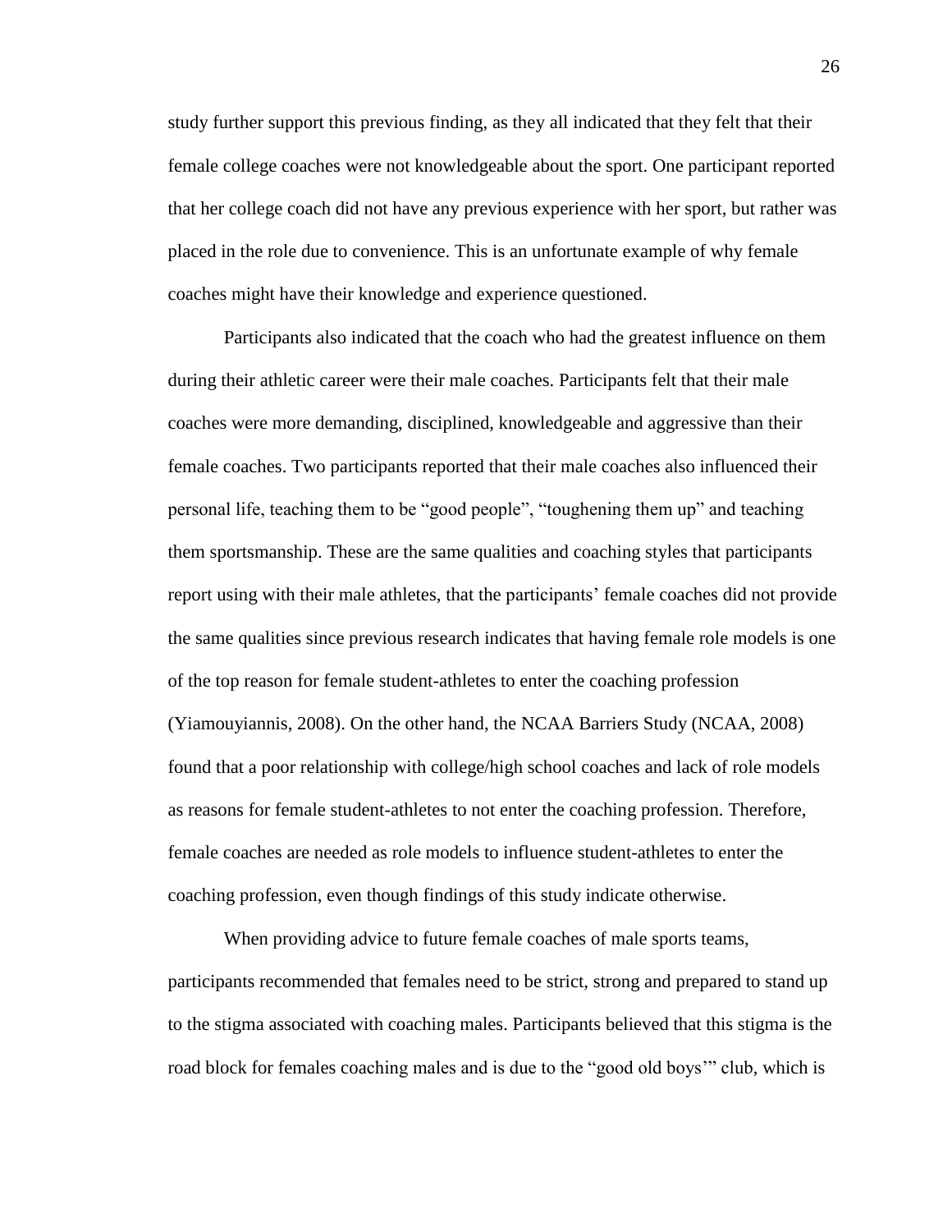study further support this previous finding, as they all indicated that they felt that their female college coaches were not knowledgeable about the sport. One participant reported that her college coach did not have any previous experience with her sport, but rather was placed in the role due to convenience. This is an unfortunate example of why female coaches might have their knowledge and experience questioned.

Participants also indicated that the coach who had the greatest influence on them during their athletic career were their male coaches. Participants felt that their male coaches were more demanding, disciplined, knowledgeable and aggressive than their female coaches. Two participants reported that their male coaches also influenced their personal life, teaching them to be "good people", "toughening them up" and teaching them sportsmanship. These are the same qualities and coaching styles that participants report using with their male athletes, that the participants' female coaches did not provide the same qualities since previous research indicates that having female role models is one of the top reason for female student-athletes to enter the coaching profession (Yiamouyiannis, 2008). On the other hand, the NCAA Barriers Study (NCAA, 2008) found that a poor relationship with college/high school coaches and lack of role models as reasons for female student-athletes to not enter the coaching profession. Therefore, female coaches are needed as role models to influence student-athletes to enter the coaching profession, even though findings of this study indicate otherwise.

When providing advice to future female coaches of male sports teams, participants recommended that females need to be strict, strong and prepared to stand up to the stigma associated with coaching males. Participants believed that this stigma is the road block for females coaching males and is due to the "good old boys'" club, which is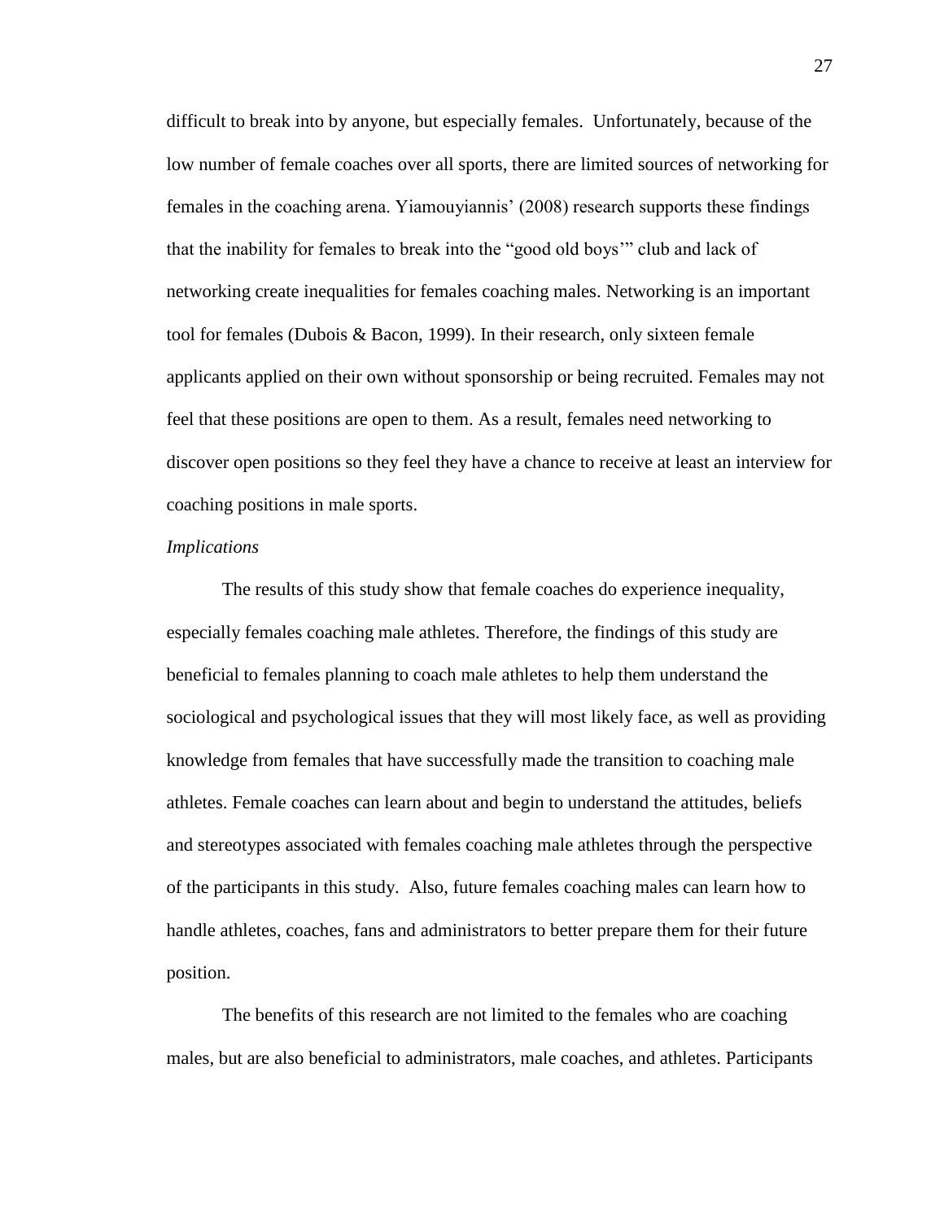difficult to break into by anyone, but especially females. Unfortunately, because of the low number of female coaches over all sports, there are limited sources of networking for females in the coaching arena. Yiamouyiannis' (2008) research supports these findings that the inability for females to break into the "good old boys'" club and lack of networking create inequalities for females coaching males. Networking is an important tool for females (Dubois & Bacon, 1999). In their research, only sixteen female applicants applied on their own without sponsorship or being recruited. Females may not feel that these positions are open to them. As a result, females need networking to discover open positions so they feel they have a chance to receive at least an interview for coaching positions in male sports.

*Implications*

The results of this study show that female coaches do experience inequality, especially females coaching male athletes. Therefore, the findings of this study are beneficial to females planning to coach male athletes to help them understand the sociological and psychological issues that they will most likely face, as well as providing knowledge from females that have successfully made the transition to coaching male athletes. Female coaches can learn about and begin to understand the attitudes, beliefs and stereotypes associated with females coaching male athletes through the perspective of the participants in this study. Also, future females coaching males can learn how to handle athletes, coaches, fans and administrators to better prepare them for their future position.

The benefits of this research are not limited to the females who are coaching males, but are also beneficial to administrators, male coaches, and athletes. Participants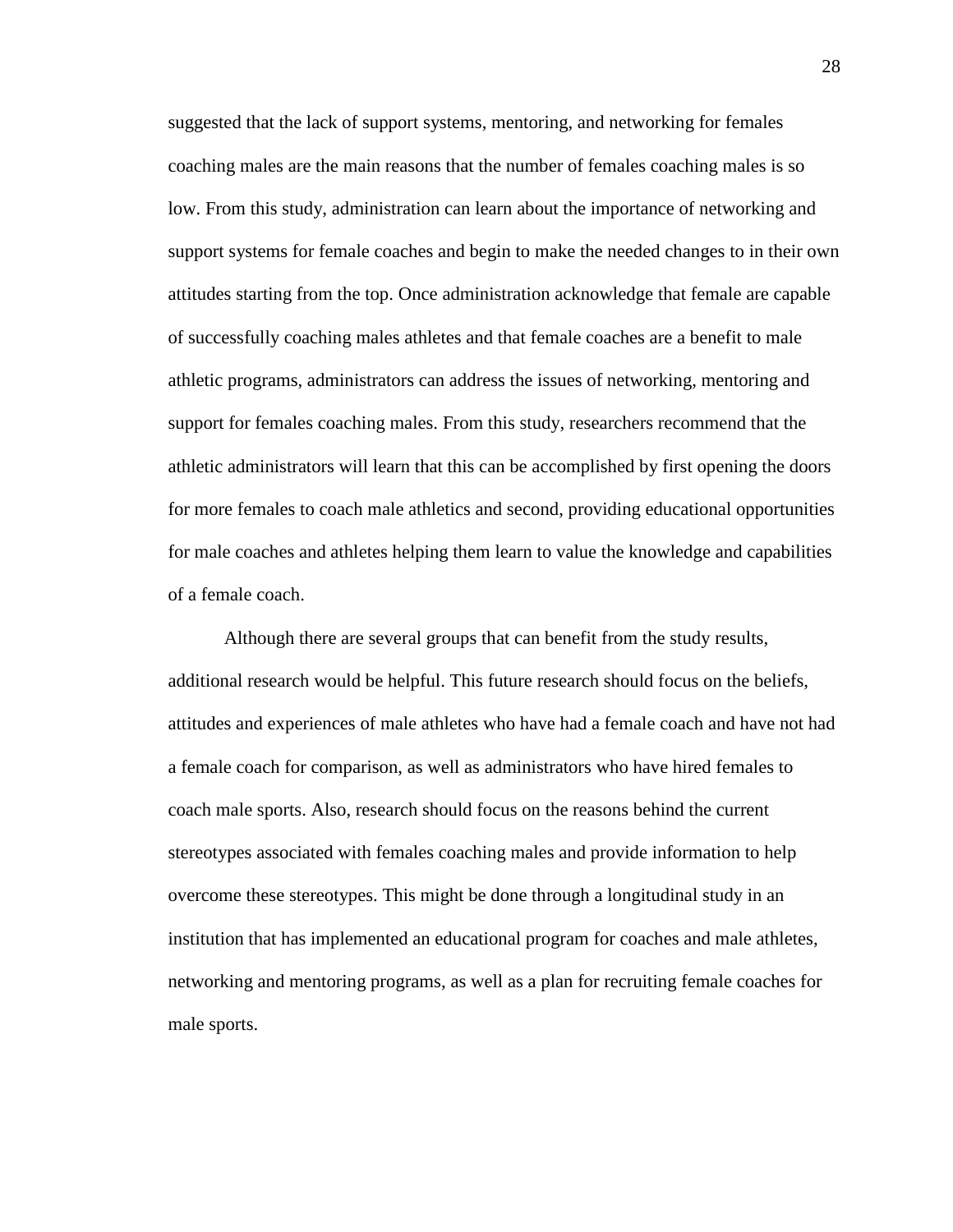suggested that the lack of support systems, mentoring, and networking for females coaching males are the main reasons that the number of females coaching males is so low. From this study, administration can learn about the importance of networking and support systems for female coaches and begin to make the needed changes to in their own attitudes starting from the top. Once administration acknowledge that female are capable of successfully coaching males athletes and that female coaches are a benefit to male athletic programs, administrators can address the issues of networking, mentoring and support for females coaching males. From this study, researchers recommend that the athletic administrators will learn that this can be accomplished by first opening the doors for more females to coach male athletics and second, providing educational opportunities for male coaches and athletes helping them learn to value the knowledge and capabilities of a female coach.

Although there are several groups that can benefit from the study results, additional research would be helpful. This future research should focus on the beliefs, attitudes and experiences of male athletes who have had a female coach and have not had a female coach for comparison, as well as administrators who have hired females to coach male sports. Also, research should focus on the reasons behind the current stereotypes associated with females coaching males and provide information to help overcome these stereotypes. This might be done through a longitudinal study in an institution that has implemented an educational program for coaches and male athletes, networking and mentoring programs, as well as a plan for recruiting female coaches for male sports.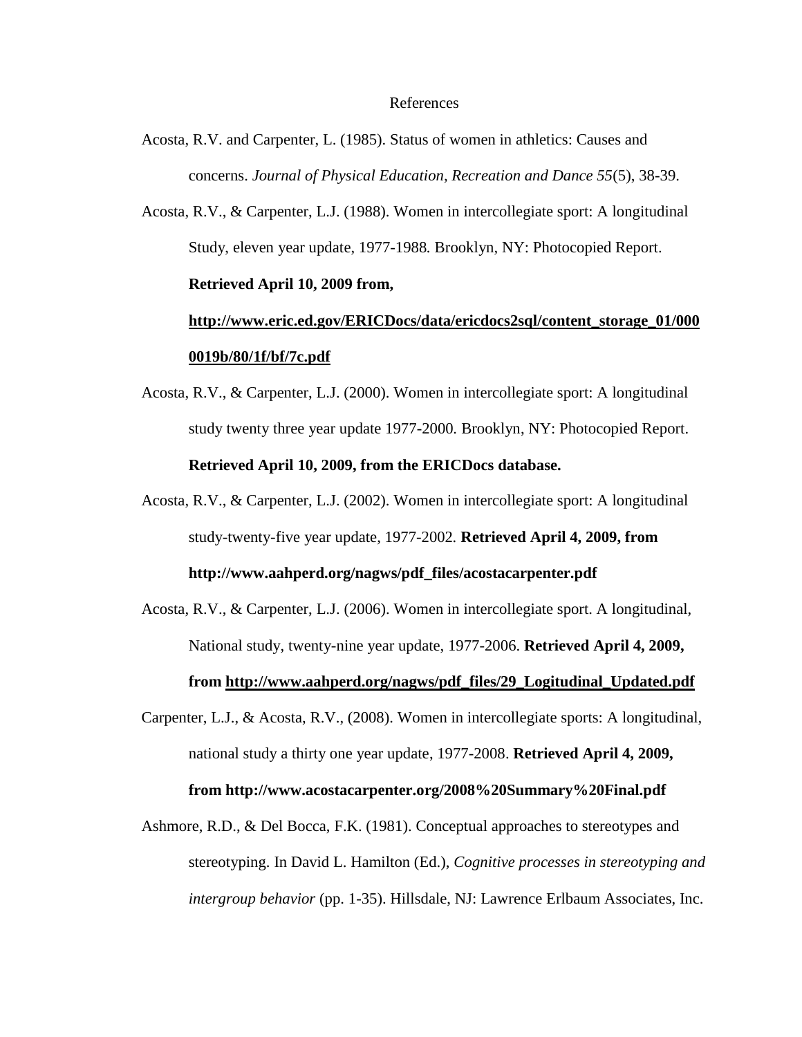# References

Acosta, R.V. and Carpenter, L. (1985). Status of women in athletics: Causes and concerns. *Journal of Physical Education, Recreation and Dance 55*(5), 38-39.

Acosta, R.V., & Carpenter, L.J. (1988). Women in intercollegiate sport: A longitudinal Study, eleven year update, 1977-1988. Brooklyn, NY: Photocopied Report. **Retrieved April 10, 2009 from, http://www.eric.ed.gov/ERICDocs/data/ericdocs2sql/content_storage_01/0000019b/80/1f/bf/7c.pdf**

Acosta, R.V., & Carpenter, L.J. (2000). Women in intercollegiate sport: A longitudinal study twenty three year update 1977-2000. Brooklyn, NY: Photocopied Report. **Retrieved April 10, 2009, from the ERICDocs database.**

Acosta, R.V., & Carpenter, L.J. (2002). Women in intercollegiate sport: A longitudinal study-twenty-five year update, 1977-2002. **Retrieved April 4, 2009, from http://www.aahperd.org/nagws/pdf_files/acostacarpenter.pdf**

Acosta, R.V., & Carpenter, L.J. (2006). Women in intercollegiate sport. A longitudinal, National study, twenty-nine year update, 1977-2006. **Retrieved April 4, 2009, from http://www.aahperd.org/nagws/pdf_files/29_Logitudinal_Updated.pdf**

Carpenter, L.J., & Acosta, R.V., (2008). Women in intercollegiate sports: A longitudinal, national study a thirty one year update, 1977-2008. **Retrieved April 4, 2009, from http://www.acostacarpenter.org/2008%20Summary%20Final.pdf**

Ashmore, R.D., & Del Bocca, F.K. (1981). Conceptual approaches to stereotypes and stereotyping. In David L. Hamilton (Ed.), *Cognitive processes in stereotyping and intergroup behavior* (pp. 1-35). Hillsdale, NJ: Lawrence Erlbaum Associates, Inc.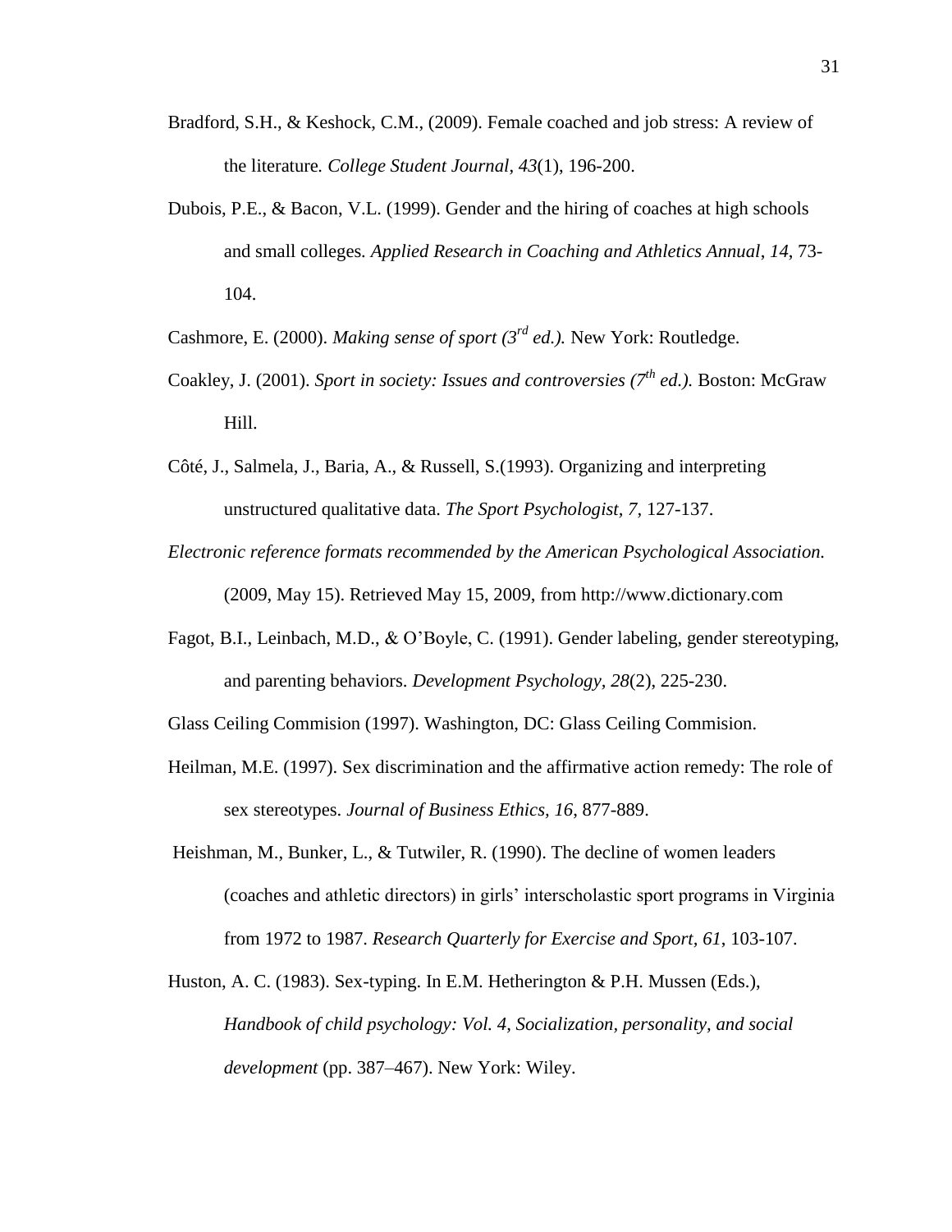Bradford, S.H., & Keshock, C.M., (2009). Female coached and job stress: A review of the literature. *College Student Journal*, *43*(1), 196-200.

Dubois, P.E., & Bacon, V.L. (1999). Gender and the hiring of coaches at high schools and small colleges. *Applied Research in Coaching and Athletics Annual*, *14*, 73-104.

Cashmore, E. (2000). *Making sense of sport (3rd ed.).* New York: Routledge.

Coakley, J. (2001). *Sport in society: Issues and controversies (7th ed.).* Boston: McGraw Hill.

Côté, J., Salmela, J., Baria, A., & Russell, S.(1993). Organizing and interpreting unstructured qualitative data. *The Sport Psychologist, 7*, 127-137.

*Electronic reference formats recommended by the American Psychological Association.* (2009, May 15). Retrieved May 15, 2009, from http://www.dictionary.com

Fagot, B.I., Leinbach, M.D., & O'Boyle, C. (1991). Gender labeling, gender stereotyping, and parenting behaviors. *Development Psychology, 28*(2), 225-230.

Glass Ceiling Commision (1997). Washington, DC: Glass Ceiling Commision.

Heilman, M.E. (1997). Sex discrimination and the affirmative action remedy: The role of sex stereotypes. *Journal of Business Ethics, 16*, 877-889.

Heishman, M., Bunker, L., & Tutwiler, R. (1990). The decline of women leaders (coaches and athletic directors) in girls' interscholastic sport programs in Virginia from 1972 to 1987. *Research Quarterly for Exercise and Sport, 61*, 103-107.

Huston, A. C. (1983). Sex-typing. In E.M. Hetherington & P.H. Mussen (Eds.), *Handbook of child psychology: Vol. 4, Socialization, personality, and social development* (pp. 387–467). New York: Wiley.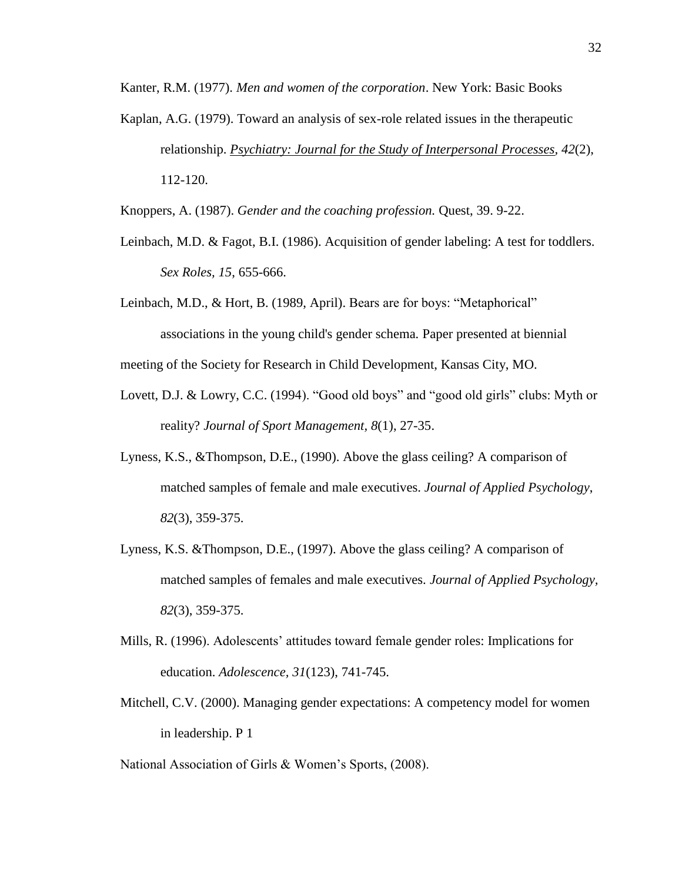Kanter, R.M. (1977). *Men and women of the corporation*. New York: Basic Books

Kaplan, A.G. (1979). Toward an analysis of sex-role related issues in the therapeutic relationship. *Psychiatry: Journal for the Study of Interpersonal Processes, 42*(2), 112-120.

Knoppers, A. (1987). *Gender and the coaching profession.* Quest, 39. 9-22.

Leinbach, M.D. & Fagot, B.I. (1986). Acquisition of gender labeling: A test for toddlers. *Sex Roles, 15*, 655-666.

Leinbach, M.D., & Hort, B. (1989, April). Bears are for boys: "Metaphorical" associations in the young child's gender schema. Paper presented at biennial meeting of the Society for Research in Child Development, Kansas City, MO.

Lovett, D.J. & Lowry, C.C. (1994). "Good old boys" and "good old girls" clubs: Myth or reality? *Journal of Sport Management, 8*(1), 27-35.

Lyness, K.S., &Thompson, D.E., (1990). Above the glass ceiling? A comparison of matched samples of female and male executives. *Journal of Applied Psychology, 82*(3), 359-375.

Lyness, K.S. &Thompson, D.E., (1997). Above the glass ceiling? A comparison of matched samples of females and male executives. *Journal of Applied Psychology, 82*(3), 359-375.

Mills, R. (1996). Adolescents' attitudes toward female gender roles: Implications for education. *Adolescence, 31*(123), 741-745.

Mitchell, C.V. (2000). Managing gender expectations: A competency model for women in leadership. P 1

National Association of Girls & Women's Sports, (2008).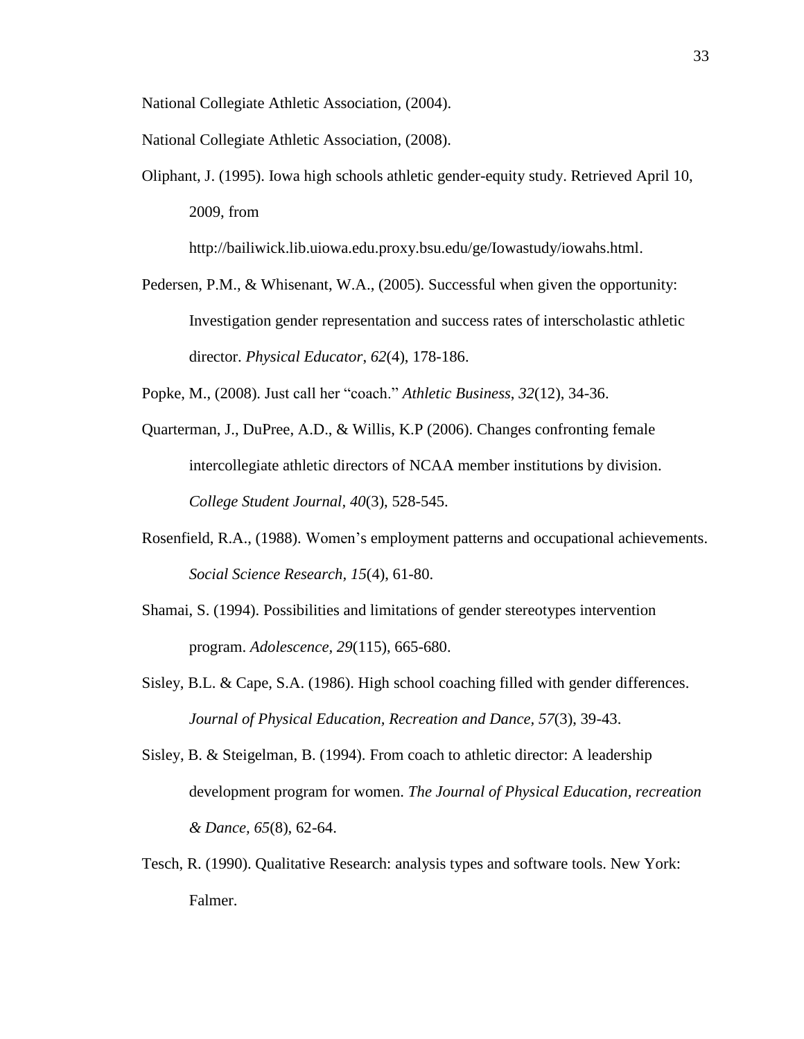National Collegiate Athletic Association, (2004).

National Collegiate Athletic Association, (2008).

Oliphant, J. (1995). Iowa high schools athletic gender-equity study. Retrieved April 10, 2009, from http://bailiwick.lib.uiowa.edu.proxy.bsu.edu/ge/Iowastudy/iowahs.html.

Pedersen, P.M., & Whisenant, W.A., (2005). Successful when given the opportunity: Investigation gender representation and success rates of interscholastic athletic director. *Physical Educator*, *62*(4), 178-186.

Popke, M., (2008). Just call her "coach." *Athletic Business*, *32*(12), 34-36.

Quarterman, J., DuPree, A.D., & Willis, K.P (2006). Changes confronting female intercollegiate athletic directors of NCAA member institutions by division. *College Student Journal, 40*(3), 528-545.

Rosenfield, R.A., (1988). Women's employment patterns and occupational achievements. *Social Science Research, 15*(4), 61-80.

Shamai, S. (1994). Possibilities and limitations of gender stereotypes intervention program. *Adolescence*, *29*(115), 665-680.

Sisley, B.L. & Cape, S.A. (1986). High school coaching filled with gender differences. *Journal of Physical Education, Recreation and Dance*, *57*(3), 39-43.

Sisley, B. & Steigelman, B. (1994). From coach to athletic director: A leadership development program for women. *The Journal of Physical Education, recreation & Dance*, *65*(8), 62-64.

Tesch, R. (1990). Qualitative Research: analysis types and software tools. New York: Falmer.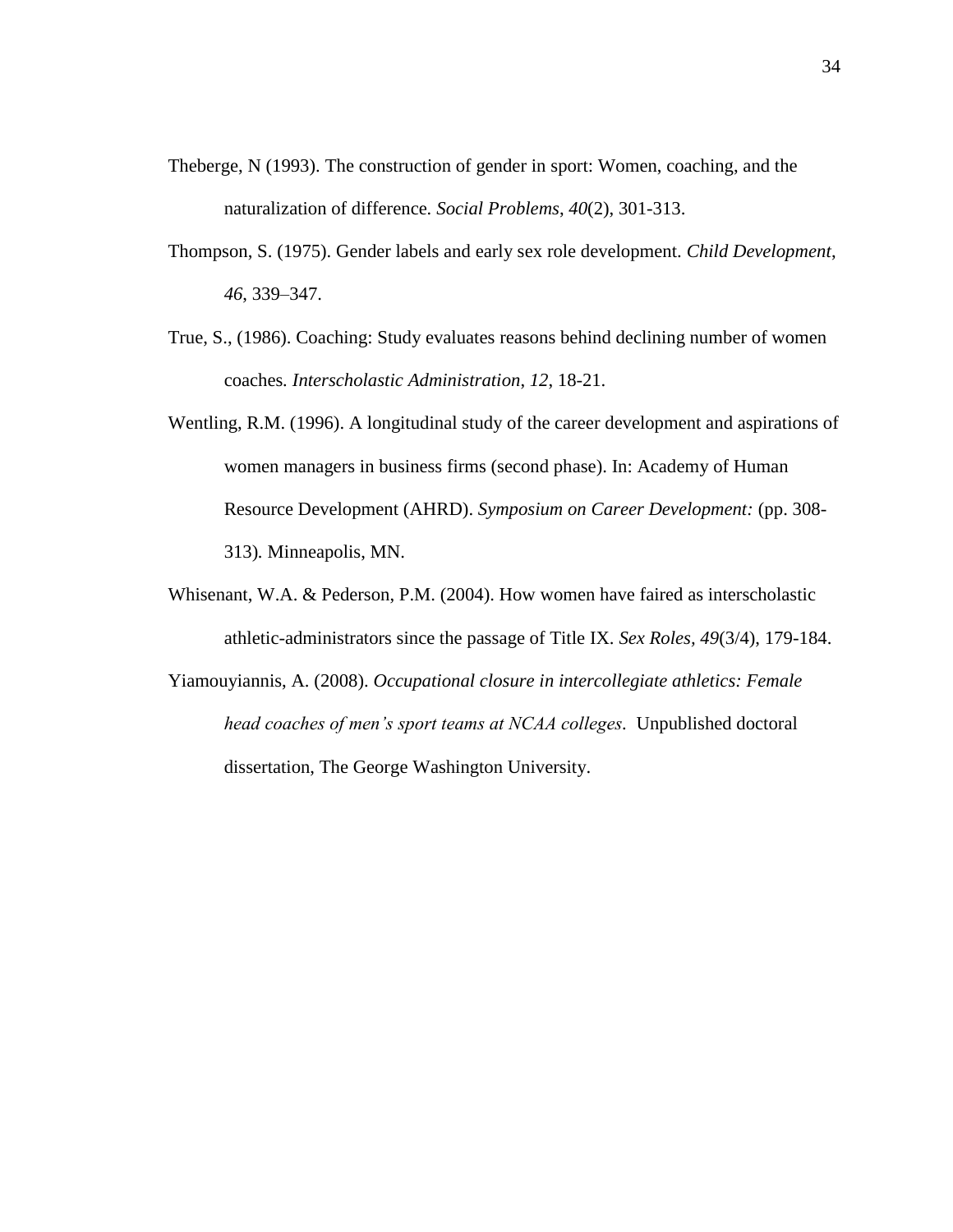Theberge, N (1993). The construction of gender in sport: Women, coaching, and the naturalization of difference. *Social Problems*, *40*(2), 301-313.

Thompson, S. (1975). Gender labels and early sex role development. *Child Development*, *46*, 339–347.

True, S., (1986). Coaching: Study evaluates reasons behind declining number of women coaches. *Interscholastic Administration*, *12*, 18-21.

Wentling, R.M. (1996). A longitudinal study of the career development and aspirations of women managers in business firms (second phase). In: Academy of Human Resource Development (AHRD). *Symposium on Career Development:* (pp. 308-313). Minneapolis, MN.

Whisenant, W.A. & Pederson, P.M. (2004). How women have faired as interscholastic athletic-administrators since the passage of Title IX. *Sex Roles, 49*(3/4), 179-184.

Yiamouyiannis, A. (2008). *Occupational closure in intercollegiate athletics: Female head coaches of men's sport teams at NCAA colleges*. Unpublished doctoral dissertation, The George Washington University.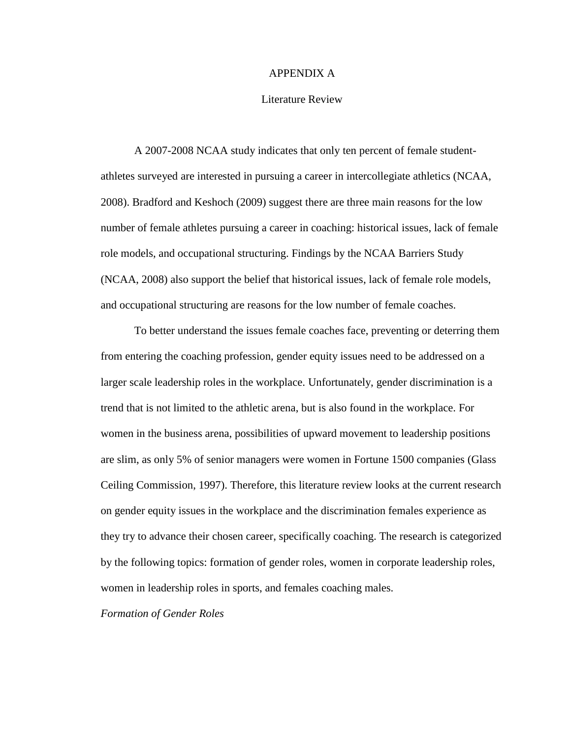# APPENDIX A

## Literature Review

A 2007-2008 NCAA study indicates that only ten percent of female student-athletes surveyed are interested in pursuing a career in intercollegiate athletics (NCAA, 2008). Bradford and Keshoch (2009) suggest there are three main reasons for the low number of female athletes pursuing a career in coaching: historical issues, lack of female role models, and occupational structuring. Findings by the NCAA Barriers Study (NCAA, 2008) also support the belief that historical issues, lack of female role models, and occupational structuring are reasons for the low number of female coaches.

To better understand the issues female coaches face, preventing or deterring them from entering the coaching profession, gender equity issues need to be addressed on a larger scale leadership roles in the workplace. Unfortunately, gender discrimination is a trend that is not limited to the athletic arena, but is also found in the workplace. For women in the business arena, possibilities of upward movement to leadership positions are slim, as only 5% of senior managers were women in Fortune 1500 companies (Glass Ceiling Commission, 1997). Therefore, this literature review looks at the current research on gender equity issues in the workplace and the discrimination females experience as they try to advance their chosen career, specifically coaching. The research is categorized by the following topics: formation of gender roles, women in corporate leadership roles, women in leadership roles in sports, and females coaching males.

### *Formation of Gender Roles*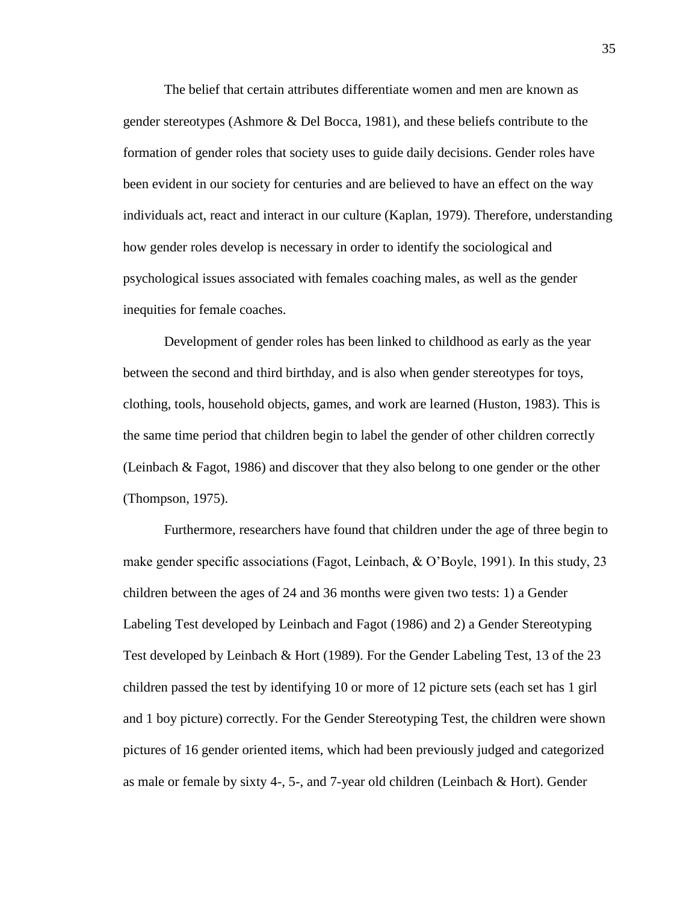The belief that certain attributes differentiate women and men are known as gender stereotypes (Ashmore & Del Bocca, 1981), and these beliefs contribute to the formation of gender roles that society uses to guide daily decisions. Gender roles have been evident in our society for centuries and are believed to have an effect on the way individuals act, react and interact in our culture (Kaplan, 1979). Therefore, understanding how gender roles develop is necessary in order to identify the sociological and psychological issues associated with females coaching males, as well as the gender inequities for female coaches.

Development of gender roles has been linked to childhood as early as the year between the second and third birthday, and is also when gender stereotypes for toys, clothing, tools, household objects, games, and work are learned (Huston, 1983). This is the same time period that children begin to label the gender of other children correctly (Leinbach & Fagot, 1986) and discover that they also belong to one gender or the other (Thompson, 1975).

Furthermore, researchers have found that children under the age of three begin to make gender specific associations (Fagot, Leinbach, & O'Boyle, 1991). In this study, 23 children between the ages of 24 and 36 months were given two tests: 1) a Gender Labeling Test developed by Leinbach and Fagot (1986) and 2) a Gender Stereotyping Test developed by Leinbach & Hort (1989). For the Gender Labeling Test, 13 of the 23 children passed the test by identifying 10 or more of 12 picture sets (each set has 1 girl and 1 boy picture) correctly. For the Gender Stereotyping Test, the children were shown pictures of 16 gender oriented items, which had been previously judged and categorized as male or female by sixty 4-, 5-, and 7-year old children (Leinbach & Hort). Gender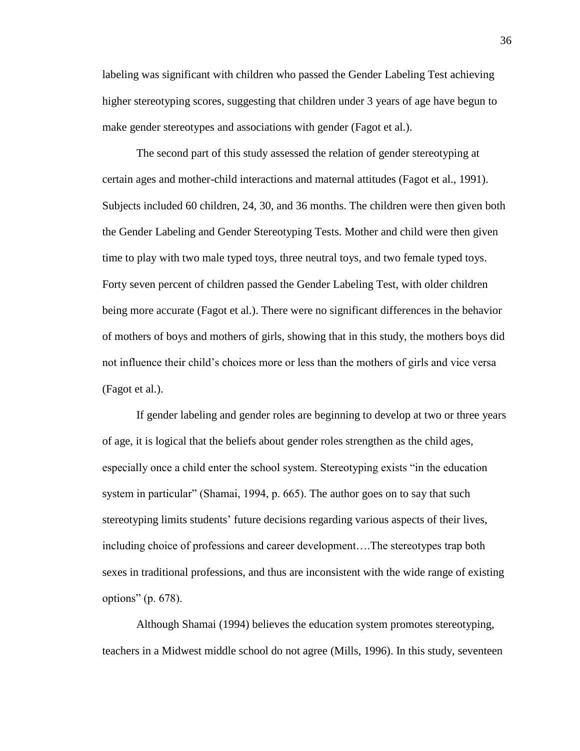labeling was significant with children who passed the Gender Labeling Test achieving higher stereotyping scores, suggesting that children under 3 years of age have begun to make gender stereotypes and associations with gender (Fagot et al.).

The second part of this study assessed the relation of gender stereotyping at certain ages and mother-child interactions and maternal attitudes (Fagot et al., 1991). Subjects included 60 children, 24, 30, and 36 months. The children were then given both the Gender Labeling and Gender Stereotyping Tests. Mother and child were then given time to play with two male typed toys, three neutral toys, and two female typed toys. Forty seven percent of children passed the Gender Labeling Test, with older children being more accurate (Fagot et al.). There were no significant differences in the behavior of mothers of boys and mothers of girls, showing that in this study, the mothers boys did not influence their child's choices more or less than the mothers of girls and vice versa (Fagot et al.).

If gender labeling and gender roles are beginning to develop at two or three years of age, it is logical that the beliefs about gender roles strengthen as the child ages, especially once a child enter the school system. Stereotyping exists "in the education system in particular" (Shamai, 1994, p. 665). The author goes on to say that such stereotyping limits students' future decisions regarding various aspects of their lives, including choice of professions and career development….The stereotypes trap both sexes in traditional professions, and thus are inconsistent with the wide range of existing options" (p. 678).

Although Shamai (1994) believes the education system promotes stereotyping, teachers in a Midwest middle school do not agree (Mills, 1996). In this study, seventeen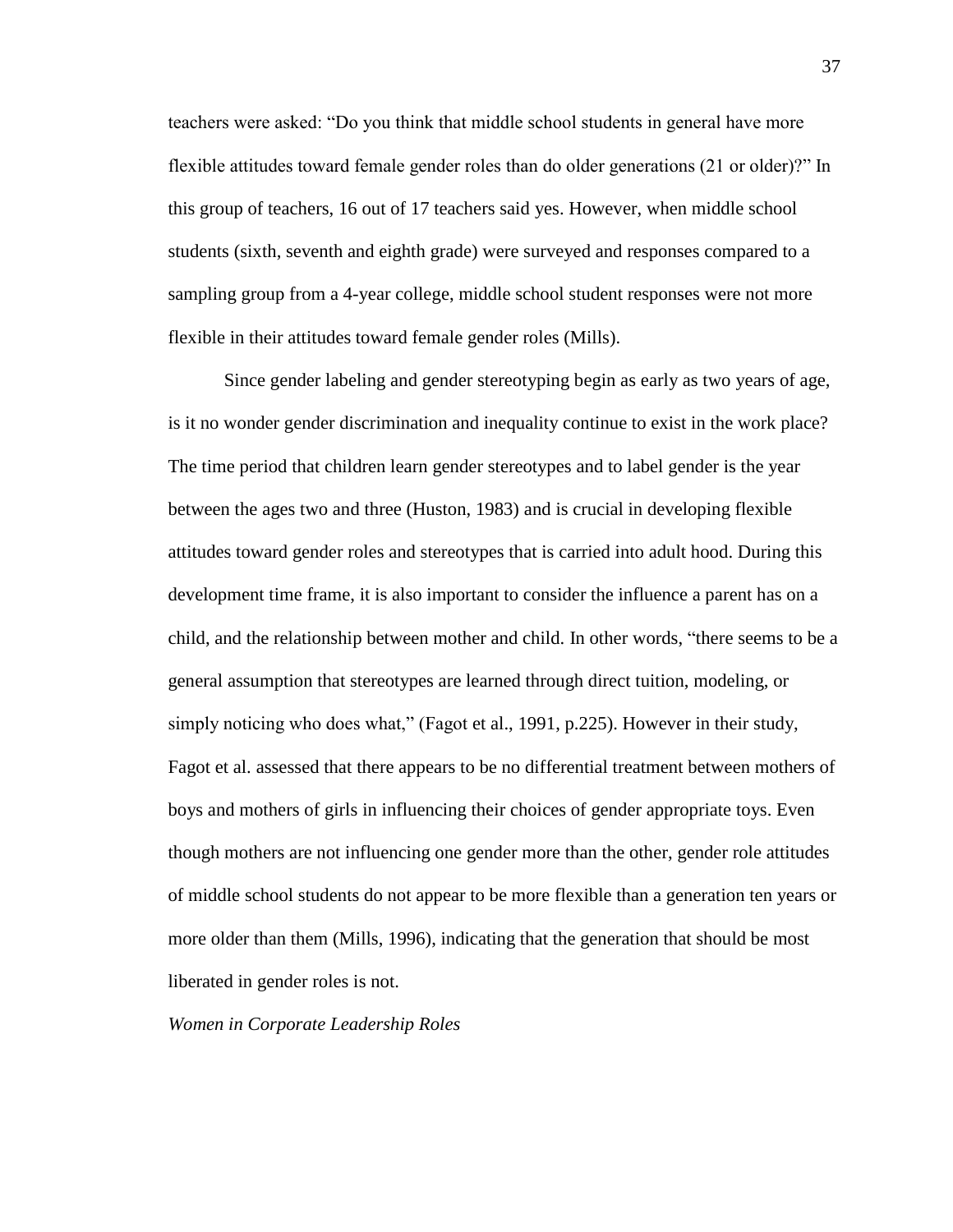teachers were asked: "Do you think that middle school students in general have more flexible attitudes toward female gender roles than do older generations (21 or older)?" In this group of teachers, 16 out of 17 teachers said yes. However, when middle school students (sixth, seventh and eighth grade) were surveyed and responses compared to a sampling group from a 4-year college, middle school student responses were not more flexible in their attitudes toward female gender roles (Mills).

Since gender labeling and gender stereotyping begin as early as two years of age, is it no wonder gender discrimination and inequality continue to exist in the work place? The time period that children learn gender stereotypes and to label gender is the year between the ages two and three (Huston, 1983) and is crucial in developing flexible attitudes toward gender roles and stereotypes that is carried into adult hood. During this development time frame, it is also important to consider the influence a parent has on a child, and the relationship between mother and child. In other words, "there seems to be a general assumption that stereotypes are learned through direct tuition, modeling, or simply noticing who does what," (Fagot et al., 1991, p.225). However in their study, Fagot et al. assessed that there appears to be no differential treatment between mothers of boys and mothers of girls in influencing their choices of gender appropriate toys. Even though mothers are not influencing one gender more than the other, gender role attitudes of middle school students do not appear to be more flexible than a generation ten years or more older than them (Mills, 1996), indicating that the generation that should be most liberated in gender roles is not.

*Women in Corporate Leadership Roles*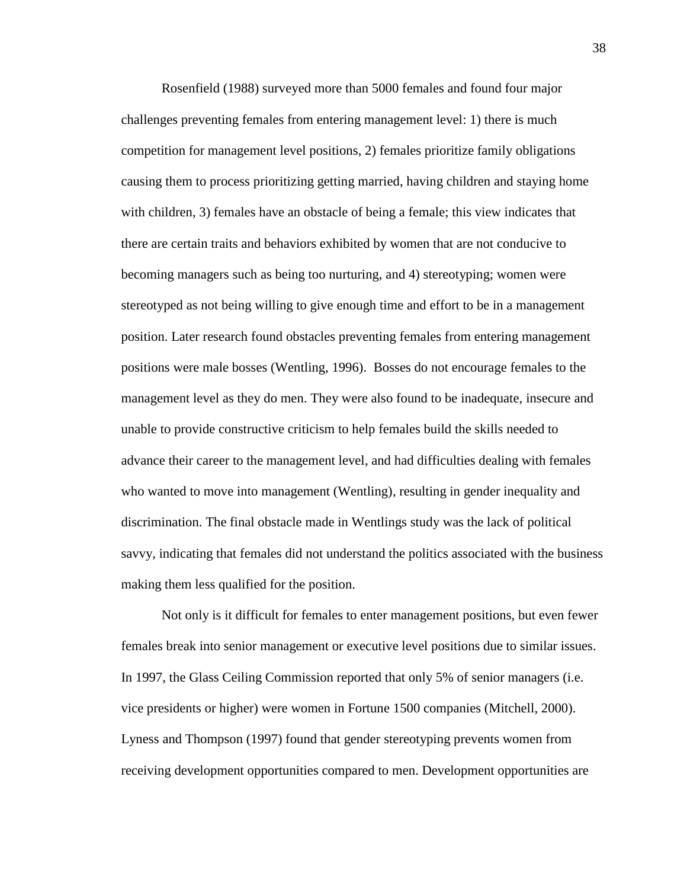Rosenfield (1988) surveyed more than 5000 females and found four major challenges preventing females from entering management level: 1) there is much competition for management level positions, 2) females prioritize family obligations causing them to process prioritizing getting married, having children and staying home with children, 3) females have an obstacle of being a female; this view indicates that there are certain traits and behaviors exhibited by women that are not conducive to becoming managers such as being too nurturing, and 4) stereotyping; women were stereotyped as not being willing to give enough time and effort to be in a management position. Later research found obstacles preventing females from entering management positions were male bosses (Wentling, 1996). Bosses do not encourage females to the management level as they do men. They were also found to be inadequate, insecure and unable to provide constructive criticism to help females build the skills needed to advance their career to the management level, and had difficulties dealing with females who wanted to move into management (Wentling), resulting in gender inequality and discrimination. The final obstacle made in Wentlings study was the lack of political savvy, indicating that females did not understand the politics associated with the business making them less qualified for the position.

Not only is it difficult for females to enter management positions, but even fewer females break into senior management or executive level positions due to similar issues. In 1997, the Glass Ceiling Commission reported that only 5% of senior managers (i.e. vice presidents or higher) were women in Fortune 1500 companies (Mitchell, 2000). Lyness and Thompson (1997) found that gender stereotyping prevents women from receiving development opportunities compared to men. Development opportunities are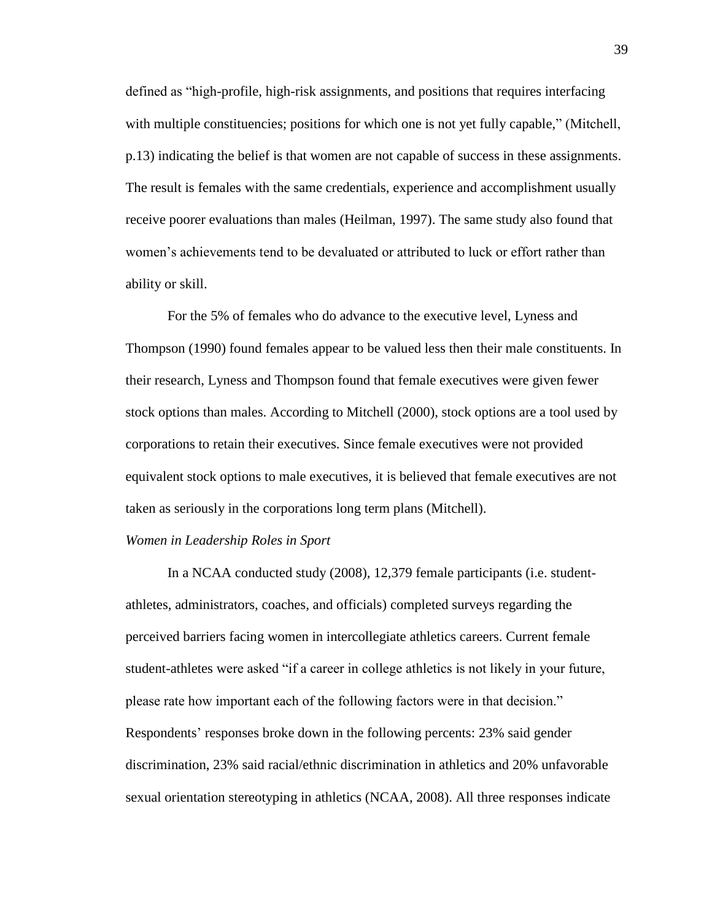defined as "high-profile, high-risk assignments, and positions that requires interfacing with multiple constituencies; positions for which one is not yet fully capable," (Mitchell, p.13) indicating the belief is that women are not capable of success in these assignments. The result is females with the same credentials, experience and accomplishment usually receive poorer evaluations than males (Heilman, 1997). The same study also found that women's achievements tend to be devaluated or attributed to luck or effort rather than ability or skill.

For the 5% of females who do advance to the executive level, Lyness and Thompson (1990) found females appear to be valued less then their male constituents. In their research, Lyness and Thompson found that female executives were given fewer stock options than males. According to Mitchell (2000), stock options are a tool used by corporations to retain their executives. Since female executives were not provided equivalent stock options to male executives, it is believed that female executives are not taken as seriously in the corporations long term plans (Mitchell).

### *Women in Leadership Roles in Sport*

In a NCAA conducted study (2008), 12,379 female participants (i.e. student-athletes, administrators, coaches, and officials) completed surveys regarding the perceived barriers facing women in intercollegiate athletics careers. Current female student-athletes were asked "if a career in college athletics is not likely in your future, please rate how important each of the following factors were in that decision." Respondents' responses broke down in the following percents: 23% said gender discrimination, 23% said racial/ethnic discrimination in athletics and 20% unfavorable sexual orientation stereotyping in athletics (NCAA, 2008). All three responses indicate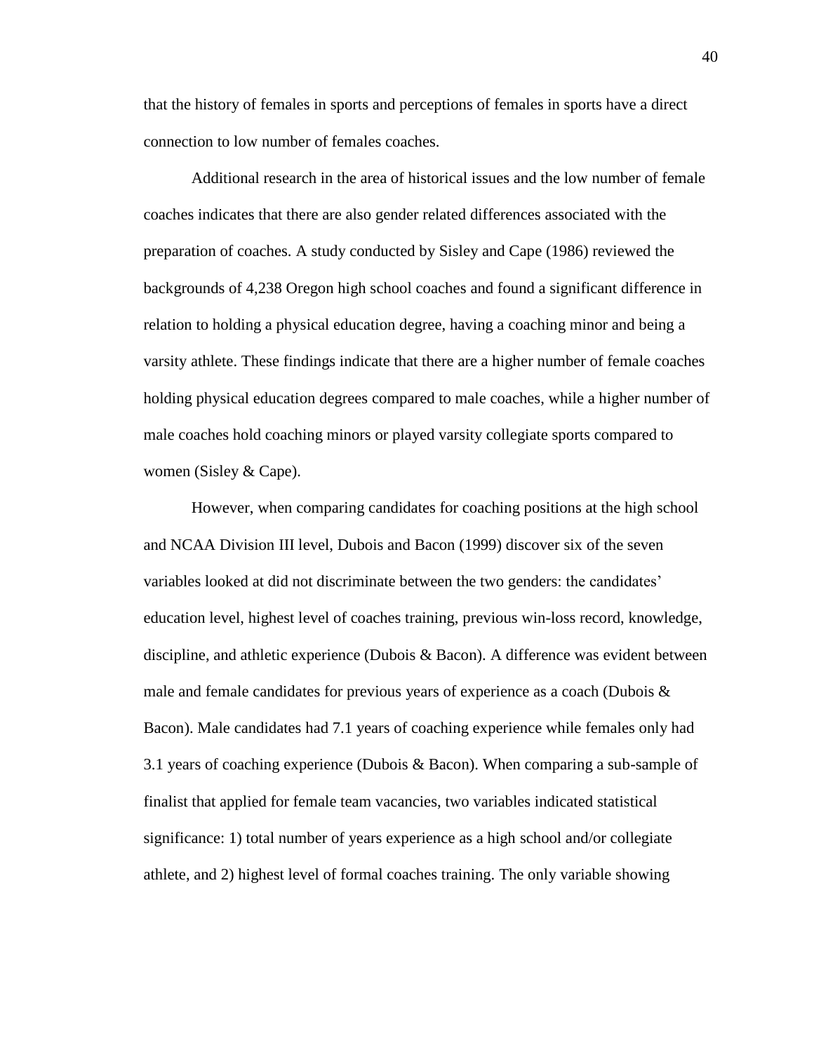that the history of females in sports and perceptions of females in sports have a direct connection to low number of females coaches.

Additional research in the area of historical issues and the low number of female coaches indicates that there are also gender related differences associated with the preparation of coaches. A study conducted by Sisley and Cape (1986) reviewed the backgrounds of 4,238 Oregon high school coaches and found a significant difference in relation to holding a physical education degree, having a coaching minor and being a varsity athlete. These findings indicate that there are a higher number of female coaches holding physical education degrees compared to male coaches, while a higher number of male coaches hold coaching minors or played varsity collegiate sports compared to women (Sisley & Cape).

However, when comparing candidates for coaching positions at the high school and NCAA Division III level, Dubois and Bacon (1999) discover six of the seven variables looked at did not discriminate between the two genders: the candidates' education level, highest level of coaches training, previous win-loss record, knowledge, discipline, and athletic experience (Dubois & Bacon). A difference was evident between male and female candidates for previous years of experience as a coach (Dubois & Bacon). Male candidates had 7.1 years of coaching experience while females only had 3.1 years of coaching experience (Dubois & Bacon). When comparing a sub-sample of finalist that applied for female team vacancies, two variables indicated statistical significance: 1) total number of years experience as a high school and/or collegiate athlete, and 2) highest level of formal coaches training. The only variable showing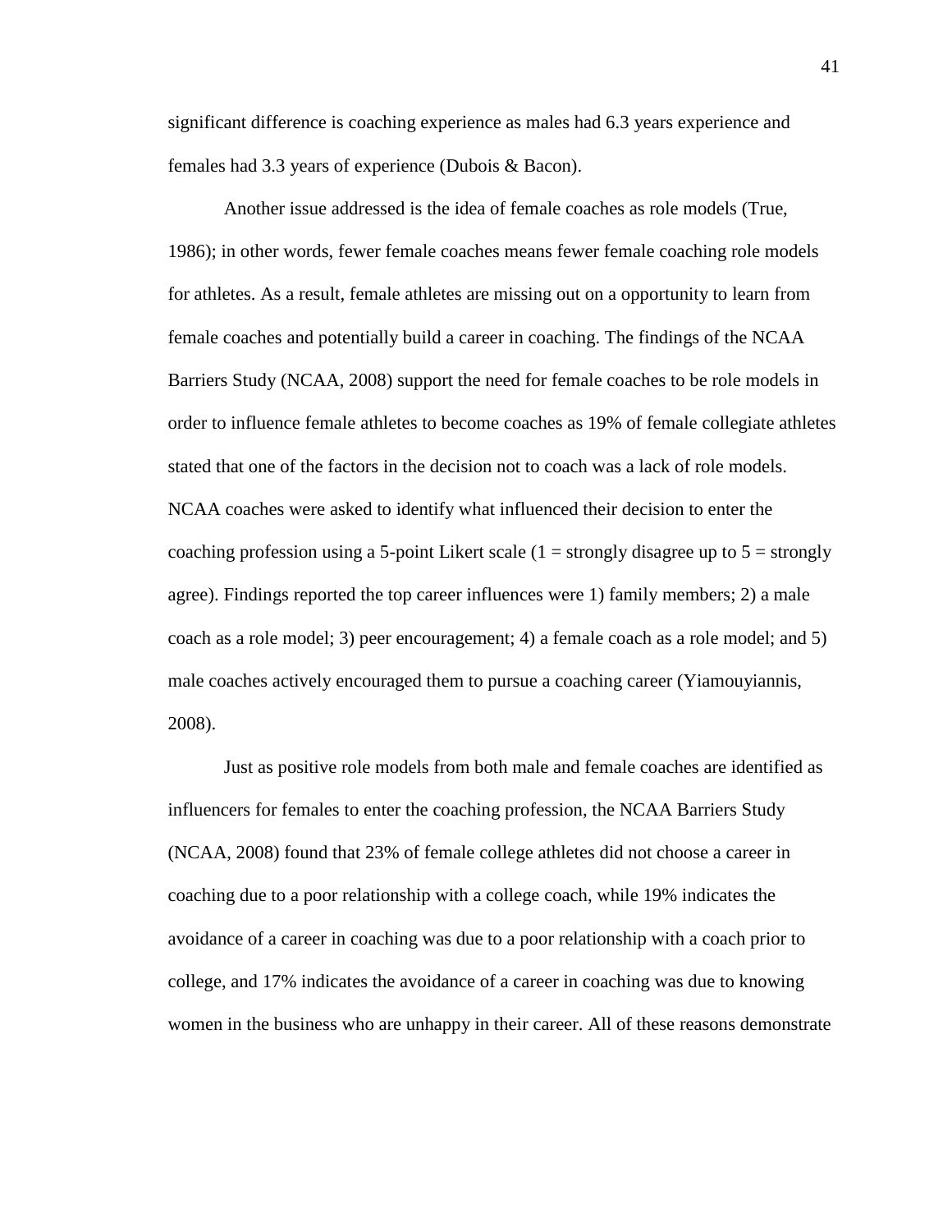significant difference is coaching experience as males had 6.3 years experience and females had 3.3 years of experience (Dubois & Bacon).

Another issue addressed is the idea of female coaches as role models (True, 1986); in other words, fewer female coaches means fewer female coaching role models for athletes. As a result, female athletes are missing out on a opportunity to learn from female coaches and potentially build a career in coaching. The findings of the NCAA Barriers Study (NCAA, 2008) support the need for female coaches to be role models in order to influence female athletes to become coaches as 19% of female collegiate athletes stated that one of the factors in the decision not to coach was a lack of role models. NCAA coaches were asked to identify what influenced their decision to enter the coaching profession using a 5-point Likert scale (1 = strongly disagree up to 5 = strongly agree). Findings reported the top career influences were 1) family members; 2) a male coach as a role model; 3) peer encouragement; 4) a female coach as a role model; and 5) male coaches actively encouraged them to pursue a coaching career (Yiamouyiannis, 2008).

Just as positive role models from both male and female coaches are identified as influencers for females to enter the coaching profession, the NCAA Barriers Study (NCAA, 2008) found that 23% of female college athletes did not choose a career in coaching due to a poor relationship with a college coach, while 19% indicates the avoidance of a career in coaching was due to a poor relationship with a coach prior to college, and 17% indicates the avoidance of a career in coaching was due to knowing women in the business who are unhappy in their career. All of these reasons demonstrate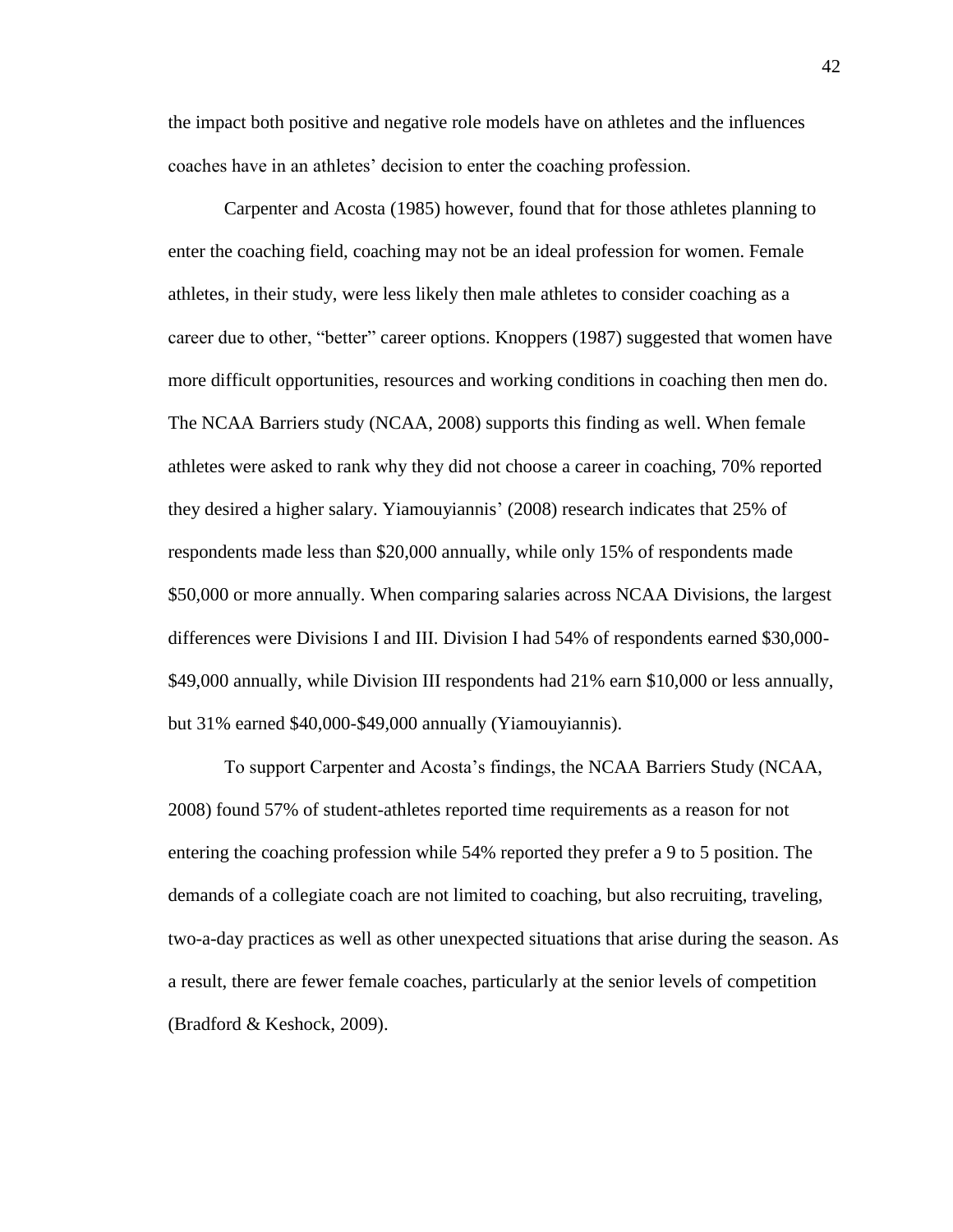the impact both positive and negative role models have on athletes and the influences coaches have in an athletes' decision to enter the coaching profession.

Carpenter and Acosta (1985) however, found that for those athletes planning to enter the coaching field, coaching may not be an ideal profession for women. Female athletes, in their study, were less likely then male athletes to consider coaching as a career due to other, "better" career options. Knoppers (1987) suggested that women have more difficult opportunities, resources and working conditions in coaching then men do. The NCAA Barriers study (NCAA, 2008) supports this finding as well. When female athletes were asked to rank why they did not choose a career in coaching, 70% reported they desired a higher salary. Yiamouyiannis' (2008) research indicates that 25% of respondents made less than $20,000 annually, while only 15% of respondents made $50,000 or more annually. When comparing salaries across NCAA Divisions, the largest differences were Divisions I and III. Division I had 54% of respondents earned $30,000-$49,000 annually, while Division III respondents had 21% earn $10,000 or less annually, but 31% earned $40,000-$49,000 annually (Yiamouyiannis).

To support Carpenter and Acosta's findings, the NCAA Barriers Study (NCAA, 2008) found 57% of student-athletes reported time requirements as a reason for not entering the coaching profession while 54% reported they prefer a 9 to 5 position. The demands of a collegiate coach are not limited to coaching, but also recruiting, traveling, two-a-day practices as well as other unexpected situations that arise during the season. As a result, there are fewer female coaches, particularly at the senior levels of competition (Bradford & Keshock, 2009).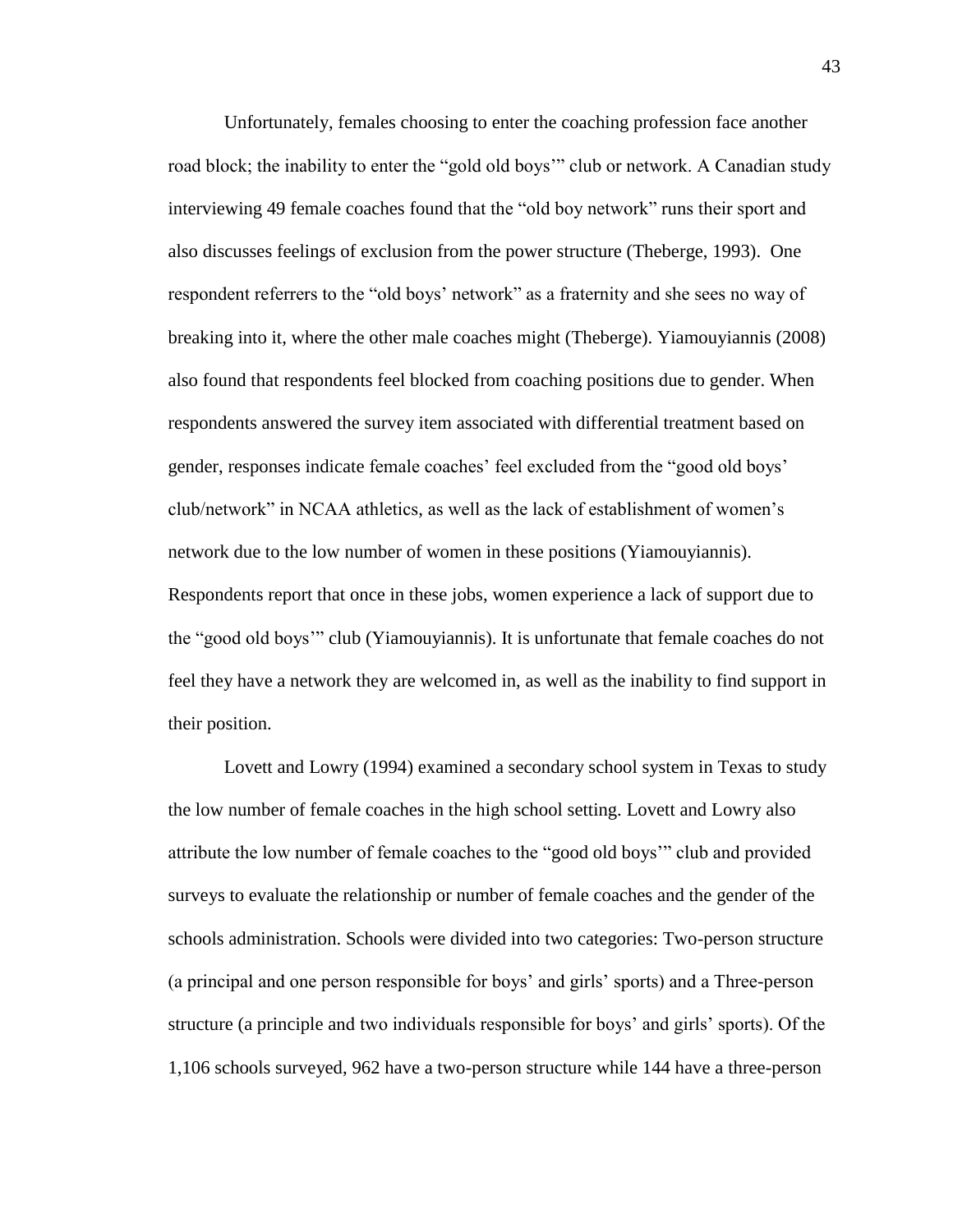Unfortunately, females choosing to enter the coaching profession face another road block; the inability to enter the "gold old boys'" club or network. A Canadian study interviewing 49 female coaches found that the "old boy network" runs their sport and also discusses feelings of exclusion from the power structure (Theberge, 1993). One respondent referrers to the "old boys' network" as a fraternity and she sees no way of breaking into it, where the other male coaches might (Theberge). Yiamouyiannis (2008) also found that respondents feel blocked from coaching positions due to gender. When respondents answered the survey item associated with differential treatment based on gender, responses indicate female coaches' feel excluded from the "good old boys' club/network" in NCAA athletics, as well as the lack of establishment of women's network due to the low number of women in these positions (Yiamouyiannis). Respondents report that once in these jobs, women experience a lack of support due to the "good old boys'" club (Yiamouyiannis). It is unfortunate that female coaches do not feel they have a network they are welcomed in, as well as the inability to find support in their position.

Lovett and Lowry (1994) examined a secondary school system in Texas to study the low number of female coaches in the high school setting. Lovett and Lowry also attribute the low number of female coaches to the "good old boys'" club and provided surveys to evaluate the relationship or number of female coaches and the gender of the schools administration. Schools were divided into two categories: Two-person structure (a principal and one person responsible for boys' and girls' sports) and a Three-person structure (a principle and two individuals responsible for boys' and girls' sports). Of the 1,106 schools surveyed, 962 have a two-person structure while 144 have a three-person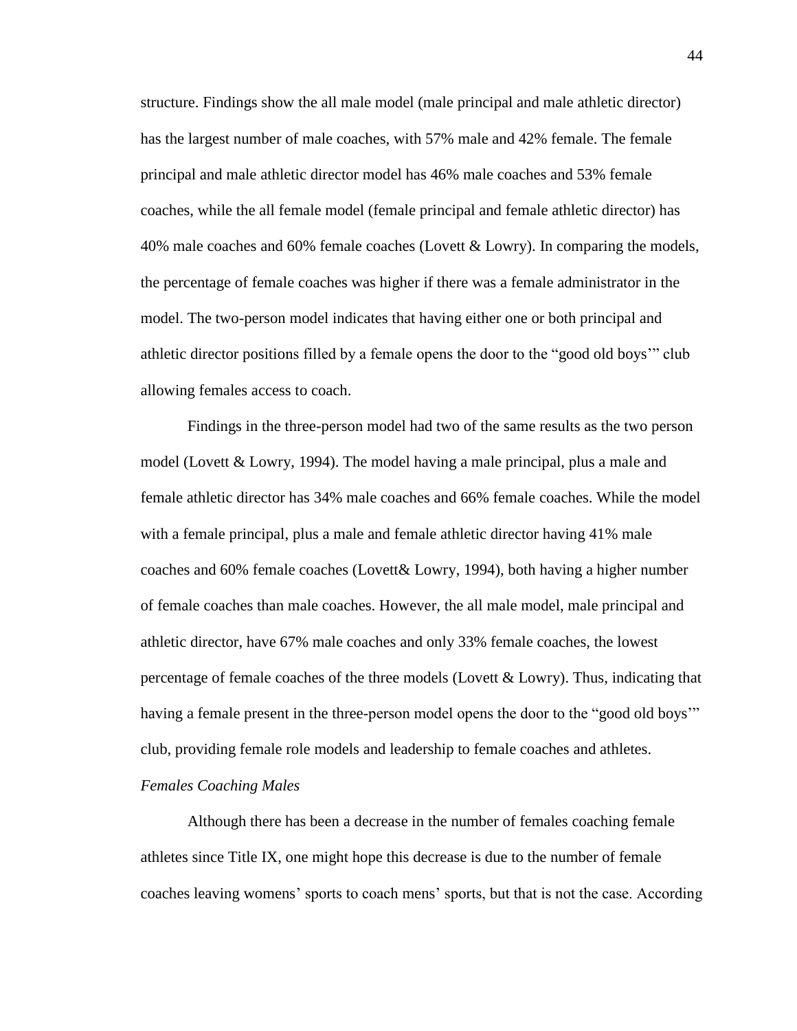structure. Findings show the all male model (male principal and male athletic director) has the largest number of male coaches, with 57% male and 42% female. The female principal and male athletic director model has 46% male coaches and 53% female coaches, while the all female model (female principal and female athletic director) has 40% male coaches and 60% female coaches (Lovett & Lowry). In comparing the models, the percentage of female coaches was higher if there was a female administrator in the model. The two-person model indicates that having either one or both principal and athletic director positions filled by a female opens the door to the "good old boys'" club allowing females access to coach.

Findings in the three-person model had two of the same results as the two person model (Lovett & Lowry, 1994). The model having a male principal, plus a male and female athletic director has 34% male coaches and 66% female coaches. While the model with a female principal, plus a male and female athletic director having 41% male coaches and 60% female coaches (Lovett& Lowry, 1994), both having a higher number of female coaches than male coaches. However, the all male model, male principal and athletic director, have 67% male coaches and only 33% female coaches, the lowest percentage of female coaches of the three models (Lovett & Lowry). Thus, indicating that having a female present in the three-person model opens the door to the "good old boys'" club, providing female role models and leadership to female coaches and athletes.

*Females Coaching Males*

Although there has been a decrease in the number of females coaching female athletes since Title IX, one might hope this decrease is due to the number of female coaches leaving womens' sports to coach mens' sports, but that is not the case. According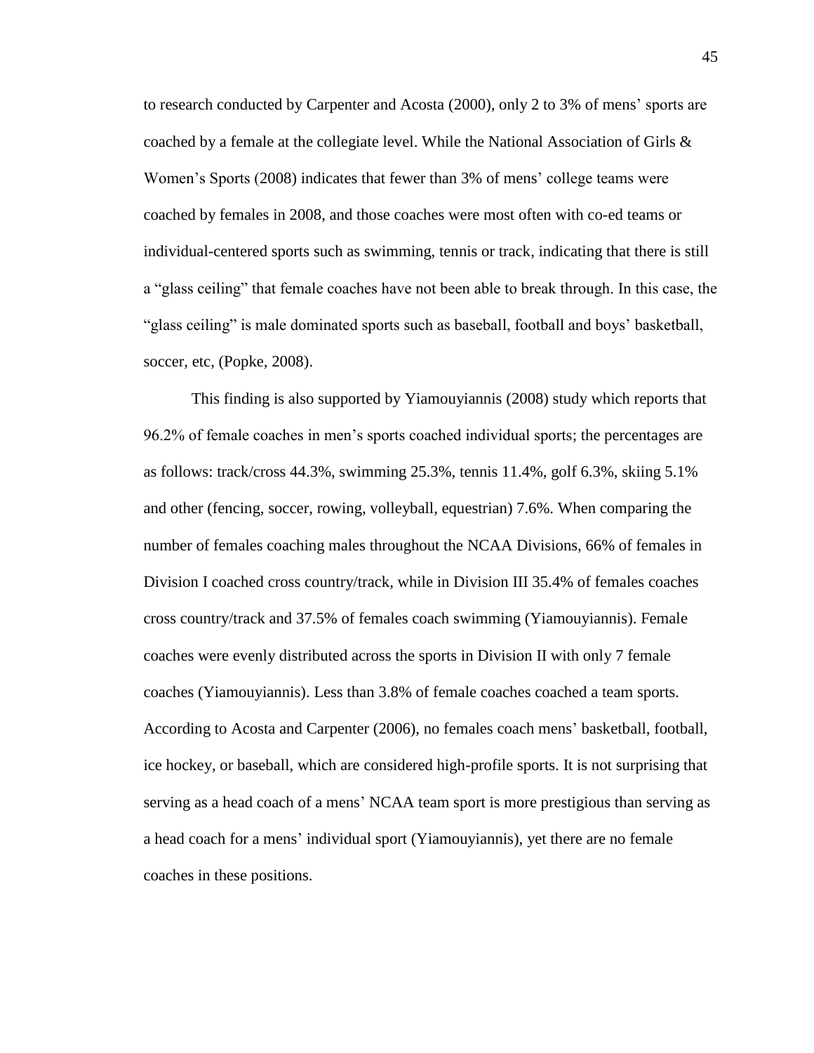to research conducted by Carpenter and Acosta (2000), only 2 to 3% of mens' sports are coached by a female at the collegiate level. While the National Association of Girls & Women's Sports (2008) indicates that fewer than 3% of mens' college teams were coached by females in 2008, and those coaches were most often with co-ed teams or individual-centered sports such as swimming, tennis or track, indicating that there is still a "glass ceiling" that female coaches have not been able to break through. In this case, the "glass ceiling" is male dominated sports such as baseball, football and boys' basketball, soccer, etc, (Popke, 2008).

This finding is also supported by Yiamouyiannis (2008) study which reports that 96.2% of female coaches in men's sports coached individual sports; the percentages are as follows: track/cross 44.3%, swimming 25.3%, tennis 11.4%, golf 6.3%, skiing 5.1% and other (fencing, soccer, rowing, volleyball, equestrian) 7.6%. When comparing the number of females coaching males throughout the NCAA Divisions, 66% of females in Division I coached cross country/track, while in Division III 35.4% of females coaches cross country/track and 37.5% of females coach swimming (Yiamouyiannis). Female coaches were evenly distributed across the sports in Division II with only 7 female coaches (Yiamouyiannis). Less than 3.8% of female coaches coached a team sports. According to Acosta and Carpenter (2006), no females coach mens' basketball, football, ice hockey, or baseball, which are considered high-profile sports. It is not surprising that serving as a head coach of a mens' NCAA team sport is more prestigious than serving as a head coach for a mens' individual sport (Yiamouyiannis), yet there are no female coaches in these positions.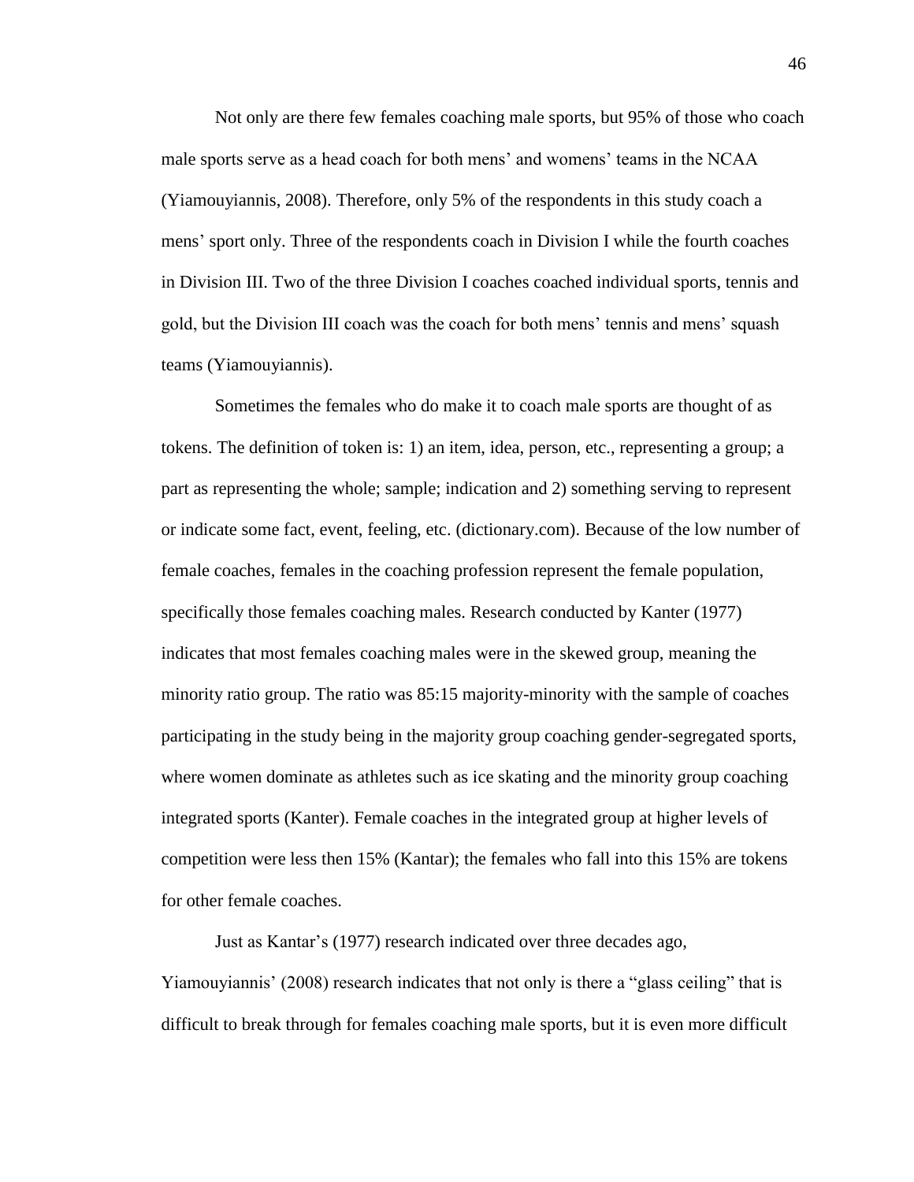Not only are there few females coaching male sports, but 95% of those who coach male sports serve as a head coach for both mens' and womens' teams in the NCAA (Yiamouyiannis, 2008). Therefore, only 5% of the respondents in this study coach a mens' sport only. Three of the respondents coach in Division I while the fourth coaches in Division III. Two of the three Division I coaches coached individual sports, tennis and gold, but the Division III coach was the coach for both mens' tennis and mens' squash teams (Yiamouyiannis).

Sometimes the females who do make it to coach male sports are thought of as tokens. The definition of token is: 1) an item, idea, person, etc., representing a group; a part as representing the whole; sample; indication and 2) something serving to represent or indicate some fact, event, feeling, etc. (dictionary.com). Because of the low number of female coaches, females in the coaching profession represent the female population, specifically those females coaching males. Research conducted by Kanter (1977) indicates that most females coaching males were in the skewed group, meaning the minority ratio group. The ratio was 85:15 majority-minority with the sample of coaches participating in the study being in the majority group coaching gender-segregated sports, where women dominate as athletes such as ice skating and the minority group coaching integrated sports (Kanter). Female coaches in the integrated group at higher levels of competition were less then 15% (Kantar); the females who fall into this 15% are tokens for other female coaches.

Just as Kantar's (1977) research indicated over three decades ago, Yiamouyiannis' (2008) research indicates that not only is there a "glass ceiling" that is difficult to break through for females coaching male sports, but it is even more difficult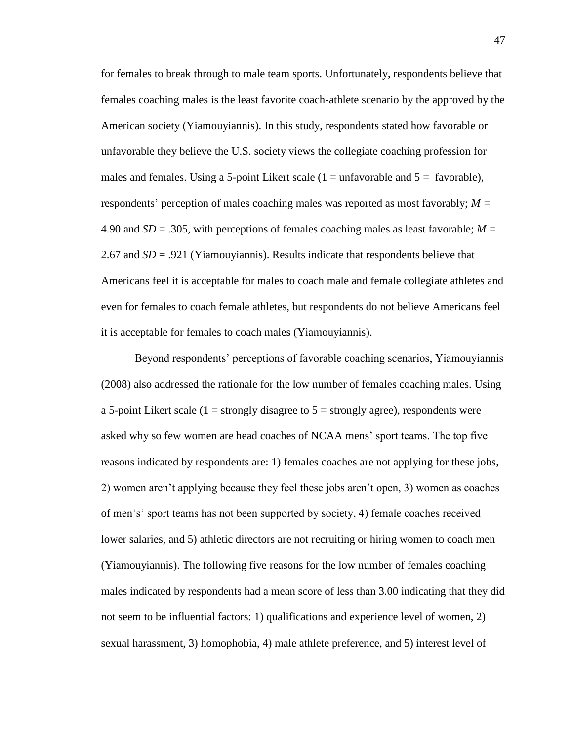for females to break through to male team sports. Unfortunately, respondents believe that females coaching males is the least favorite coach-athlete scenario by the approved by the American society (Yiamouyiannis). In this study, respondents stated how favorable or unfavorable they believe the U.S. society views the collegiate coaching profession for males and females. Using a 5-point Likert scale (1 = unfavorable and 5 = favorable), respondents' perception of males coaching males was reported as most favorably; $M$ = 4.90 and $SD$ = .305, with perceptions of females coaching males as least favorable; $M$ = 2.67 and $SD$ = .921 (Yiamouyiannis). Results indicate that respondents believe that Americans feel it is acceptable for males to coach male and female collegiate athletes and even for females to coach female athletes, but respondents do not believe Americans feel it is acceptable for females to coach males (Yiamouyiannis).

Beyond respondents' perceptions of favorable coaching scenarios, Yiamouyiannis (2008) also addressed the rationale for the low number of females coaching males. Using a 5-point Likert scale (1 = strongly disagree to 5 = strongly agree), respondents were asked why so few women are head coaches of NCAA mens' sport teams. The top five reasons indicated by respondents are: 1) females coaches are not applying for these jobs, 2) women aren't applying because they feel these jobs aren't open, 3) women as coaches of men's' sport teams has not been supported by society, 4) female coaches received lower salaries, and 5) athletic directors are not recruiting or hiring women to coach men (Yiamouyiannis). The following five reasons for the low number of females coaching males indicated by respondents had a mean score of less than 3.00 indicating that they did not seem to be influential factors: 1) qualifications and experience level of women, 2) sexual harassment, 3) homophobia, 4) male athlete preference, and 5) interest level of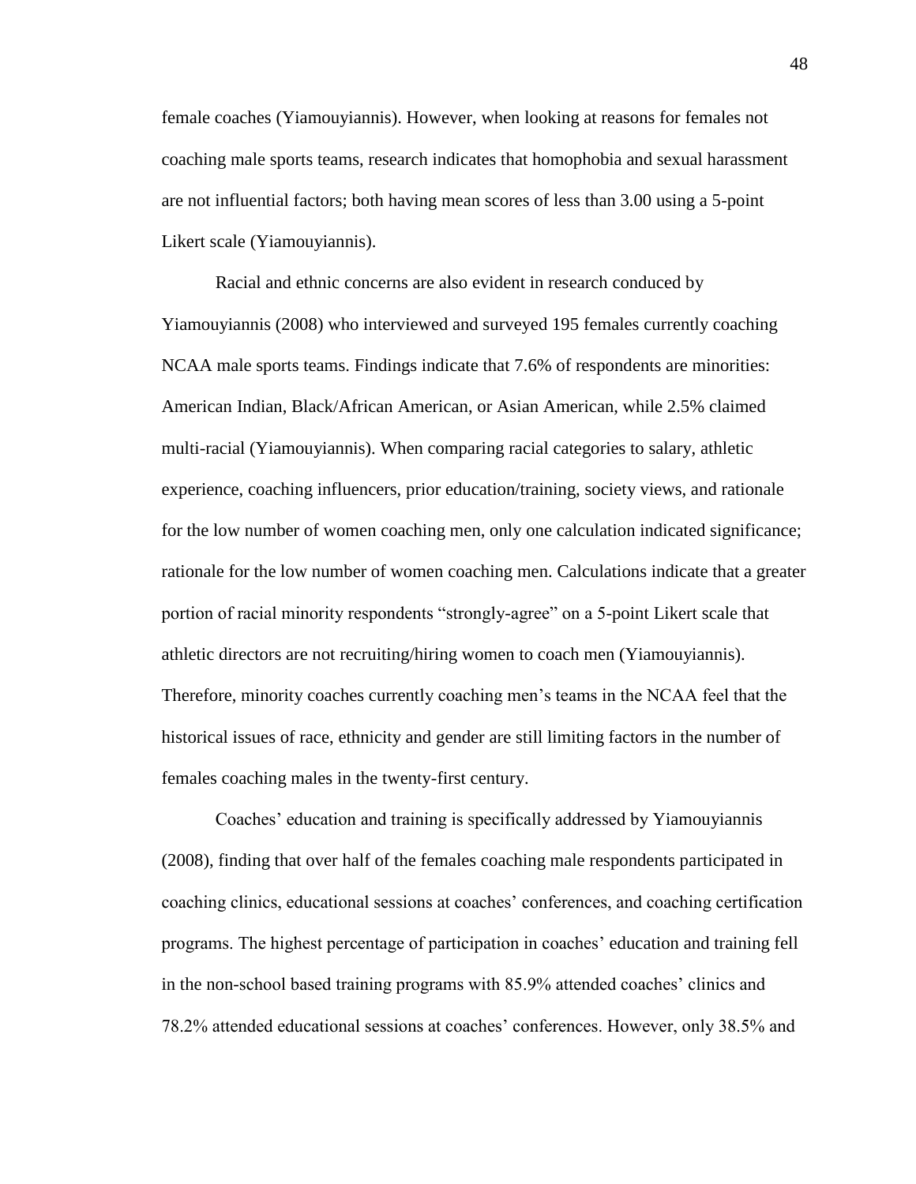female coaches (Yiamouyiannis). However, when looking at reasons for females not coaching male sports teams, research indicates that homophobia and sexual harassment are not influential factors; both having mean scores of less than 3.00 using a 5-point Likert scale (Yiamouyiannis).

Racial and ethnic concerns are also evident in research conduced by Yiamouyiannis (2008) who interviewed and surveyed 195 females currently coaching NCAA male sports teams. Findings indicate that 7.6% of respondents are minorities: American Indian, Black/African American, or Asian American, while 2.5% claimed multi-racial (Yiamouyiannis). When comparing racial categories to salary, athletic experience, coaching influencers, prior education/training, society views, and rationale for the low number of women coaching men, only one calculation indicated significance; rationale for the low number of women coaching men. Calculations indicate that a greater portion of racial minority respondents "strongly-agree" on a 5-point Likert scale that athletic directors are not recruiting/hiring women to coach men (Yiamouyiannis). Therefore, minority coaches currently coaching men's teams in the NCAA feel that the historical issues of race, ethnicity and gender are still limiting factors in the number of females coaching males in the twenty-first century.

Coaches' education and training is specifically addressed by Yiamouyiannis (2008), finding that over half of the females coaching male respondents participated in coaching clinics, educational sessions at coaches' conferences, and coaching certification programs. The highest percentage of participation in coaches' education and training fell in the non-school based training programs with 85.9% attended coaches' clinics and 78.2% attended educational sessions at coaches' conferences. However, only 38.5% and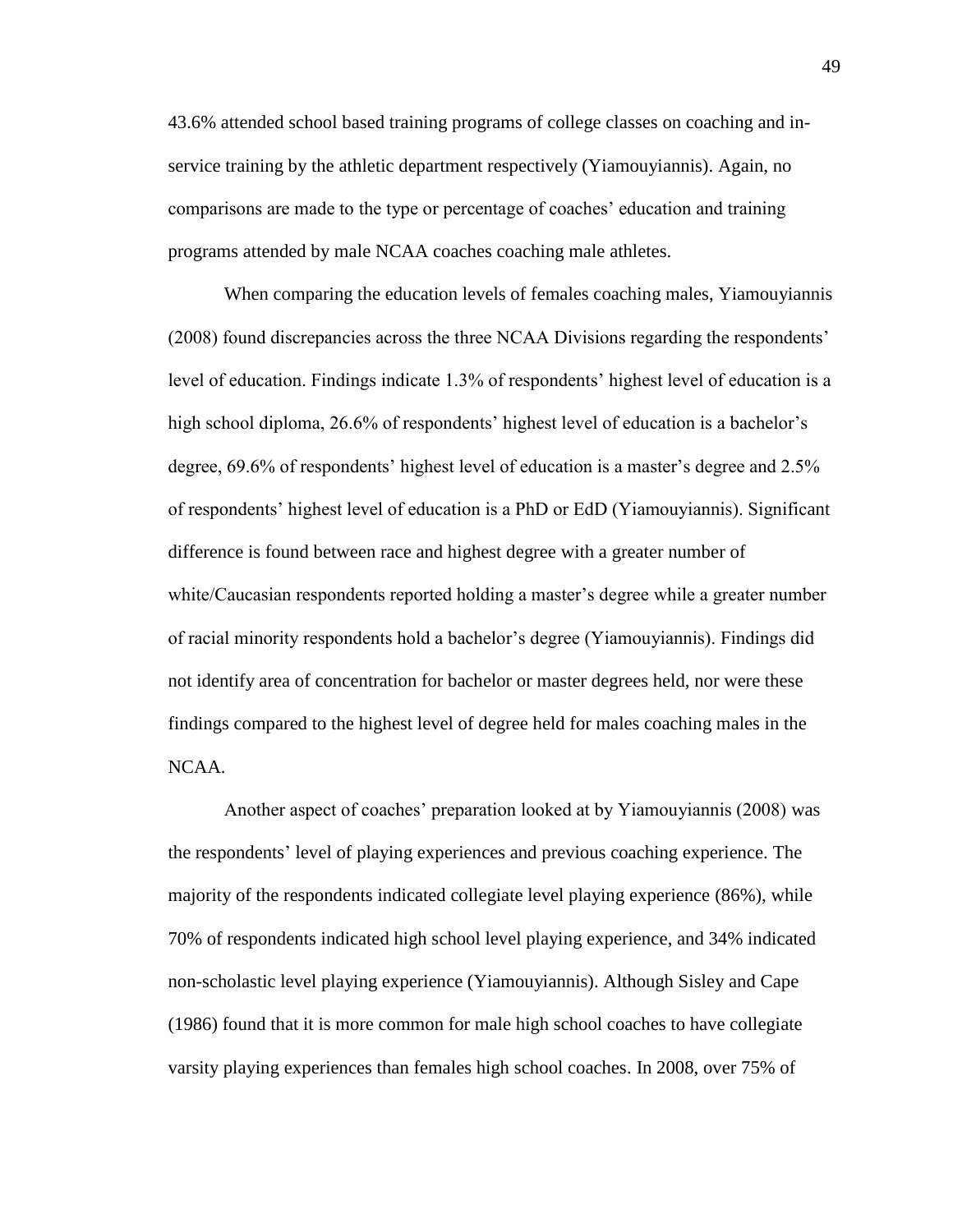43.6% attended school based training programs of college classes on coaching and in-service training by the athletic department respectively (Yiamouyiannis). Again, no comparisons are made to the type or percentage of coaches' education and training programs attended by male NCAA coaches coaching male athletes.

When comparing the education levels of females coaching males, Yiamouyiannis (2008) found discrepancies across the three NCAA Divisions regarding the respondents' level of education. Findings indicate 1.3% of respondents' highest level of education is a high school diploma, 26.6% of respondents' highest level of education is a bachelor's degree, 69.6% of respondents' highest level of education is a master's degree and 2.5% of respondents' highest level of education is a PhD or EdD (Yiamouyiannis). Significant difference is found between race and highest degree with a greater number of white/Caucasian respondents reported holding a master's degree while a greater number of racial minority respondents hold a bachelor's degree (Yiamouyiannis). Findings did not identify area of concentration for bachelor or master degrees held, nor were these findings compared to the highest level of degree held for males coaching males in the NCAA.

Another aspect of coaches' preparation looked at by Yiamouyiannis (2008) was the respondents' level of playing experiences and previous coaching experience. The majority of the respondents indicated collegiate level playing experience (86%), while 70% of respondents indicated high school level playing experience, and 34% indicated non-scholastic level playing experience (Yiamouyiannis). Although Sisley and Cape (1986) found that it is more common for male high school coaches to have collegiate varsity playing experiences than females high school coaches. In 2008, over 75% of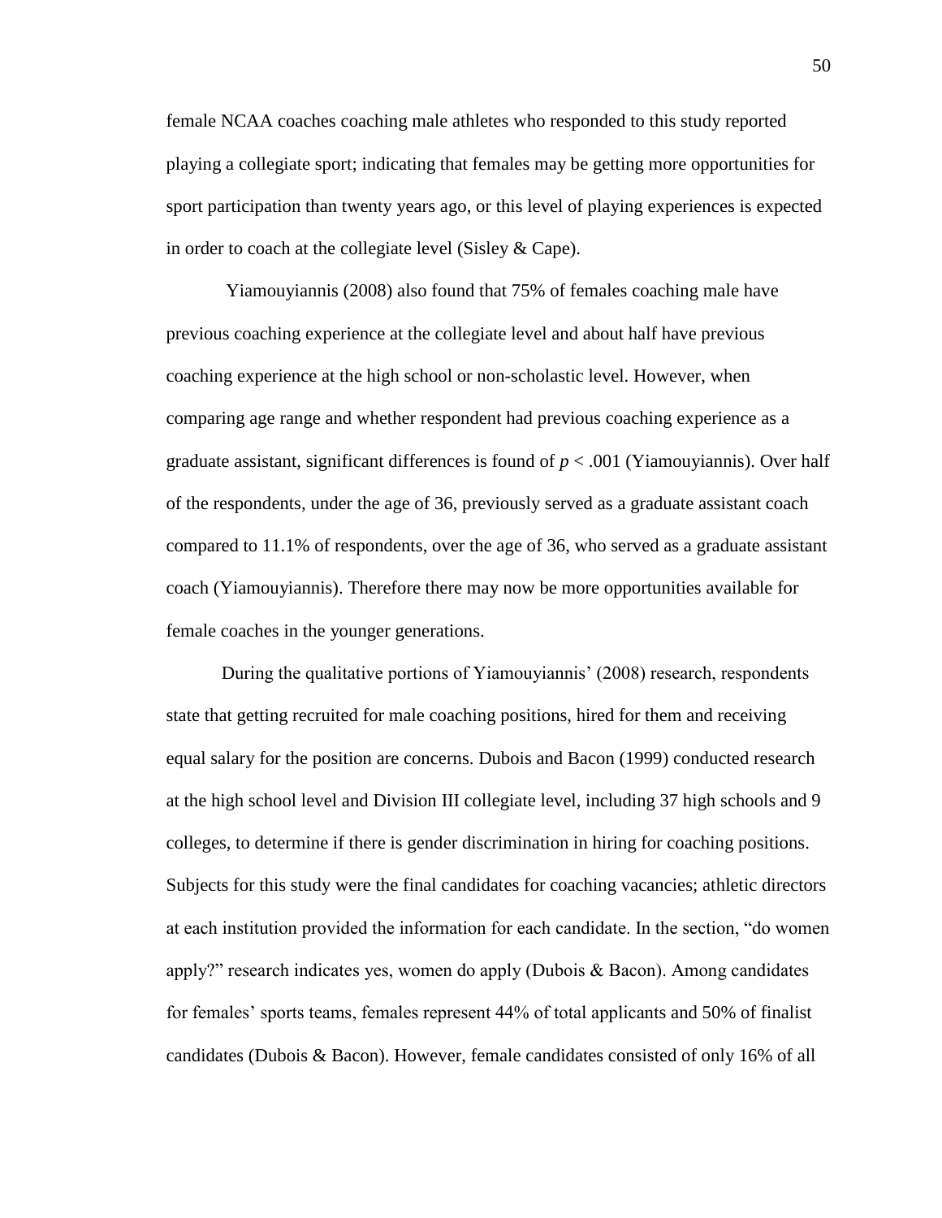female NCAA coaches coaching male athletes who responded to this study reported playing a collegiate sport; indicating that females may be getting more opportunities for sport participation than twenty years ago, or this level of playing experiences is expected in order to coach at the collegiate level (Sisley & Cape).

Yiamouyiannis (2008) also found that 75% of females coaching male have previous coaching experience at the collegiate level and about half have previous coaching experience at the high school or non-scholastic level. However, when comparing age range and whether respondent had previous coaching experience as a graduate assistant, significant differences is found of $p < .001$ (Yiamouyiannis). Over half of the respondents, under the age of 36, previously served as a graduate assistant coach compared to 11.1% of respondents, over the age of 36, who served as a graduate assistant coach (Yiamouyiannis). Therefore there may now be more opportunities available for female coaches in the younger generations.

During the qualitative portions of Yiamouyiannis' (2008) research, respondents state that getting recruited for male coaching positions, hired for them and receiving equal salary for the position are concerns. Dubois and Bacon (1999) conducted research at the high school level and Division III collegiate level, including 37 high schools and 9 colleges, to determine if there is gender discrimination in hiring for coaching positions. Subjects for this study were the final candidates for coaching vacancies; athletic directors at each institution provided the information for each candidate. In the section, "do women apply?" research indicates yes, women do apply (Dubois & Bacon). Among candidates for females' sports teams, females represent 44% of total applicants and 50% of finalist candidates (Dubois & Bacon). However, female candidates consisted of only 16% of all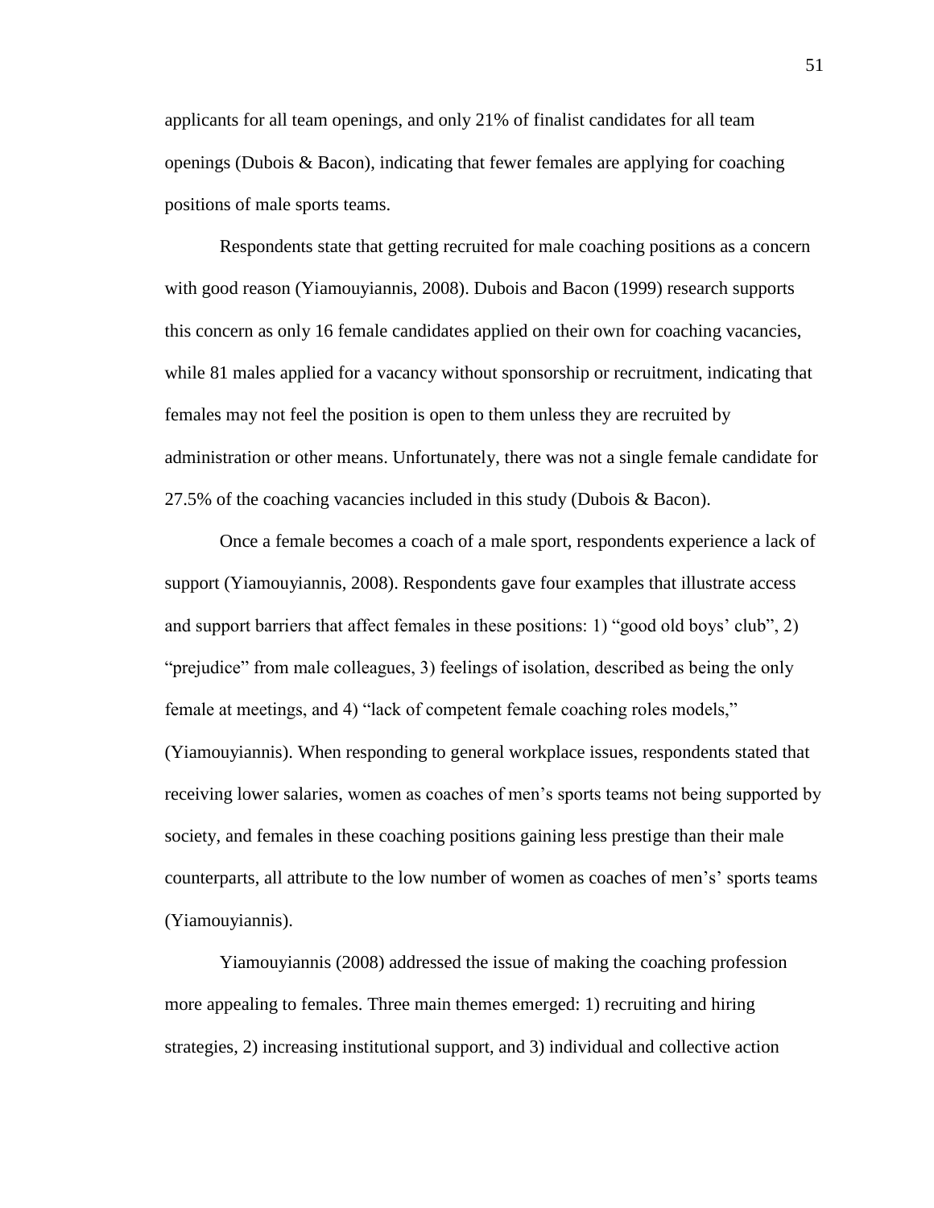applicants for all team openings, and only 21% of finalist candidates for all team openings (Dubois & Bacon), indicating that fewer females are applying for coaching positions of male sports teams.

Respondents state that getting recruited for male coaching positions as a concern with good reason (Yiamouyiannis, 2008). Dubois and Bacon (1999) research supports this concern as only 16 female candidates applied on their own for coaching vacancies, while 81 males applied for a vacancy without sponsorship or recruitment, indicating that females may not feel the position is open to them unless they are recruited by administration or other means. Unfortunately, there was not a single female candidate for 27.5% of the coaching vacancies included in this study (Dubois & Bacon).

Once a female becomes a coach of a male sport, respondents experience a lack of support (Yiamouyiannis, 2008). Respondents gave four examples that illustrate access and support barriers that affect females in these positions: 1) "good old boys' club", 2) "prejudice" from male colleagues, 3) feelings of isolation, described as being the only female at meetings, and 4) "lack of competent female coaching roles models," (Yiamouyiannis). When responding to general workplace issues, respondents stated that receiving lower salaries, women as coaches of men's sports teams not being supported by society, and females in these coaching positions gaining less prestige than their male counterparts, all attribute to the low number of women as coaches of men's' sports teams (Yiamouyiannis).

Yiamouyiannis (2008) addressed the issue of making the coaching profession more appealing to females. Three main themes emerged: 1) recruiting and hiring strategies, 2) increasing institutional support, and 3) individual and collective action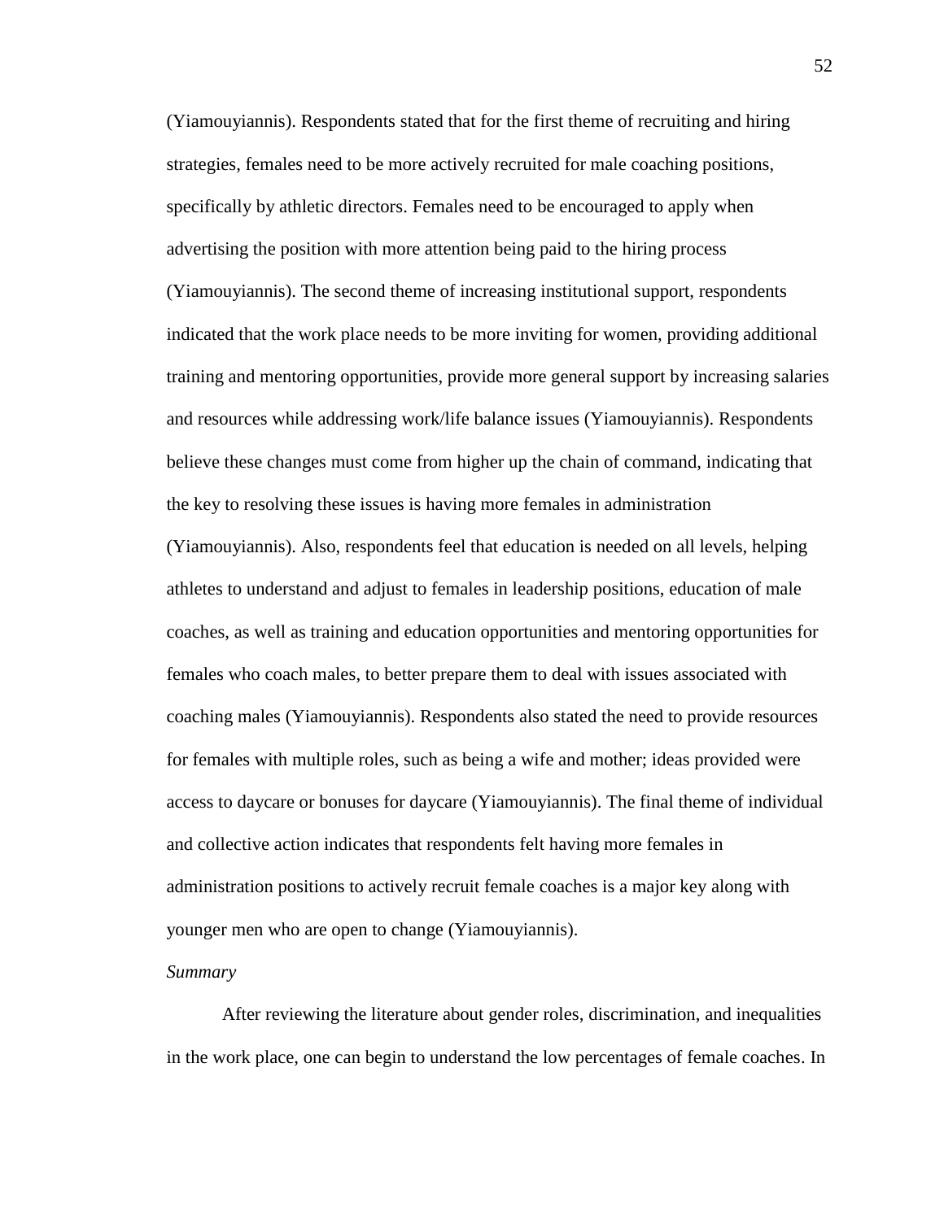(Yiamouyiannis). Respondents stated that for the first theme of recruiting and hiring strategies, females need to be more actively recruited for male coaching positions, specifically by athletic directors. Females need to be encouraged to apply when advertising the position with more attention being paid to the hiring process (Yiamouyiannis). The second theme of increasing institutional support, respondents indicated that the work place needs to be more inviting for women, providing additional training and mentoring opportunities, provide more general support by increasing salaries and resources while addressing work/life balance issues (Yiamouyiannis). Respondents believe these changes must come from higher up the chain of command, indicating that the key to resolving these issues is having more females in administration (Yiamouyiannis). Also, respondents feel that education is needed on all levels, helping athletes to understand and adjust to females in leadership positions, education of male coaches, as well as training and education opportunities and mentoring opportunities for females who coach males, to better prepare them to deal with issues associated with coaching males (Yiamouyiannis). Respondents also stated the need to provide resources for females with multiple roles, such as being a wife and mother; ideas provided were access to daycare or bonuses for daycare (Yiamouyiannis). The final theme of individual and collective action indicates that respondents felt having more females in administration positions to actively recruit female coaches is a major key along with younger men who are open to change (Yiamouyiannis).

*Summary*

After reviewing the literature about gender roles, discrimination, and inequalities in the work place, one can begin to understand the low percentages of female coaches. In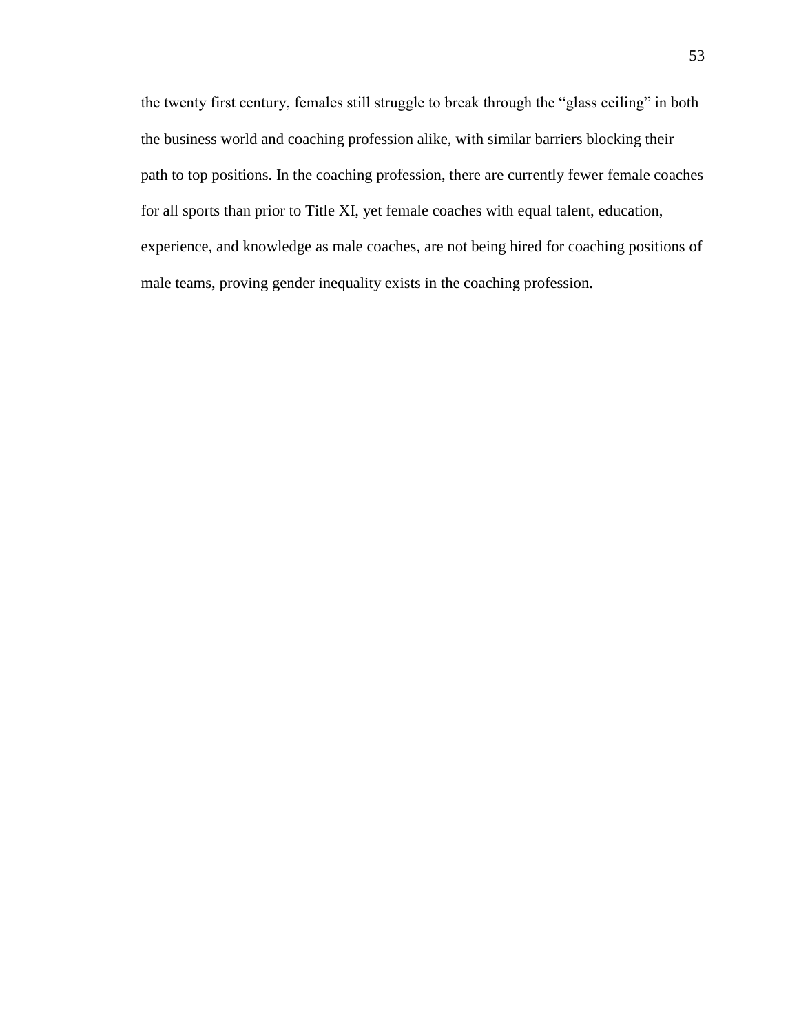the twenty first century, females still struggle to break through the "glass ceiling" in both the business world and coaching profession alike, with similar barriers blocking their path to top positions. In the coaching profession, there are currently fewer female coaches for all sports than prior to Title XI, yet female coaches with equal talent, education, experience, and knowledge as male coaches, are not being hired for coaching positions of male teams, proving gender inequality exists in the coaching profession.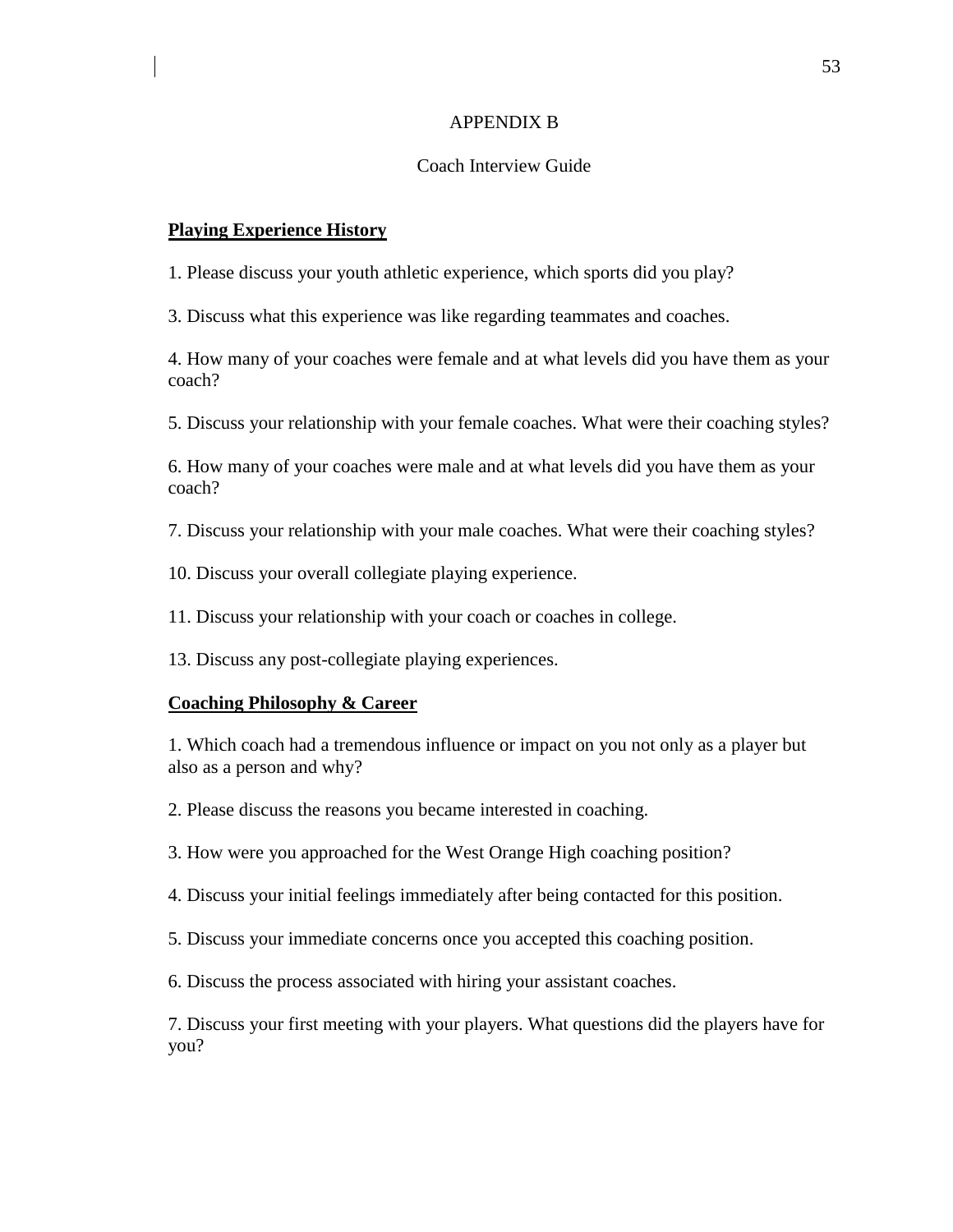# APPENDIX B

## Coach Interview Guide

**Playing Experience History**

1. Please discuss your youth athletic experience, which sports did you play?

3. Discuss what this experience was like regarding teammates and coaches.

4. How many of your coaches were female and at what levels did you have them as your coach?

5. Discuss your relationship with your female coaches. What were their coaching styles?

6. How many of your coaches were male and at what levels did you have them as your coach?

7. Discuss your relationship with your male coaches. What were their coaching styles?

10. Discuss your overall collegiate playing experience.

11. Discuss your relationship with your coach or coaches in college.

13. Discuss any post-collegiate playing experiences.

**Coaching Philosophy & Career**

1. Which coach had a tremendous influence or impact on you not only as a player but also as a person and why?

2. Please discuss the reasons you became interested in coaching.

3. How were you approached for the West Orange High coaching position?

4. Discuss your initial feelings immediately after being contacted for this position.

5. Discuss your immediate concerns once you accepted this coaching position.

6. Discuss the process associated with hiring your assistant coaches.

7. Discuss your first meeting with your players. What questions did the players have for you?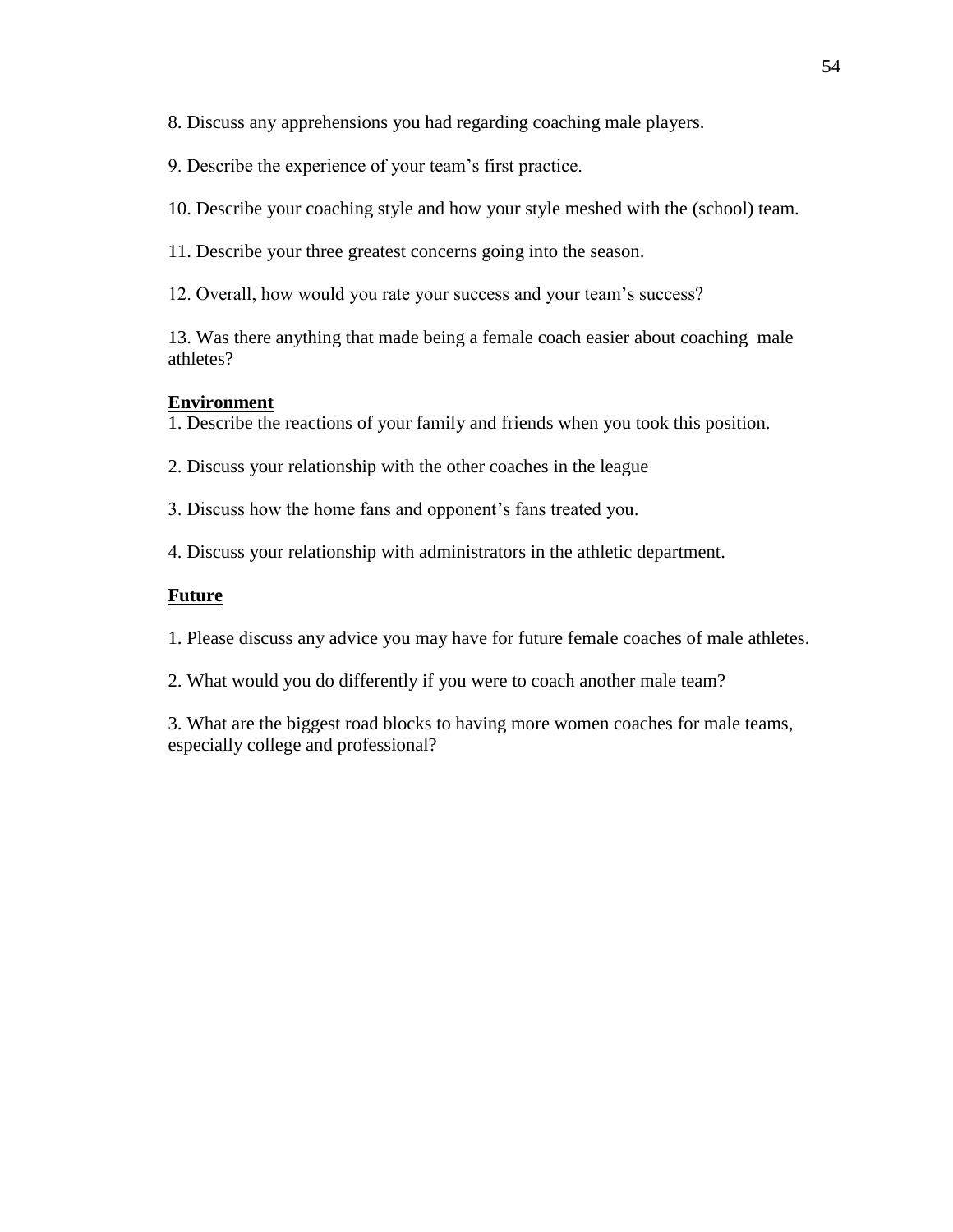8. Discuss any apprehensions you had regarding coaching male players.

9. Describe the experience of your team's first practice.

10. Describe your coaching style and how your style meshed with the (school) team.

11. Describe your three greatest concerns going into the season.

12. Overall, how would you rate your success and your team's success?

13. Was there anything that made being a female coach easier about coaching male athletes?

**Environment**

1. Describe the reactions of your family and friends when you took this position.

2. Discuss your relationship with the other coaches in the league

3. Discuss how the home fans and opponent's fans treated you.

4. Discuss your relationship with administrators in the athletic department.

**Future**

1. Please discuss any advice you may have for future female coaches of male athletes.

2. What would you do differently if you were to coach another male team?

3. What are the biggest road blocks to having more women coaches for male teams, especially college and professional?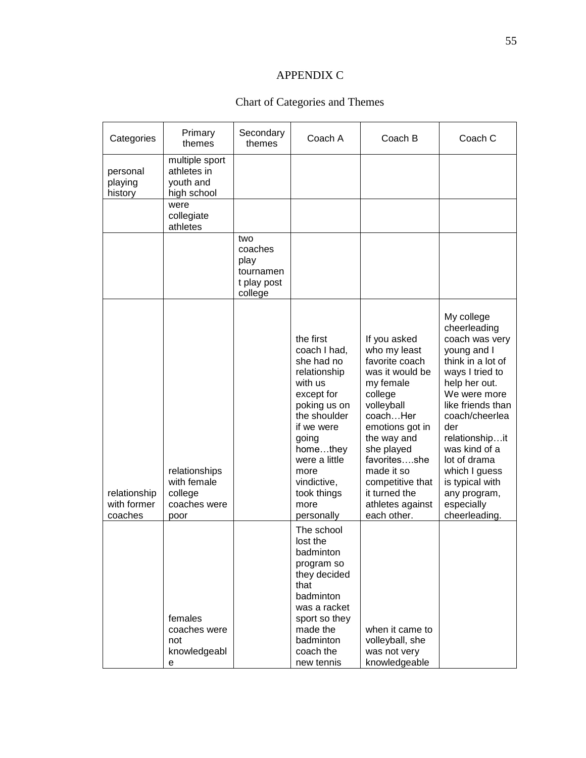# APPENDIX C

## Chart of Categories and Themes

| Categories | Primary themes | Secondary themes | Coach A | Coach B | Coach C |
|---|---|---|---|---|---|
| personal playing history | multiple sport athletes in youth and high school | | | | |
| | were collegiate athletes | | | | |
| | | two coaches play tournament play post college | | | |
| relationship with former coaches | relationships with female college coaches were poor | | the first coach I had, she had no relationship with us except for poking us on the shoulder if we were going home…they were a little more vindictive, took things more personally | If you asked who my least favorite coach was it would be my female college volleyball coach…Her emotions got in the way and she played favorites….she made it so competitive that it turned the athletes against each other. | My college cheerleading coach was very young and I think in a lot of ways I tried to help her out. We were more like friends than coach/cheerleader relationship…it was kind of a lot of drama which I guess is typical with any program, especially cheerleading. |
| | females coaches were not knowledgeable | | The school lost the badminton program so they decided that badminton was a racket sport so they made the badminton coach the new tennis | when it came to volleyball, she was not very knowledgeable | |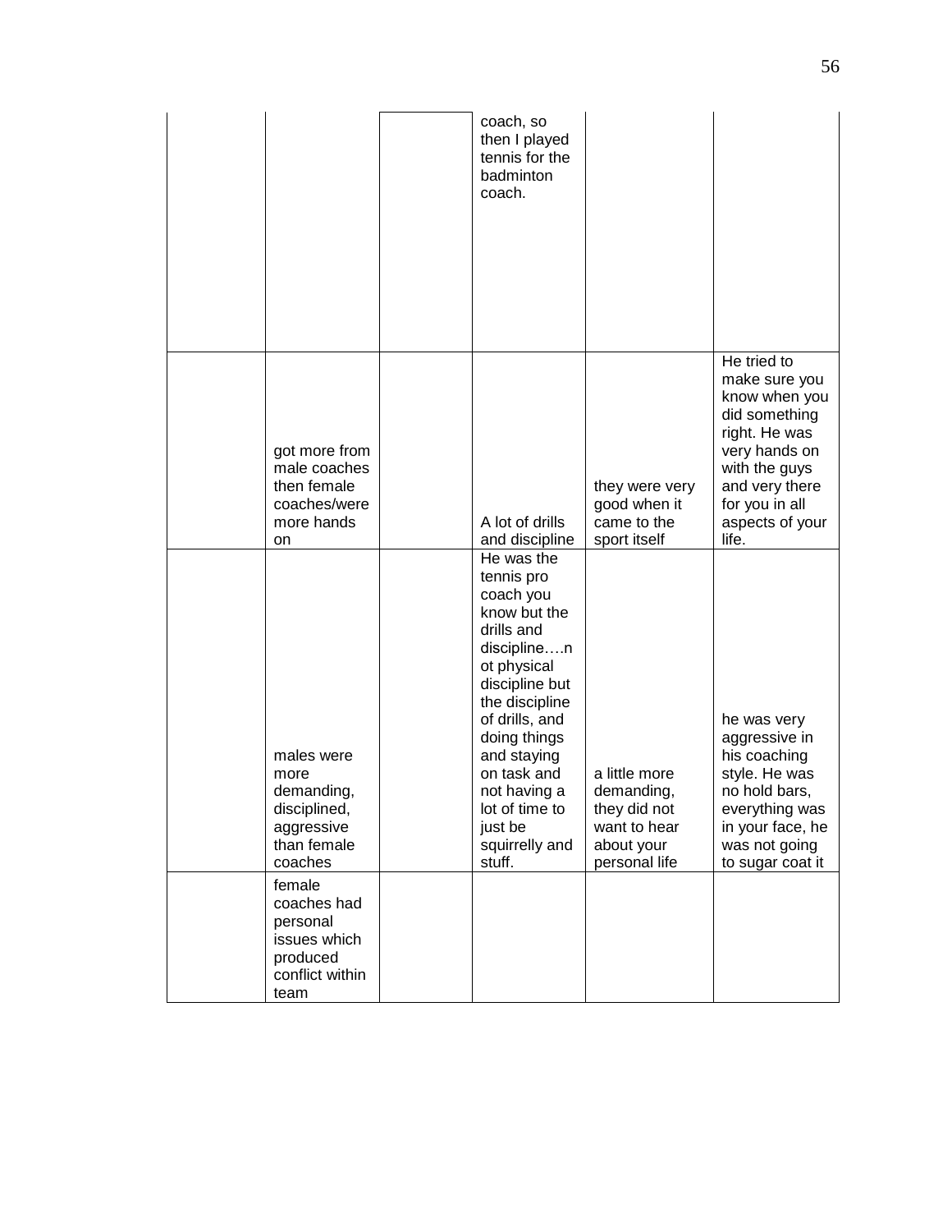| | | | | | |
|---|---|---|---|---|---|
| | | | coach, so then I played tennis for the badminton coach. | | |
| | got more from male coaches then female coaches/were more hands on | | A lot of drills and discipline | they were very good when it came to the sport itself | He tried to make sure you know when you did something right. He was very hands on with the guys and very there for you in all aspects of your life. |
| | males were more demanding, disciplined, aggressive than female coaches | | He was the tennis pro coach you know but the drills and discipline….not physical discipline but the discipline of drills, and doing things and staying on task and not having a lot of time to just be squirrelly and stuff. | a little more demanding, they did not want to hear about your personal life | he was very aggressive in his coaching style. He was no hold bars, everything was in your face, he was not going to sugar coat it |
| | female coaches had personal issues which produced conflict within team | | | | |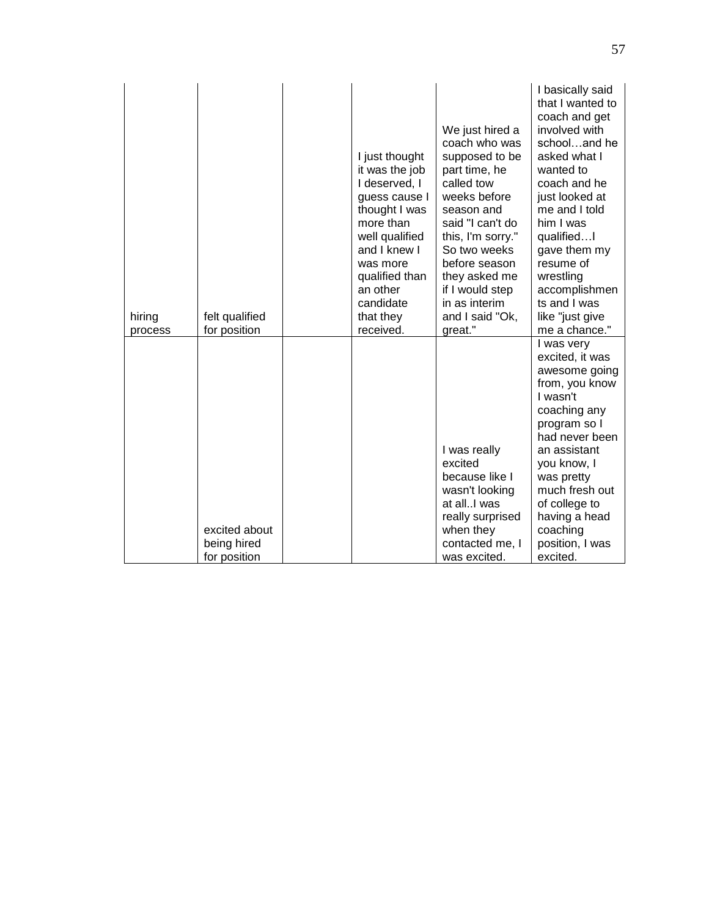| | | | | | |
|---|---|---|---|---|---|
| hiring process | felt qualified for position | | I just thought it was the job I deserved, I guess cause I thought I was more than well qualified and I knew I was more qualified than an other candidate that they received. | We just hired a coach who was supposed to be part time, he called tow weeks before season and said "I can't do this, I'm sorry." So two weeks before season they asked me if I would step in as interim and I said "Ok, great." | I basically said that I wanted to coach and get involved with school…and he asked what I wanted to coach and he just looked at me and I told him I was qualified…I gave them my resume of wrestling accomplishments and I was like "just give me a chance." |
| | excited about being hired for position | | | I was really excited because like I wasn't looking at all..I was really surprised when they contacted me, I was excited. | I was very excited, it was awesome going from, you know I wasn't coaching any program so I had never been an assistant you know, I was pretty much fresh out of college to having a head coaching position, I was excited. |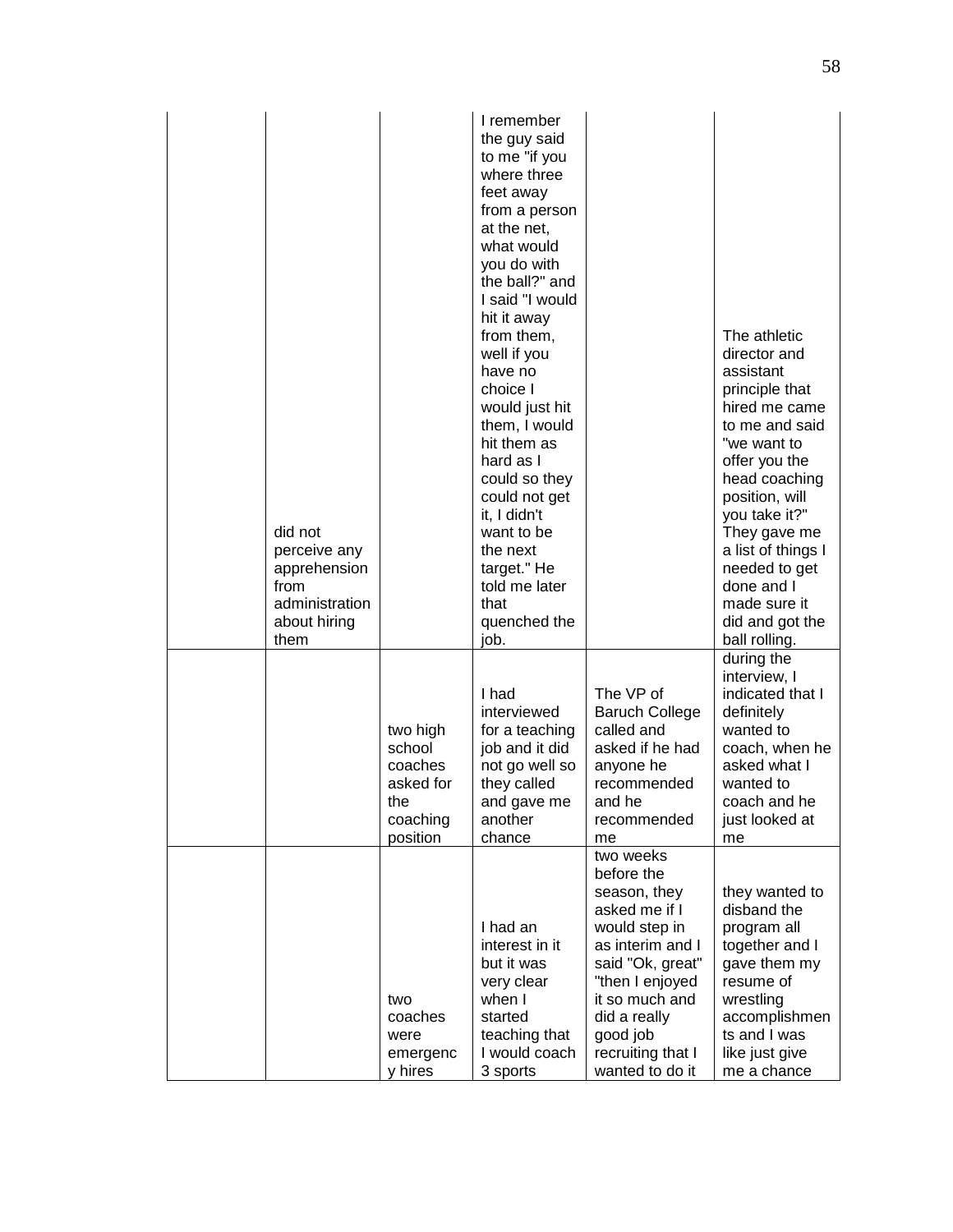|  |  |  |  |  |  |
|---|---|---|---|---|---|
|  | did not perceive any apprehension from administration about hiring them |  | I remember the guy said to me "if you where three feet away from a person at the net, what would you do with the ball?" and I said "I would hit it away from them, well if you have no choice I would just hit them, I would hit them as hard as I could so they could not get it, I didn't want to be the next target." He told me later that quenched the job. |  | The athletic director and assistant principle that hired me came to me and said "we want to offer you the head coaching position, will you take it?" They gave me a list of things I needed to get done and I made sure it did and got the ball rolling. |
|  |  | two high school coaches asked for the coaching position | I had interviewed for a teaching job and it did not go well so they called and gave me another chance | The VP of Baruch College called and asked if he had anyone he recommended and he recommended me | during the interview, I indicated that I definitely wanted to coach, when he asked what I wanted to coach and he just looked at me |
|  |  | two coaches were emergency hires | I had an interest in it but it was very clear when I started teaching that I would coach 3 sports | two weeks before the season, they asked me if I would step in as interim and I said "Ok, great" "then I enjoyed it so much and did a really good job recruiting that I wanted to do it | they wanted to disband the program all together and I gave them my resume of wrestling accomplishments and I was like just give me a chance |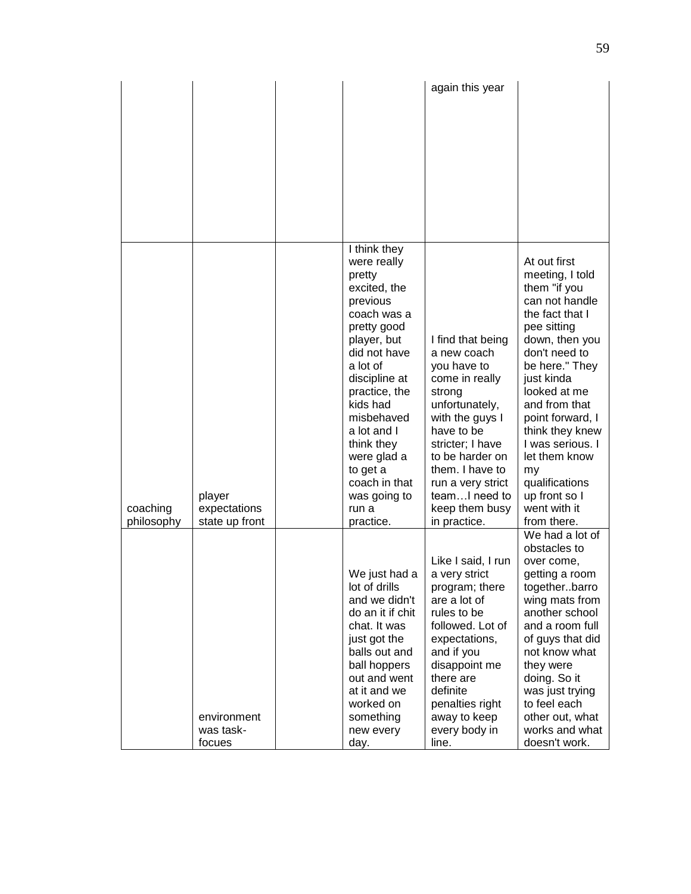|  |  |  |  | again this year |  |
|---|---|---|---|---|---|
| coaching philosophy | player expectations state up front |  | I think they were really pretty excited, the previous coach was a pretty good player, but did not have a lot of discipline at practice, the kids had misbehaved a lot and I think they were glad a to get a coach in that was going to run a practice. | I find that being a new coach you have to come in really strong unfortunately, with the guys I have to be stricter; I have to be harder on them. I have to run a very strict team…I need to keep them busy in practice. | At out first meeting, I told them "if you can not handle the fact that I pee sitting down, then you don't need to be here." They just kinda looked at me and from that point forward, I think they knew I was serious. I let them know my qualifications up front so I went with it from there. |
|  | environment was task-focues |  | We just had a lot of drills and we didn't do an it if chit chat. It was just got the balls out and ball hoppers out and went at it and we worked on something new every day. | Like I said, I run a very strict program; there are a lot of rules to be followed. Lot of expectations, and if you disappoint me there are definite penalties right away to keep every body in line. | We had a lot of obstacles to over come, getting a room together..barro wing mats from another school and a room full of guys that did not know what they were doing. So it was just trying to feel each other out, what works and what doesn't work. |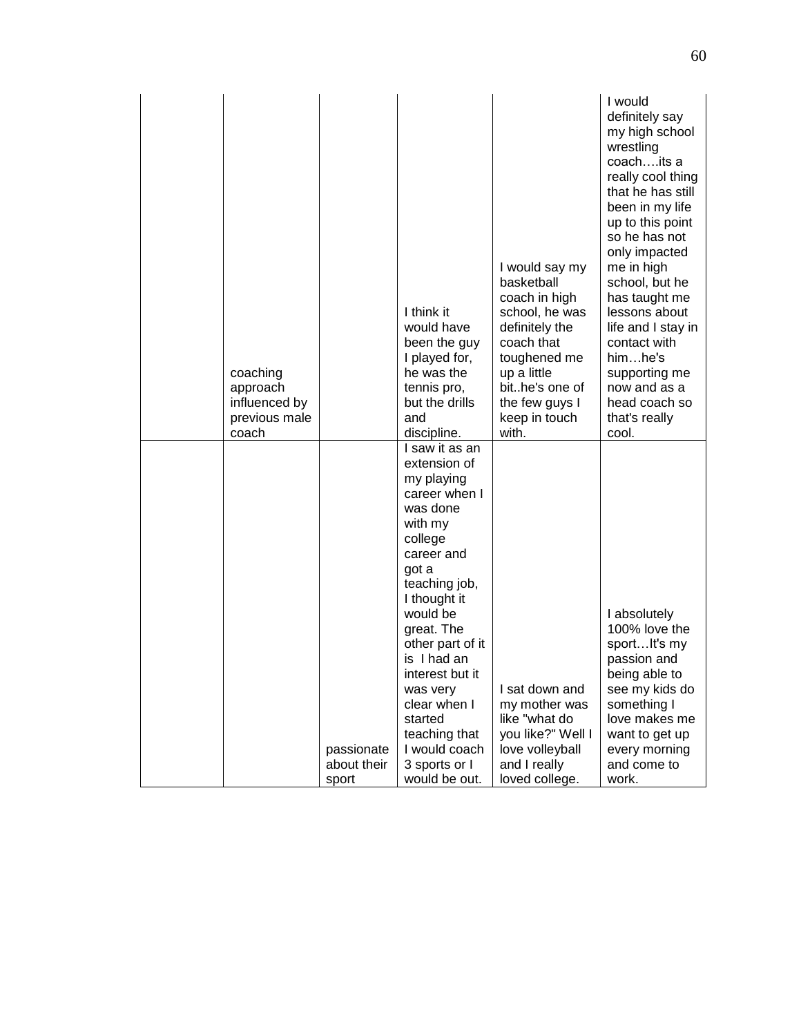| | | | | | |
|---|---|---|---|---|---|
| | coaching approach influenced by previous male coach | | I think it would have been the guy I played for, he was the tennis pro, but the drills and discipline. | I would say my basketball coach in high school, he was definitely the coach that toughened me up a little bit..he's one of the few guys I keep in touch with. | I would definitely say my high school wrestling coach….its a really cool thing that he has still been in my life up to this point so he has not only impacted me in high school, but he has taught me lessons about life and I stay in contact with him…he's supporting me now and as a head coach so that's really cool. |
| | | passionate about their sport | I saw it as an extension of my playing career when I was done with my college career and got a teaching job, I thought it would be great. The other part of it is I had an interest but it was very clear when I started teaching that I would coach 3 sports or I would be out. | I sat down and my mother was like "what do you like?" Well I love volleyball and I really loved college. | I absolutely 100% love the sport…It's my passion and being able to see my kids do something I love makes me want to get up every morning and come to work. |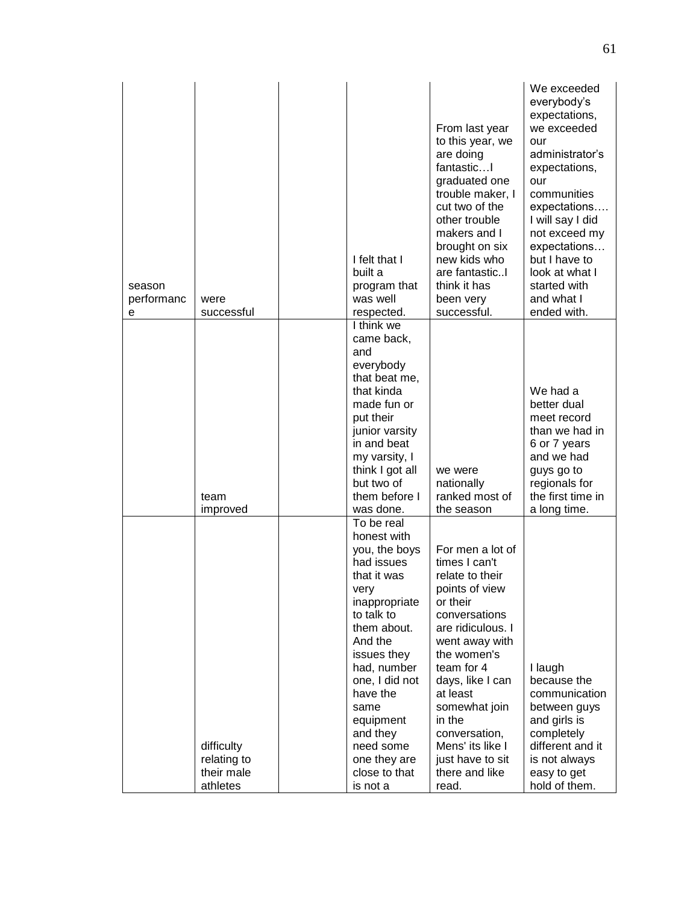| | | | | | |
|---|---|---|---|---|---|
| season performance | were successful | | I felt that I built a program that was well respected. | From last year to this year, we are doing fantastic…I graduated one trouble maker, I cut two of the other trouble makers and I brought on six new kids who are fantastic..I think it has been very successful. | We exceeded everybody's expectations, we exceeded our administrator's expectations, our communities expectations…. I will say I did not exceed my expectations… but I have to look at what I started with and what I ended with. |
| | team improved | | I think we came back, and everybody that beat me, that kinda made fun or put their junior varsity in and beat my varsity, I think I got all but two of them before I was done. | we were nationally ranked most of the season | We had a better dual meet record than we had in 6 or 7 years and we had guys go to regionals for the first time in a long time. |
| | difficulty relating to their male athletes | | To be real honest with you, the boys had issues that it was very inappropriate to talk to them about. And the issues they had, number one, I did not have the same equipment and they need some one they are close to that is not a | For men a lot of times I can't relate to their points of view or their conversations are ridiculous. I went away with the women's team for 4 days, like I can at least somewhat join in the conversation, Mens' its like I just have to sit there and like read. | I laugh because the communication between guys and girls is completely different and it is not always easy to get hold of them. |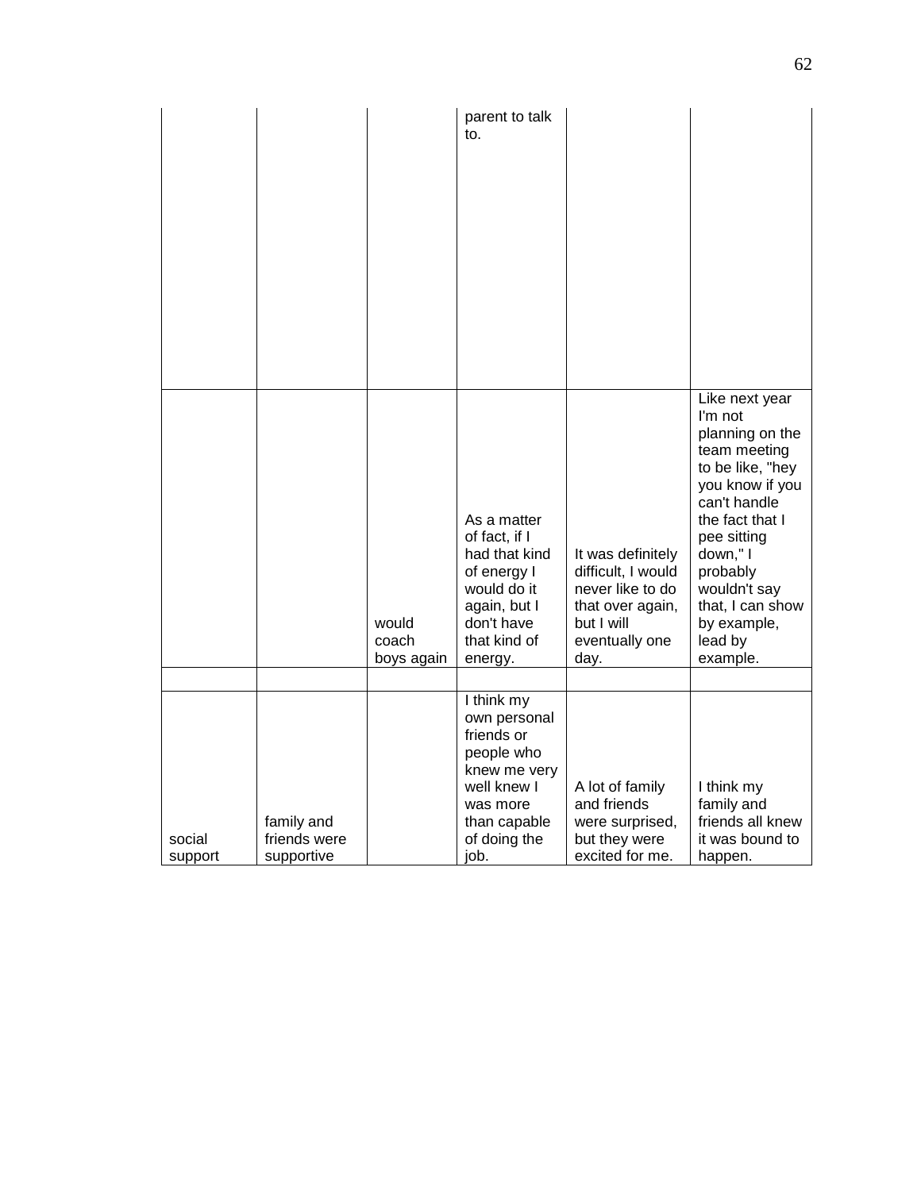| | | | | | |
|---|---|---|---|---|---|
| | | | parent to talk to. | | |
| | | would coach boys again | As a matter of fact, if I had that kind of energy I would do it again, but I don't have that kind of energy. | It was definitely difficult, I would never like to do that over again, but I will eventually one day. | Like next year I'm not planning on the team meeting to be like, "hey you know if you can't handle the fact that I pee sitting down," I probably wouldn't say that, I can show by example, lead by example. |
| | | | | | |
| social support | family and friends were supportive | | I think my own personal friends or people who knew me very well knew I was more than capable of doing the job. | A lot of family and friends were surprised, but they were excited for me. | I think my family and friends all knew it was bound to happen. |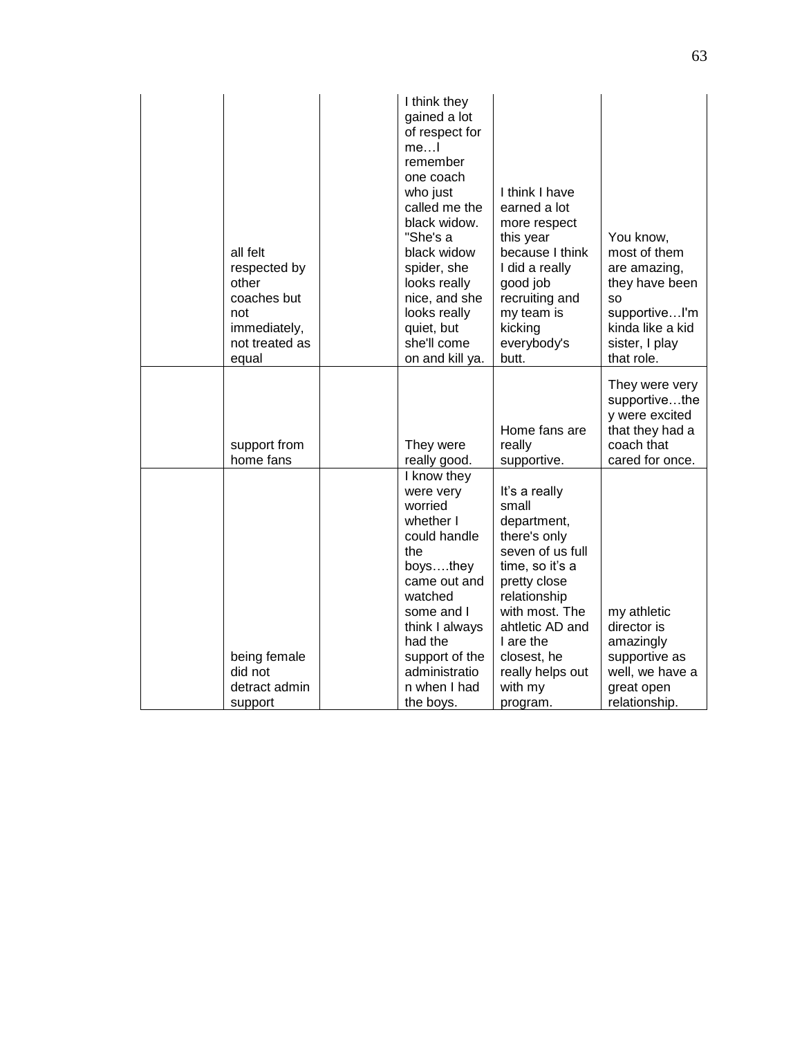| | | | | | |
|---|---|---|---|---|---|
| | all felt respected by other coaches but not immediately, not treated as equal | | I think they gained a lot of respect for me…I remember one coach who just called me the black widow. "She's a black widow spider, she looks really nice, and she looks really quiet, but she'll come on and kill ya. | I think I have earned a lot more respect this year because I think I did a really good job recruiting and my team is kicking everybody's butt. | You know, most of them are amazing, they have been so supportive…I'm kinda like a kid sister, I play that role. |
| | support from home fans | | They were really good. | Home fans are really supportive. | They were very supportive…they were excited that they had a coach that cared for once. |
| | being female did not detract admin support | | I know they were very worried whether I could handle the boys….they came out and watched some and I think I always had the support of the administration when I had the boys. | It's a really small department, there's only seven of us full time, so it's a pretty close relationship with most. The ahtletic AD and I are the closest, he really helps out with my program. | my athletic director is amazingly supportive as well, we have a great open relationship. |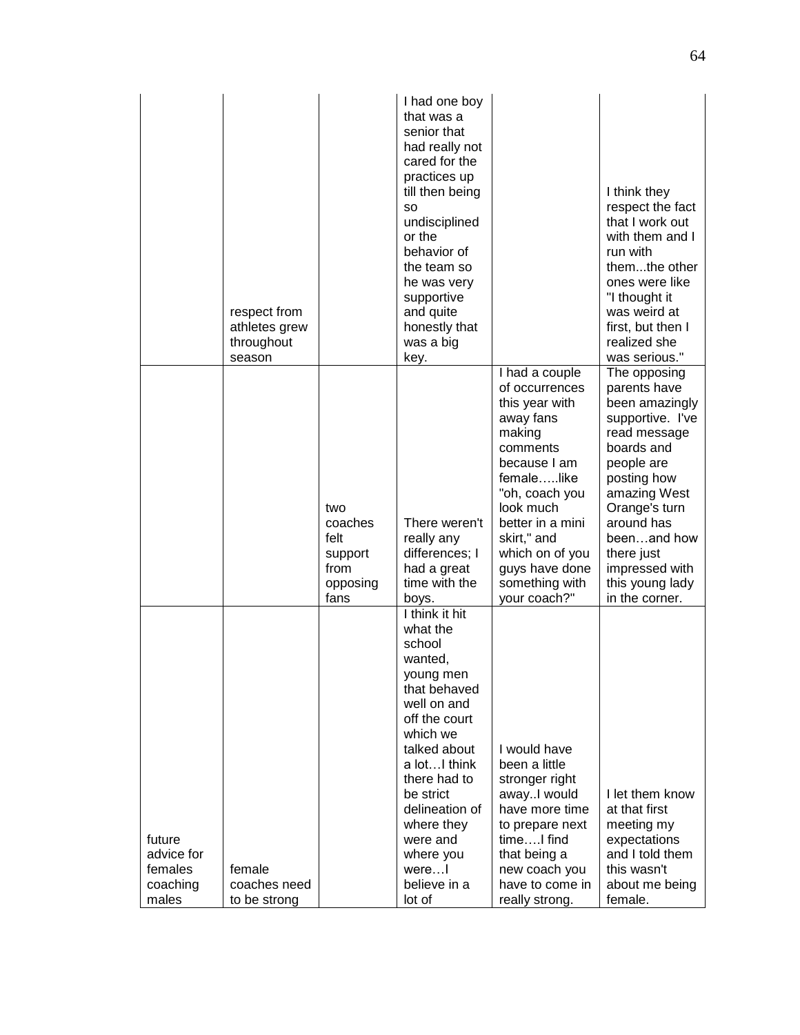| | | | | | |
|---|---|---|---|---|---|
| | respect from athletes grew throughout season | | I had one boy that was a senior that had really not cared for the practices up till then being so undisciplined or the behavior of the team so he was very supportive and quite honestly that was a big key. | | I think they respect the fact that I work out with them and I run with them...the other ones were like "I thought it was weird at first, but then I realized she was serious." |
| | | two coaches felt support from opposing fans | There weren't really any differences; I had a great time with the boys. | I had a couple of occurrences this year with away fans making comments because I am female…..like "oh, coach you look much better in a mini skirt," and which on of you guys have done something with your coach?" | The opposing parents have been amazingly supportive. I've read message boards and people are posting how amazing West Orange's turn around has been…and how there just impressed with this young lady in the corner. |
| future advice for females coaching males | female coaches need to be strong | | I think it hit what the school wanted, young men that behaved well on and off the court which we talked about a lot…I think there had to be strict delineation of where they were and where you were…I believe in a lot of | I would have been a little stronger right away..I would have more time to prepare next time….I find that being a new coach you have to come in really strong. | I let them know at that first meeting my expectations and I told them this wasn't about me being female. |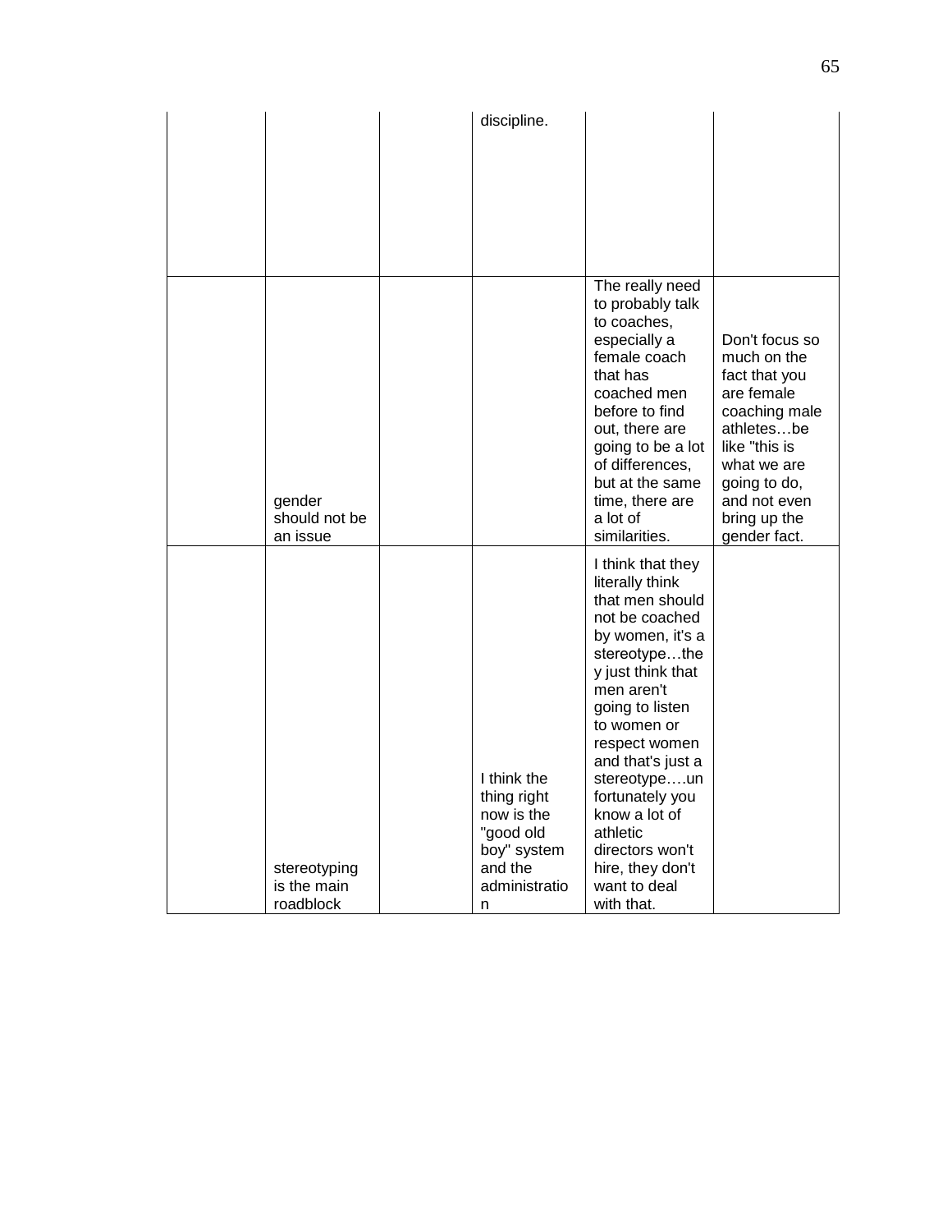| | | | | | |
|---|---|---|---|---|---|
| | | | discipline. | | |
| | gender should not be an issue | | | The really need to probably talk to coaches, especially a female coach that has coached men before to find out, there are going to be a lot of differences, but at the same time, there are a lot of similarities. | Don't focus so much on the fact that you are female coaching male athletes…be like "this is what we are going to do, and not even bring up the gender fact. |
| | stereotyping is the main roadblock | | I think the thing right now is the "good old boy" system and the administration | I think that they literally think that men should not be coached by women, it's a stereotype…they just think that men aren't going to listen to women or respect women and that's just a stereotype….unfortunately you know a lot of athletic directors won't hire, they don't want to deal with that. | |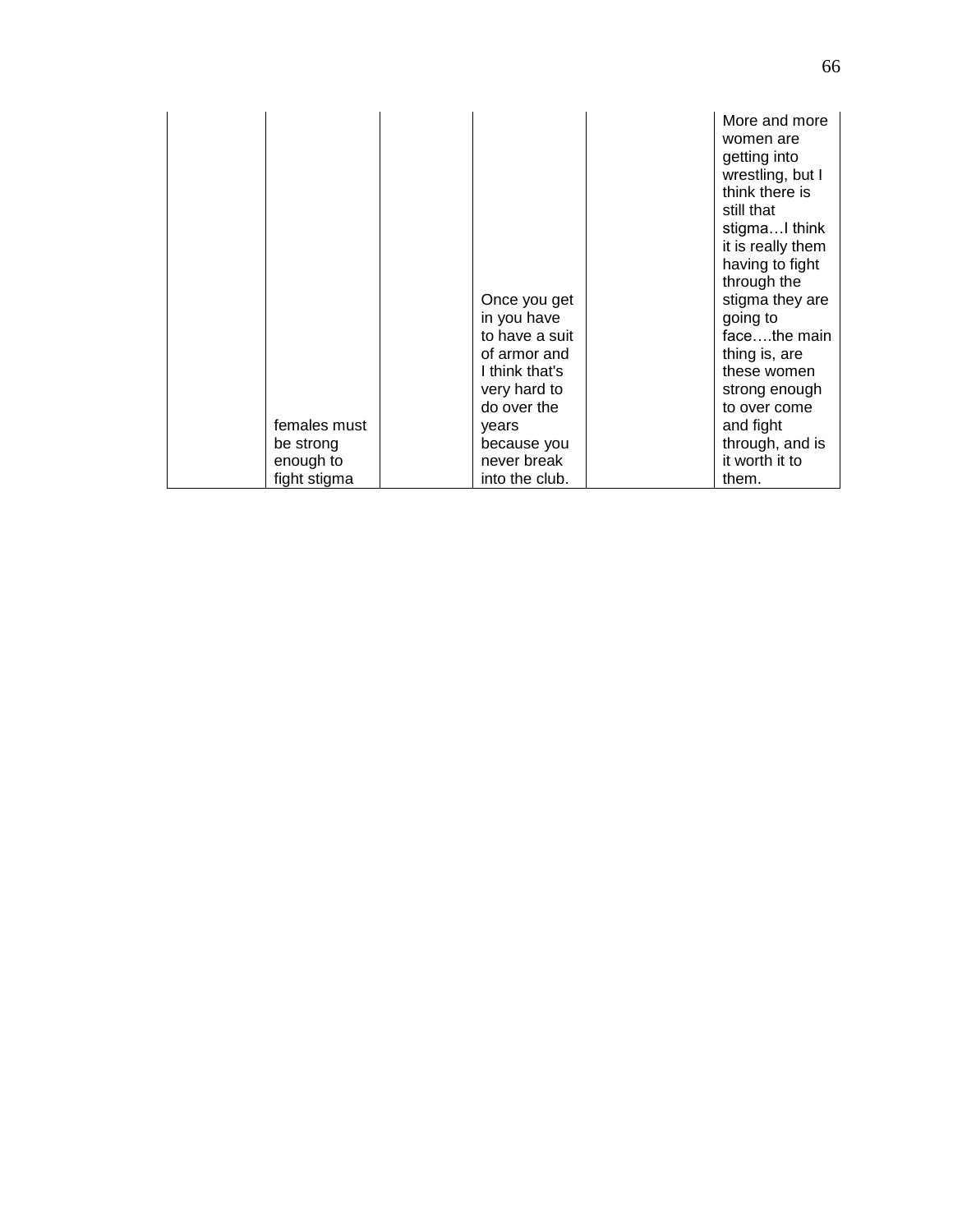| | | | | | |
|---|---|---|---|---|---|
| | females must be strong enough to fight stigma | | Once you get in you have to have a suit of armor and I think that's very hard to do over the years because you never break into the club. | | More and more women are getting into wrestling, but I think there is still that stigma…I think it is really them having to fight through the stigma they are going to face….the main thing is, are these women strong enough to over come and fight through, and is it worth it to them. |